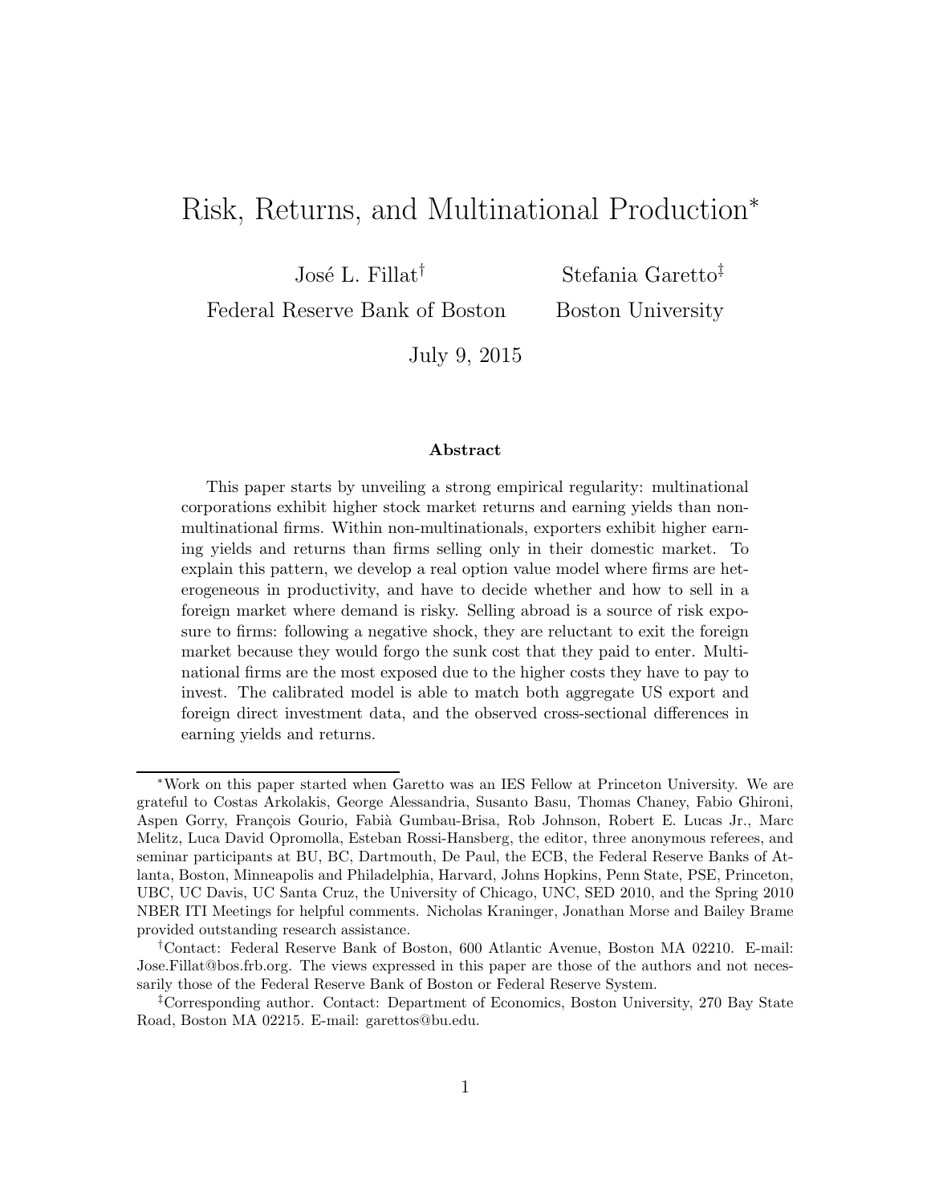# Risk, Returns, and Multinational Production*

José L. Fillat[†]
Federal Reserve Bank of Boston

Stefania Garetto[‡]
Boston University

July 9, 2015

### Abstract

This paper starts by unveiling a strong empirical regularity: multinational corporations exhibit higher stock market returns and earning yields than non-multinational firms. Within non-multinationals, exporters exhibit higher earning yields and returns than firms selling only in their domestic market. To explain this pattern, we develop a real option value model where firms are heterogeneous in productivity, and have to decide whether and how to sell in a foreign market where demand is risky. Selling abroad is a source of risk exposure to firms: following a negative shock, they are reluctant to exit the foreign market because they would forgo the sunk cost that they paid to enter. Multinational firms are the most exposed due to the higher costs they have to pay to invest. The calibrated model is able to match both aggregate US export and foreign direct investment data, and the observed cross-sectional differences in earning yields and returns.

---

*Work on this paper started when Garetto was an IES Fellow at Princeton University. We are grateful to Costas Arkolakis, George Alessandria, Susanto Basu, Thomas Chaney, Fabio Ghironi, Aspen Gorry, François Gourio, Fabià Gumbau-Brisa, Rob Johnson, Robert E. Lucas Jr., Marc Melitz, Luca David Opromolla, Esteban Rossi-Hansberg, the editor, three anonymous referees, and seminar participants at BU, BC, Dartmouth, De Paul, the ECB, the Federal Reserve Banks of Atlanta, Boston, Minneapolis and Philadelphia, Harvard, Johns Hopkins, Penn State, PSE, Princeton, UBC, UC Davis, UC Santa Cruz, the University of Chicago, UNC, SED 2010, and the Spring 2010 NBER ITI Meetings for helpful comments. Nicholas Kraninger, Jonathan Morse and Bailey Brame provided outstanding research assistance.

[†]Contact: Federal Reserve Bank of Boston, 600 Atlantic Avenue, Boston MA 02210. E-mail: Jose.Fillat@bos.frb.org. The views expressed in this paper are those of the authors and not necessarily those of the Federal Reserve Bank of Boston or Federal Reserve System.

[‡]Corresponding author. Contact: Department of Economics, Boston University, 270 Bay State Road, Boston MA 02215. E-mail: garettos@bu.edu.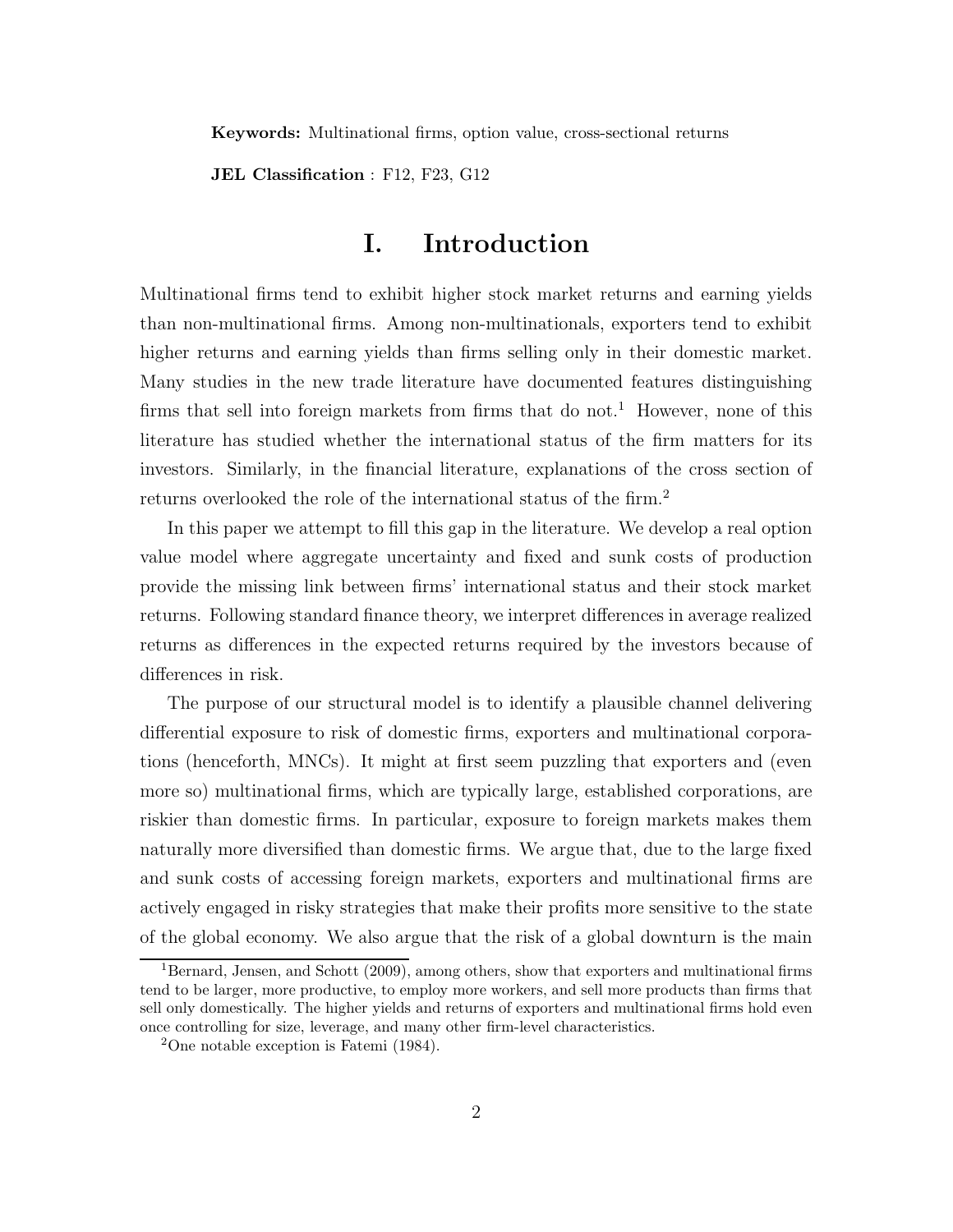**Keywords:** Multinational firms, option value, cross-sectional returns

**JEL Classification** : F12, F23, G12

# I. Introduction

Multinational firms tend to exhibit higher stock market returns and earning yields than non-multinational firms. Among non-multinationals, exporters tend to exhibit higher returns and earning yields than firms selling only in their domestic market. Many studies in the new trade literature have documented features distinguishing firms that sell into foreign markets from firms that do not.[1] However, none of this literature has studied whether the international status of the firm matters for its investors. Similarly, in the financial literature, explanations of the cross section of returns overlooked the role of the international status of the firm.[2]

In this paper we attempt to fill this gap in the literature. We develop a real option value model where aggregate uncertainty and fixed and sunk costs of production provide the missing link between firms' international status and their stock market returns. Following standard finance theory, we interpret differences in average realized returns as differences in the expected returns required by the investors because of differences in risk.

The purpose of our structural model is to identify a plausible channel delivering differential exposure to risk of domestic firms, exporters and multinational corporations (henceforth, MNCs). It might at first seem puzzling that exporters and (even more so) multinational firms, which are typically large, established corporations, are riskier than domestic firms. In particular, exposure to foreign markets makes them naturally more diversified than domestic firms. We argue that, due to the large fixed and sunk costs of accessing foreign markets, exporters and multinational firms are actively engaged in risky strategies that make their profits more sensitive to the state of the global economy. We also argue that the risk of a global downturn is the main

[1] Bernard, Jensen, and Schott (2009), among others, show that exporters and multinational firms tend to be larger, more productive, to employ more workers, and sell more products than firms that sell only domestically. The higher yields and returns of exporters and multinational firms hold even once controlling for size, leverage, and many other firm-level characteristics.

[2] One notable exception is Fatemi (1984).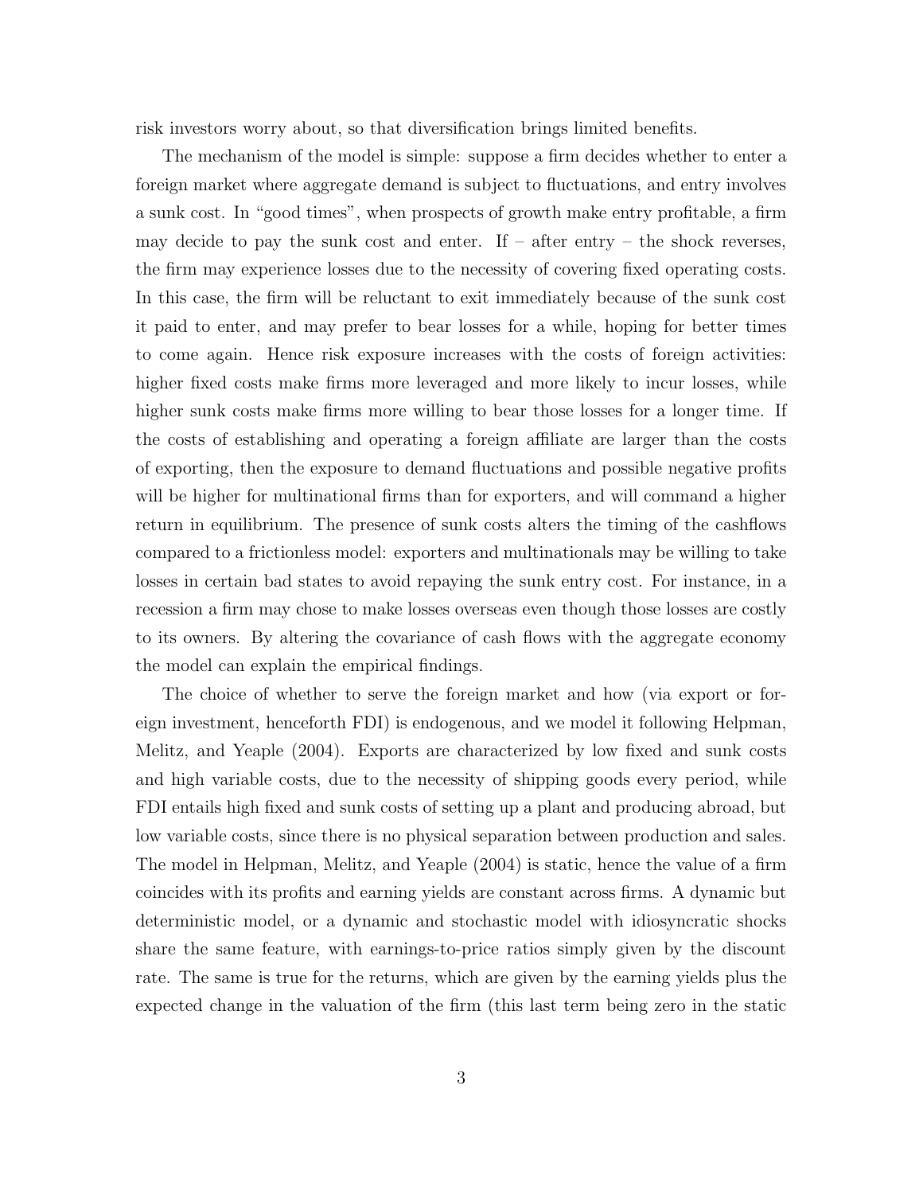risk investors worry about, so that diversification brings limited benefits.

The mechanism of the model is simple: suppose a firm decides whether to enter a foreign market where aggregate demand is subject to fluctuations, and entry involves a sunk cost. In "good times", when prospects of growth make entry profitable, a firm may decide to pay the sunk cost and enter. If – after entry – the shock reverses, the firm may experience losses due to the necessity of covering fixed operating costs. In this case, the firm will be reluctant to exit immediately because of the sunk cost it paid to enter, and may prefer to bear losses for a while, hoping for better times to come again. Hence risk exposure increases with the costs of foreign activities: higher fixed costs make firms more leveraged and more likely to incur losses, while higher sunk costs make firms more willing to bear those losses for a longer time. If the costs of establishing and operating a foreign affiliate are larger than the costs of exporting, then the exposure to demand fluctuations and possible negative profits will be higher for multinational firms than for exporters, and will command a higher return in equilibrium. The presence of sunk costs alters the timing of the cashflows compared to a frictionless model: exporters and multinationals may be willing to take losses in certain bad states to avoid repaying the sunk entry cost. For instance, in a recession a firm may chose to make losses overseas even though those losses are costly to its owners. By altering the covariance of cash flows with the aggregate economy the model can explain the empirical findings.

The choice of whether to serve the foreign market and how (via export or foreign investment, henceforth FDI) is endogenous, and we model it following Helpman, Melitz, and Yeaple (2004). Exports are characterized by low fixed and sunk costs and high variable costs, due to the necessity of shipping goods every period, while FDI entails high fixed and sunk costs of setting up a plant and producing abroad, but low variable costs, since there is no physical separation between production and sales. The model in Helpman, Melitz, and Yeaple (2004) is static, hence the value of a firm coincides with its profits and earning yields are constant across firms. A dynamic but deterministic model, or a dynamic and stochastic model with idiosyncratic shocks share the same feature, with earnings-to-price ratios simply given by the discount rate. The same is true for the returns, which are given by the earning yields plus the expected change in the valuation of the firm (this last term being zero in the static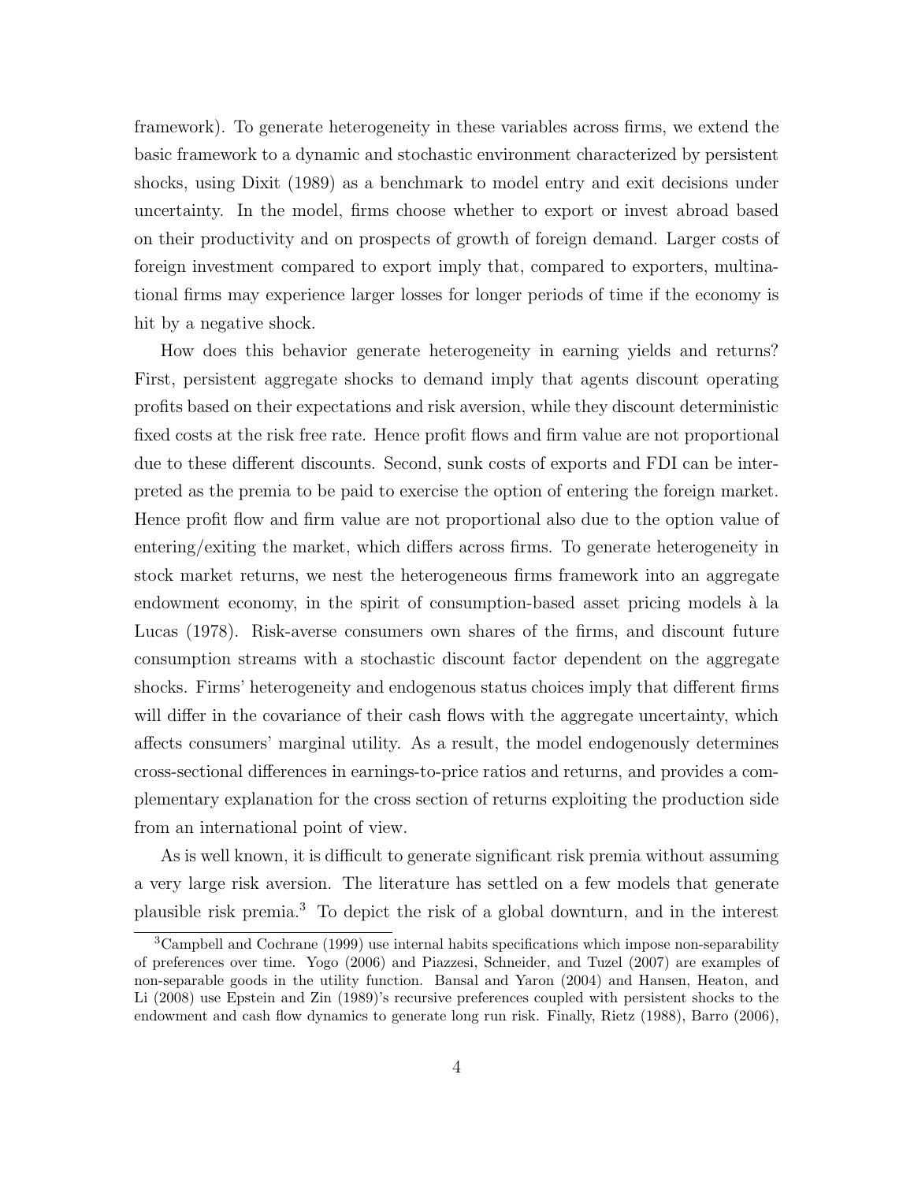framework). To generate heterogeneity in these variables across firms, we extend the basic framework to a dynamic and stochastic environment characterized by persistent shocks, using Dixit (1989) as a benchmark to model entry and exit decisions under uncertainty. In the model, firms choose whether to export or invest abroad based on their productivity and on prospects of growth of foreign demand. Larger costs of foreign investment compared to export imply that, compared to exporters, multinational firms may experience larger losses for longer periods of time if the economy is hit by a negative shock.

How does this behavior generate heterogeneity in earning yields and returns? First, persistent aggregate shocks to demand imply that agents discount operating profits based on their expectations and risk aversion, while they discount deterministic fixed costs at the risk free rate. Hence profit flows and firm value are not proportional due to these different discounts. Second, sunk costs of exports and FDI can be interpreted as the premia to be paid to exercise the option of entering the foreign market. Hence profit flow and firm value are not proportional also due to the option value of entering/exiting the market, which differs across firms. To generate heterogeneity in stock market returns, we nest the heterogeneous firms framework into an aggregate endowment economy, in the spirit of consumption-based asset pricing models à la Lucas (1978). Risk-averse consumers own shares of the firms, and discount future consumption streams with a stochastic discount factor dependent on the aggregate shocks. Firms' heterogeneity and endogenous status choices imply that different firms will differ in the covariance of their cash flows with the aggregate uncertainty, which affects consumers' marginal utility. As a result, the model endogenously determines cross-sectional differences in earnings-to-price ratios and returns, and provides a complementary explanation for the cross section of returns exploiting the production side from an international point of view.

As is well known, it is difficult to generate significant risk premia without assuming a very large risk aversion. The literature has settled on a few models that generate plausible risk premia.[3] To depict the risk of a global downturn, and in the interest

[3] Campbell and Cochrane (1999) use internal habits specifications which impose non-separability of preferences over time. Yogo (2006) and Piazzesi, Schneider, and Tuzel (2007) are examples of non-separable goods in the utility function. Bansal and Yaron (2004) and Hansen, Heaton, and Li (2008) use Epstein and Zin (1989)'s recursive preferences coupled with persistent shocks to the endowment and cash flow dynamics to generate long run risk. Finally, Rietz (1988), Barro (2006),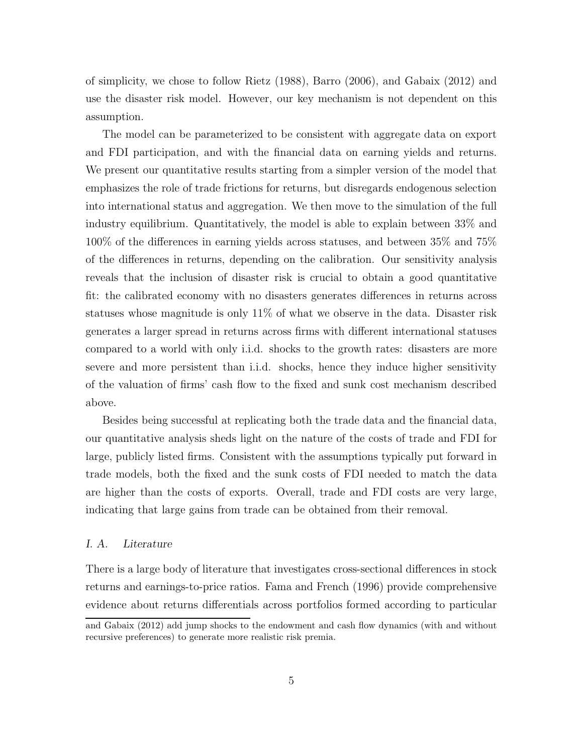of simplicity, we chose to follow Rietz (1988), Barro (2006), and Gabaix (2012) and use the disaster risk model. However, our key mechanism is not dependent on this assumption.

The model can be parameterized to be consistent with aggregate data on export and FDI participation, and with the financial data on earning yields and returns. We present our quantitative results starting from a simpler version of the model that emphasizes the role of trade frictions for returns, but disregards endogenous selection into international status and aggregation. We then move to the simulation of the full industry equilibrium. Quantitatively, the model is able to explain between 33% and 100% of the differences in earning yields across statuses, and between 35% and 75% of the differences in returns, depending on the calibration. Our sensitivity analysis reveals that the inclusion of disaster risk is crucial to obtain a good quantitative fit: the calibrated economy with no disasters generates differences in returns across statuses whose magnitude is only 11% of what we observe in the data. Disaster risk generates a larger spread in returns across firms with different international statuses compared to a world with only i.i.d. shocks to the growth rates: disasters are more severe and more persistent than i.i.d. shocks, hence they induce higher sensitivity of the valuation of firms' cash flow to the fixed and sunk cost mechanism described above.

Besides being successful at replicating both the trade data and the financial data, our quantitative analysis sheds light on the nature of the costs of trade and FDI for large, publicly listed firms. Consistent with the assumptions typically put forward in trade models, both the fixed and the sunk costs of FDI needed to match the data are higher than the costs of exports. Overall, trade and FDI costs are very large, indicating that large gains from trade can be obtained from their removal.

### *I. A. Literature*

There is a large body of literature that investigates cross-sectional differences in stock returns and earnings-to-price ratios. Fama and French (1996) provide comprehensive evidence about returns differentials across portfolios formed according to particular

and Gabaix (2012) add jump shocks to the endowment and cash flow dynamics (with and without recursive preferences) to generate more realistic risk premia.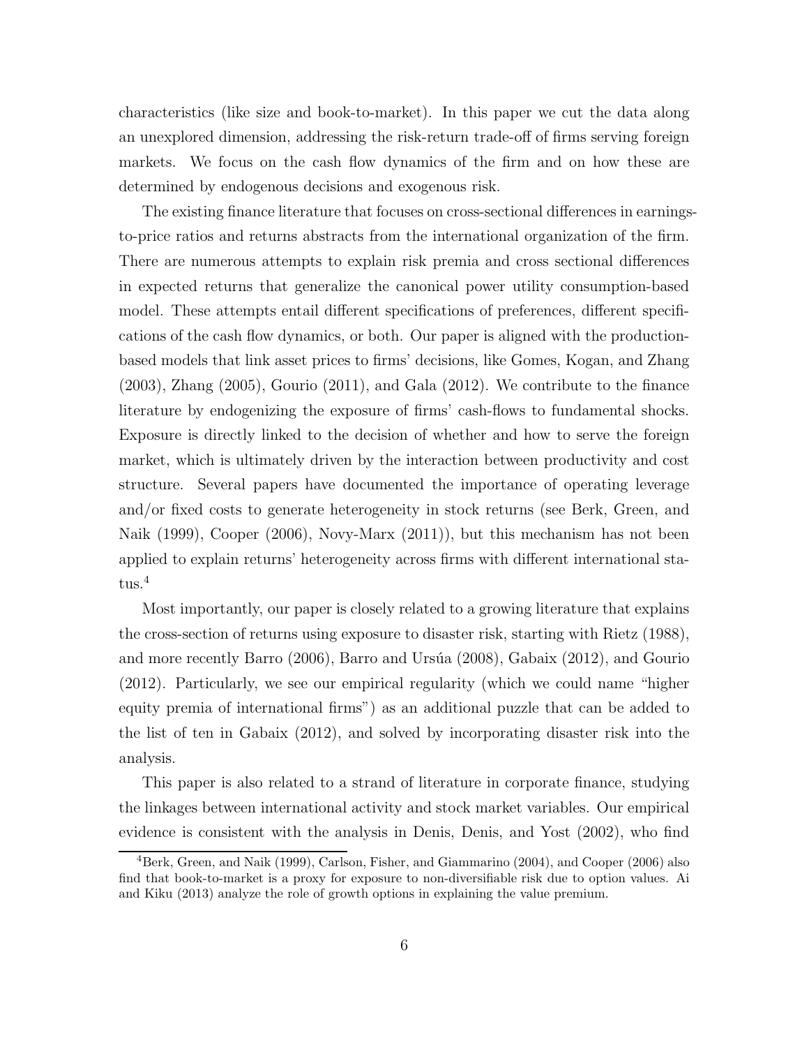characteristics (like size and book-to-market). In this paper we cut the data along an unexplored dimension, addressing the risk-return trade-off of firms serving foreign markets. We focus on the cash flow dynamics of the firm and on how these are determined by endogenous decisions and exogenous risk.

The existing finance literature that focuses on cross-sectional differences in earnings-to-price ratios and returns abstracts from the international organization of the firm. There are numerous attempts to explain risk premia and cross sectional differences in expected returns that generalize the canonical power utility consumption-based model. These attempts entail different specifications of preferences, different specifications of the cash flow dynamics, or both. Our paper is aligned with the production-based models that link asset prices to firms' decisions, like Gomes, Kogan, and Zhang (2003), Zhang (2005), Gourio (2011), and Gala (2012). We contribute to the finance literature by endogenizing the exposure of firms' cash-flows to fundamental shocks. Exposure is directly linked to the decision of whether and how to serve the foreign market, which is ultimately driven by the interaction between productivity and cost structure. Several papers have documented the importance of operating leverage and/or fixed costs to generate heterogeneity in stock returns (see Berk, Green, and Naik (1999), Cooper (2006), Novy-Marx (2011)), but this mechanism has not been applied to explain returns' heterogeneity across firms with different international status.[4]

Most importantly, our paper is closely related to a growing literature that explains the cross-section of returns using exposure to disaster risk, starting with Rietz (1988), and more recently Barro (2006), Barro and Ursúa (2008), Gabaix (2012), and Gourio (2012). Particularly, we see our empirical regularity (which we could name "higher equity premia of international firms") as an additional puzzle that can be added to the list of ten in Gabaix (2012), and solved by incorporating disaster risk into the analysis.

This paper is also related to a strand of literature in corporate finance, studying the linkages between international activity and stock market variables. Our empirical evidence is consistent with the analysis in Denis, Denis, and Yost (2002), who find

[4] Berk, Green, and Naik (1999), Carlson, Fisher, and Giammarino (2004), and Cooper (2006) also find that book-to-market is a proxy for exposure to non-diversifiable risk due to option values. Ai and Kiku (2013) analyze the role of growth options in explaining the value premium.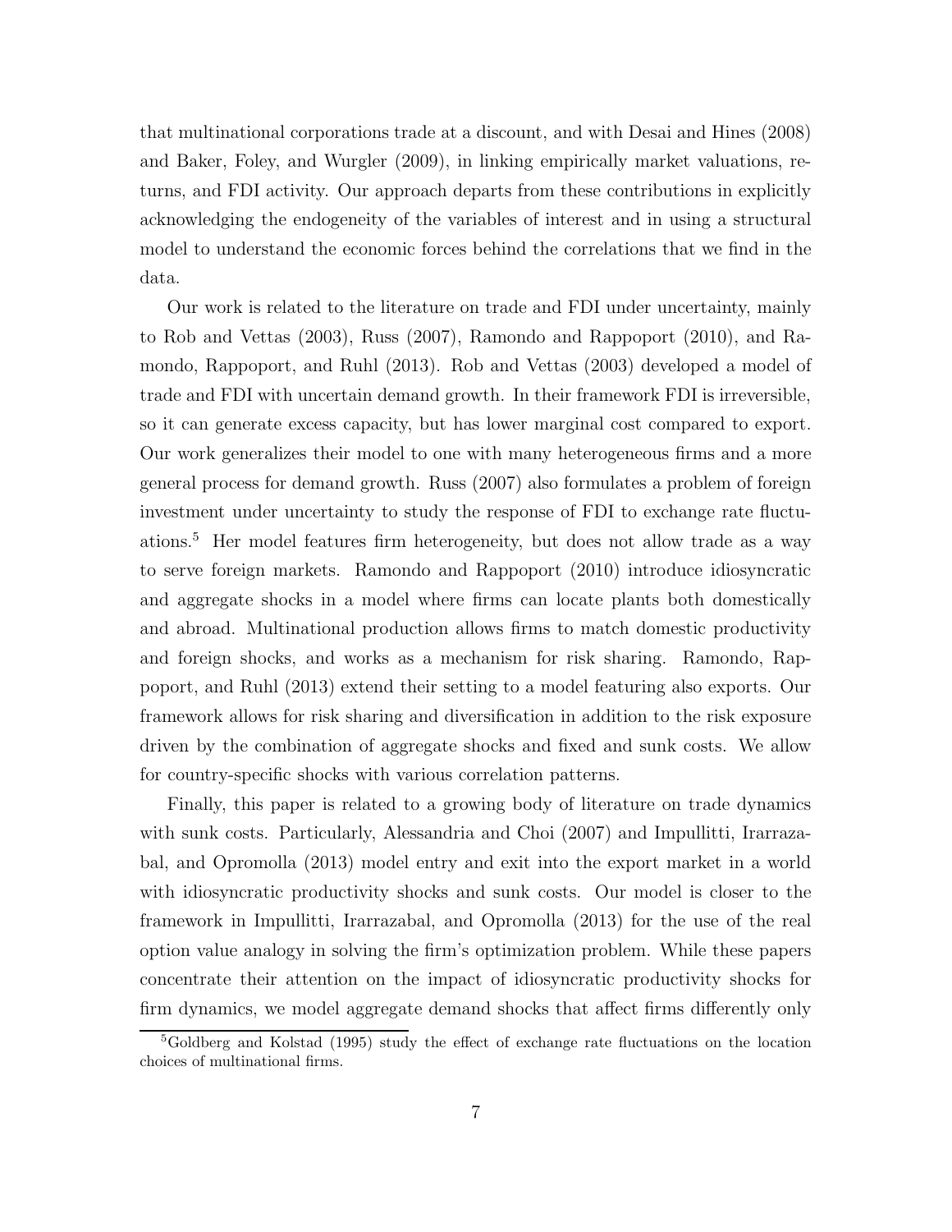that multinational corporations trade at a discount, and with Desai and Hines (2008) and Baker, Foley, and Wurgler (2009), in linking empirically market valuations, returns, and FDI activity. Our approach departs from these contributions in explicitly acknowledging the endogeneity of the variables of interest and in using a structural model to understand the economic forces behind the correlations that we find in the data.

Our work is related to the literature on trade and FDI under uncertainty, mainly to Rob and Vettas (2003), Russ (2007), Ramondo and Rappoport (2010), and Ramondo, Rappoport, and Ruhl (2013). Rob and Vettas (2003) developed a model of trade and FDI with uncertain demand growth. In their framework FDI is irreversible, so it can generate excess capacity, but has lower marginal cost compared to export. Our work generalizes their model to one with many heterogeneous firms and a more general process for demand growth. Russ (2007) also formulates a problem of foreign investment under uncertainty to study the response of FDI to exchange rate fluctuations.[5] Her model features firm heterogeneity, but does not allow trade as a way to serve foreign markets. Ramondo and Rappoport (2010) introduce idiosyncratic and aggregate shocks in a model where firms can locate plants both domestically and abroad. Multinational production allows firms to match domestic productivity and foreign shocks, and works as a mechanism for risk sharing. Ramondo, Rappoport, and Ruhl (2013) extend their setting to a model featuring also exports. Our framework allows for risk sharing and diversification in addition to the risk exposure driven by the combination of aggregate shocks and fixed and sunk costs. We allow for country-specific shocks with various correlation patterns.

Finally, this paper is related to a growing body of literature on trade dynamics with sunk costs. Particularly, Alessandria and Choi (2007) and Impullitti, Irarrazabal, and Opromolla (2013) model entry and exit into the export market in a world with idiosyncratic productivity shocks and sunk costs. Our model is closer to the framework in Impullitti, Irarrazabal, and Opromolla (2013) for the use of the real option value analogy in solving the firm's optimization problem. While these papers concentrate their attention on the impact of idiosyncratic productivity shocks for firm dynamics, we model aggregate demand shocks that affect firms differently only

[5] Goldberg and Kolstad (1995) study the effect of exchange rate fluctuations on the location choices of multinational firms.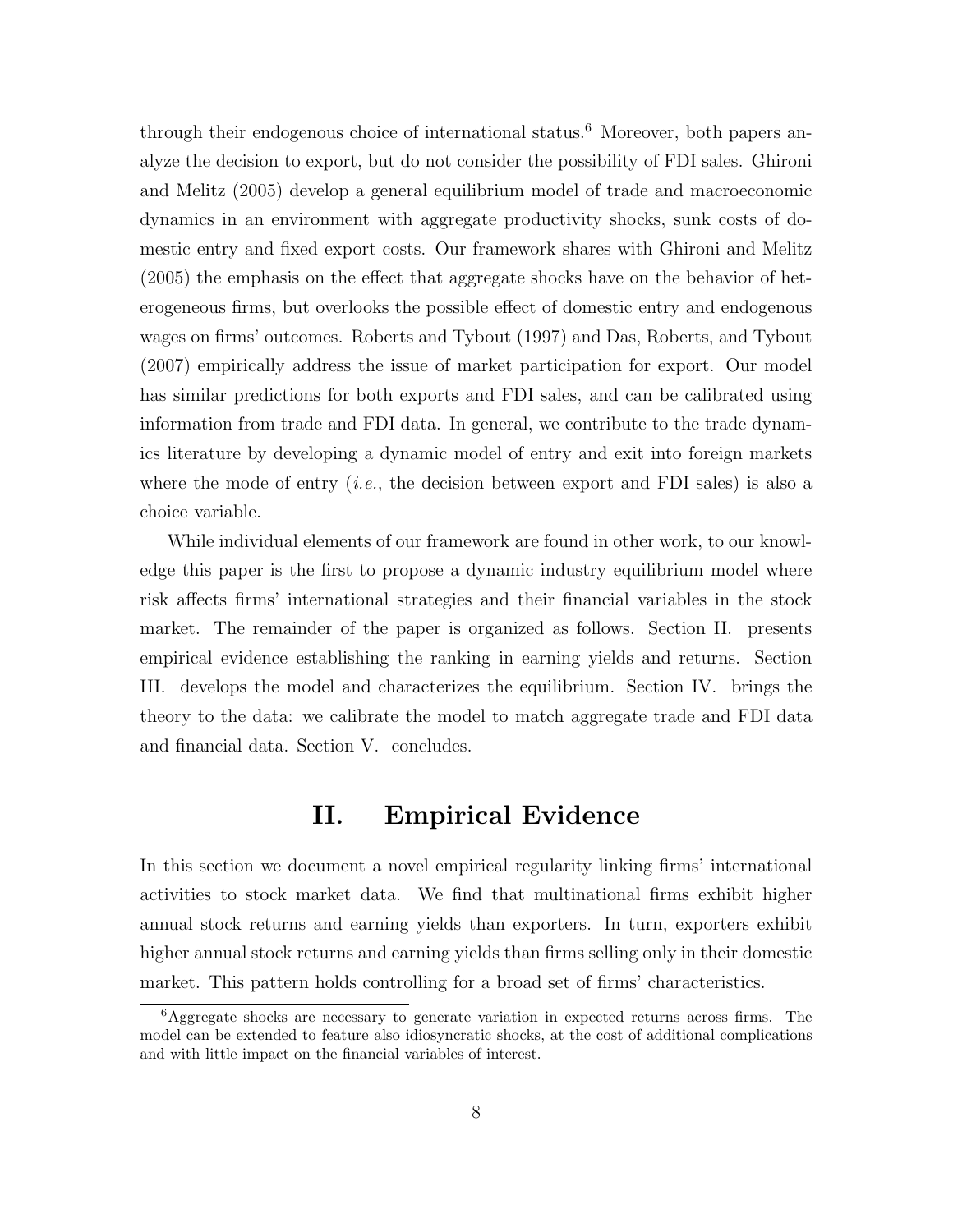through their endogenous choice of international status.[6] Moreover, both papers analyze the decision to export, but do not consider the possibility of FDI sales. Ghironi and Melitz (2005) develop a general equilibrium model of trade and macroeconomic dynamics in an environment with aggregate productivity shocks, sunk costs of domestic entry and fixed export costs. Our framework shares with Ghironi and Melitz (2005) the emphasis on the effect that aggregate shocks have on the behavior of heterogeneous firms, but overlooks the possible effect of domestic entry and endogenous wages on firms' outcomes. Roberts and Tybout (1997) and Das, Roberts, and Tybout (2007) empirically address the issue of market participation for export. Our model has similar predictions for both exports and FDI sales, and can be calibrated using information from trade and FDI data. In general, we contribute to the trade dynamics literature by developing a dynamic model of entry and exit into foreign markets where the mode of entry (*i.e.*, the decision between export and FDI sales) is also a choice variable.

While individual elements of our framework are found in other work, to our knowledge this paper is the first to propose a dynamic industry equilibrium model where risk affects firms' international strategies and their financial variables in the stock market. The remainder of the paper is organized as follows. Section II. presents empirical evidence establishing the ranking in earning yields and returns. Section III. develops the model and characterizes the equilibrium. Section IV. brings the theory to the data: we calibrate the model to match aggregate trade and FDI data and financial data. Section V. concludes.

# II. Empirical Evidence

In this section we document a novel empirical regularity linking firms' international activities to stock market data. We find that multinational firms exhibit higher annual stock returns and earning yields than exporters. In turn, exporters exhibit higher annual stock returns and earning yields than firms selling only in their domestic market. This pattern holds controlling for a broad set of firms' characteristics.

[6] Aggregate shocks are necessary to generate variation in expected returns across firms. The model can be extended to feature also idiosyncratic shocks, at the cost of additional complications and with little impact on the financial variables of interest.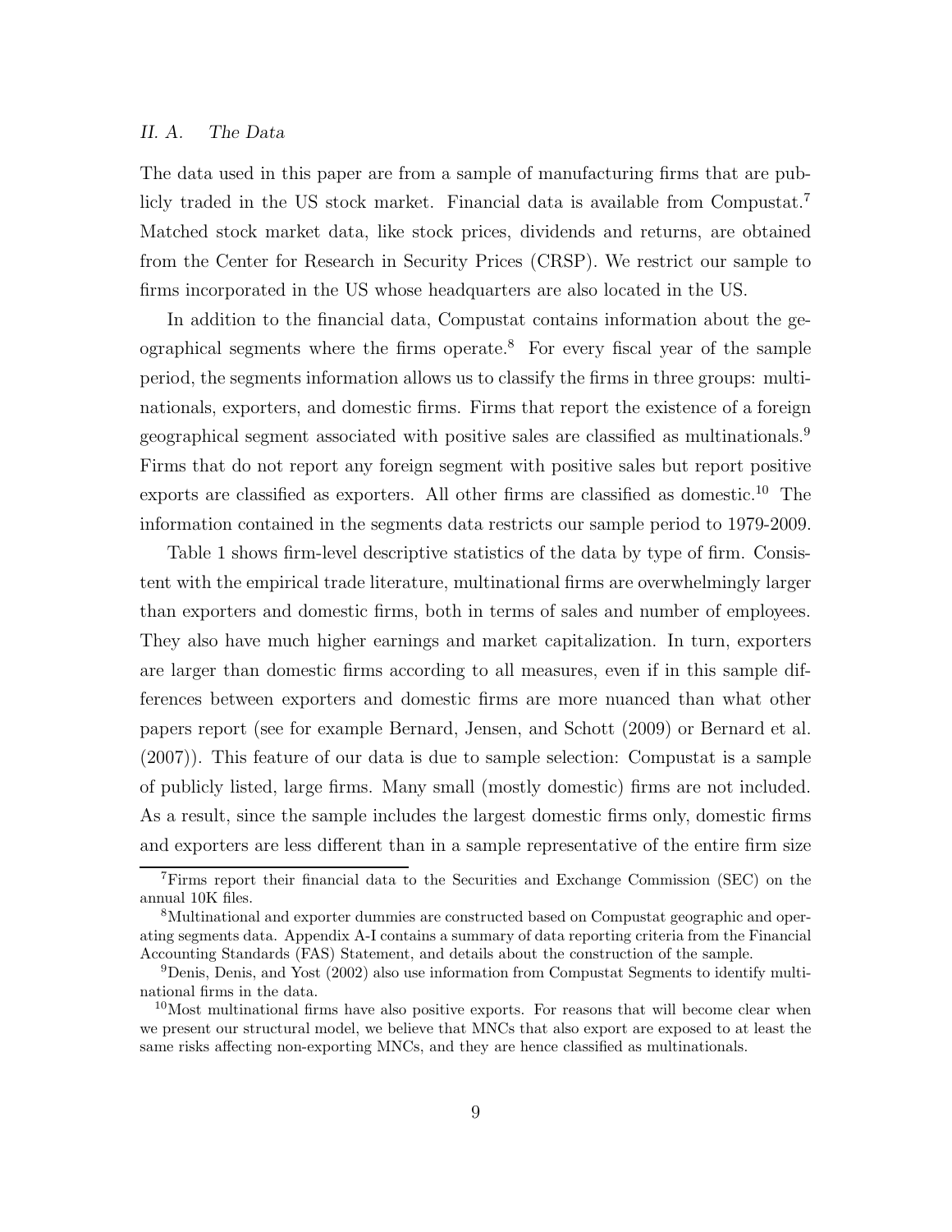### II. A. *The Data*

The data used in this paper are from a sample of manufacturing firms that are publicly traded in the US stock market. Financial data is available from Compustat.[7] Matched stock market data, like stock prices, dividends and returns, are obtained from the Center for Research in Security Prices (CRSP). We restrict our sample to firms incorporated in the US whose headquarters are also located in the US.

In addition to the financial data, Compustat contains information about the geographical segments where the firms operate.[8] For every fiscal year of the sample period, the segments information allows us to classify the firms in three groups: multinationals, exporters, and domestic firms. Firms that report the existence of a foreign geographical segment associated with positive sales are classified as multinationals.[9] Firms that do not report any foreign segment with positive sales but report positive exports are classified as exporters. All other firms are classified as domestic.[10] The information contained in the segments data restricts our sample period to 1979-2009.

Table 1 shows firm-level descriptive statistics of the data by type of firm. Consistent with the empirical trade literature, multinational firms are overwhelmingly larger than exporters and domestic firms, both in terms of sales and number of employees. They also have much higher earnings and market capitalization. In turn, exporters are larger than domestic firms according to all measures, even if in this sample differences between exporters and domestic firms are more nuanced than what other papers report (see for example Bernard, Jensen, and Schott (2009) or Bernard et al. (2007)). This feature of our data is due to sample selection: Compustat is a sample of publicly listed, large firms. Many small (mostly domestic) firms are not included. As a result, since the sample includes the largest domestic firms only, domestic firms and exporters are less different than in a sample representative of the entire firm size

[7] Firms report their financial data to the Securities and Exchange Commission (SEC) on the annual 10K files.

[8] Multinational and exporter dummies are constructed based on Compustat geographic and operating segments data. Appendix A-I contains a summary of data reporting criteria from the Financial Accounting Standards (FAS) Statement, and details about the construction of the sample.

[9] Denis, Denis, and Yost (2002) also use information from Compustat Segments to identify multinational firms in the data.

[10] Most multinational firms have also positive exports. For reasons that will become clear when we present our structural model, we believe that MNCs that also export are exposed to at least the same risks affecting non-exporting MNCs, and they are hence classified as multinationals.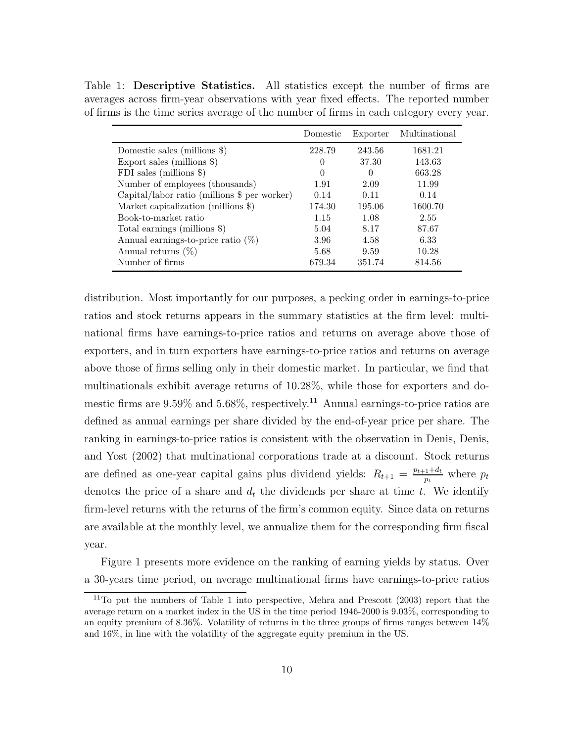Table 1: **Descriptive Statistics.** All statistics except the number of firms are averages across firm-year observations with year fixed effects. The reported number of firms is the time series average of the number of firms in each category every year.

| | Domestic | Exporter | Multinational |
|---|---|---|---|
| Domestic sales (millions $) | 228.79 | 243.56 | 1681.21 |
| Export sales (millions $) | 0 | 37.30 | 143.63 |
| FDI sales (millions $) | 0 | 0 | 663.28 |
| Number of employees (thousands) | 1.91 | 2.09 | 11.99 |
| Capital/labor ratio (millions $ per worker) | 0.14 | 0.11 | 0.14 |
| Market capitalization (millions $) | 174.30 | 195.06 | 1600.70 |
| Book-to-market ratio | 1.15 | 1.08 | 2.55 |
| Total earnings (millions $) | 5.04 | 8.17 | 87.67 |
| Annual earnings-to-price ratio (%) | 3.96 | 4.58 | 6.33 |
| Annual returns (%) | 5.68 | 9.59 | 10.28 |
| Number of firms | 679.34 | 351.74 | 814.56 |

distribution. Most importantly for our purposes, a pecking order in earnings-to-price ratios and stock returns appears in the summary statistics at the firm level: multinational firms have earnings-to-price ratios and returns on average above those of exporters, and in turn exporters have earnings-to-price ratios and returns on average above those of firms selling only in their domestic market. In particular, we find that multinationals exhibit average returns of 10.28%, while those for exporters and domestic firms are 9.59% and 5.68%, respectively.[11] Annual earnings-to-price ratios are defined as annual earnings per share divided by the end-of-year price per share. The ranking in earnings-to-price ratios is consistent with the observation in Denis, Denis, and Yost (2002) that multinational corporations trade at a discount. Stock returns are defined as one-year capital gains plus dividend yields: $R_{t+1} = \frac{p_{t+1}+d_t}{p_t}$ where $p_t$ denotes the price of a share and $d_t$ the dividends per share at time $t$. We identify firm-level returns with the returns of the firm's common equity. Since data on returns are available at the monthly level, we annualize them for the corresponding firm fiscal year.

Figure 1 presents more evidence on the ranking of earning yields by status. Over a 30-years time period, on average multinational firms have earnings-to-price ratios

[11] To put the numbers of Table 1 into perspective, Mehra and Prescott (2003) report that the average return on a market index in the US in the time period 1946-2000 is 9.03%, corresponding to an equity premium of 8.36%. Volatility of returns in the three groups of firms ranges between 14% and 16%, in line with the volatility of the aggregate equity premium in the US.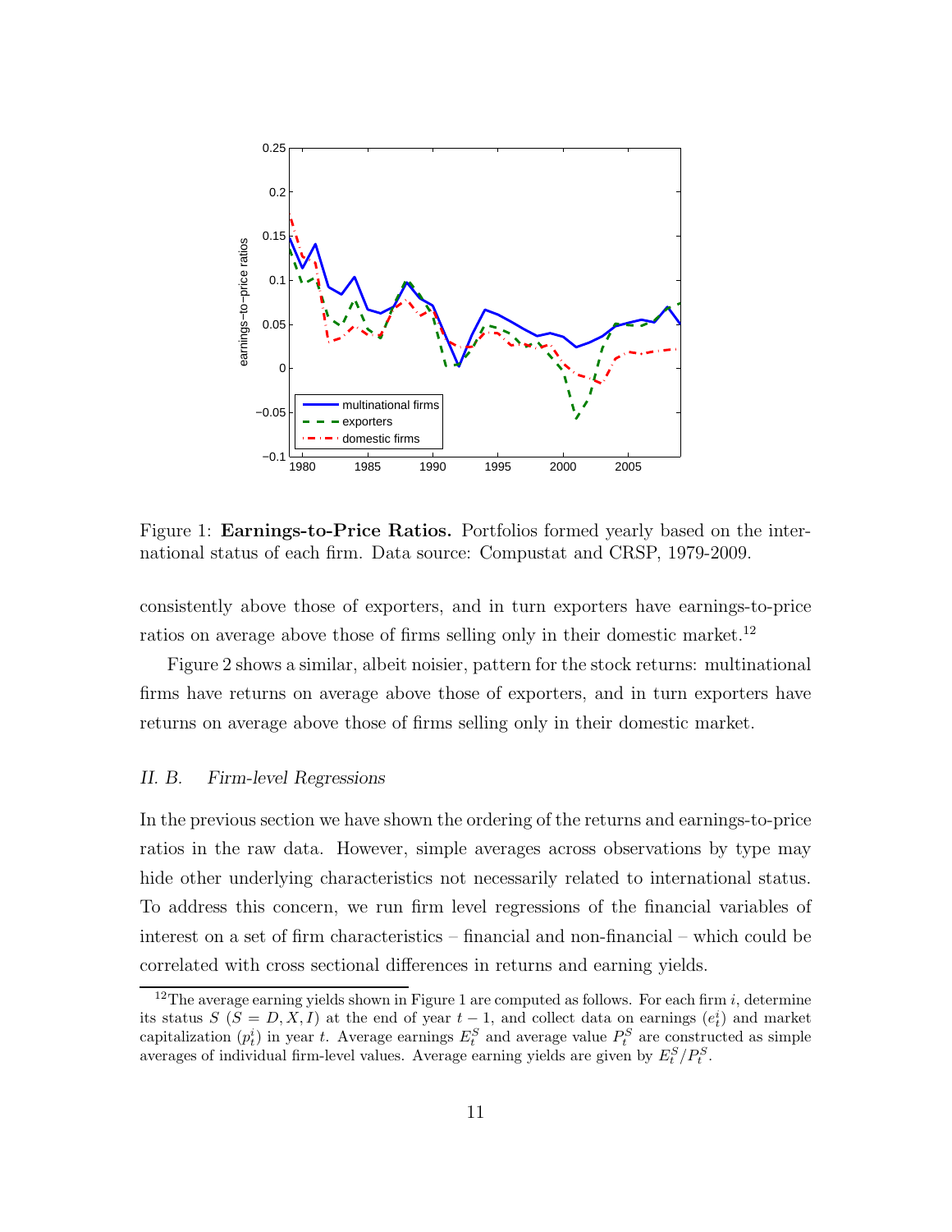Figure 1: **Earnings-to-Price Ratios.** Portfolios formed yearly based on the international status of each firm. Data source: Compustat and CRSP, 1979-2009.

consistently above those of exporters, and in turn exporters have earnings-to-price ratios on average above those of firms selling only in their domestic market.[12]

Figure 2 shows a similar, albeit noisier, pattern for the stock returns: multinational firms have returns on average above those of exporters, and in turn exporters have returns on average above those of firms selling only in their domestic market.

### *II. B. Firm-level Regressions*

In the previous section we have shown the ordering of the returns and earnings-to-price ratios in the raw data. However, simple averages across observations by type may hide other underlying characteristics not necessarily related to international status. To address this concern, we run firm level regressions of the financial variables of interest on a set of firm characteristics – financial and non-financial – which could be correlated with cross sectional differences in returns and earning yields.

[12] The average earning yields shown in Figure 1 are computed as follows. For each firm $i$, determine its status $S$ ($S = D, X, I$) at the end of year $t-1$, and collect data on earnings ($e_t^i$) and market capitalization ($p_t^i$) in year $t$. Average earnings $E_t^S$ and average value $P_t^S$ are constructed as simple averages of individual firm-level values. Average earning yields are given by $E_t^S/P_t^S$.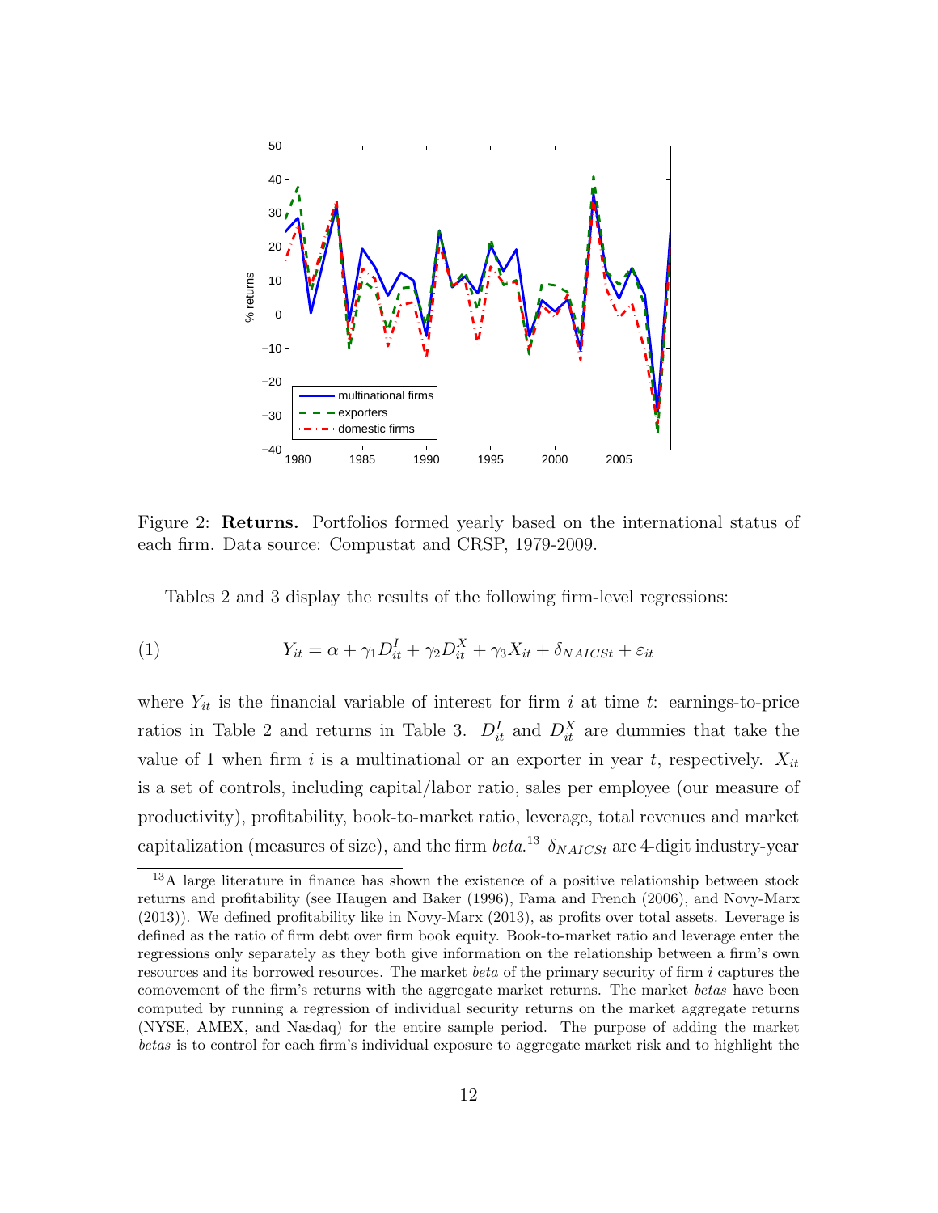Figure 2: **Returns.** Portfolios formed yearly based on the international status of each firm. Data source: Compustat and CRSP, 1979-2009.

Tables 2 and 3 display the results of the following firm-level regressions:

$$Y_{it} = \alpha + \gamma_1 D^I_{it} + \gamma_2 D^X_{it} + \gamma_3 X_{it} + \delta_{NAICSt} + \varepsilon_{it} \tag{1}$$

where $Y_{it}$ is the financial variable of interest for firm $i$ at time $t$: earnings-to-price ratios in Table 2 and returns in Table 3. $D^I_{it}$ and $D^X_{it}$ are dummies that take the value of 1 when firm $i$ is a multinational or an exporter in year $t$, respectively. $X_{it}$ is a set of controls, including capital/labor ratio, sales per employee (our measure of productivity), profitability, book-to-market ratio, leverage, total revenues and market capitalization (measures of size), and the firm *beta*.[13] $\delta_{NAICSt}$ are 4-digit industry-year

[13] A large literature in finance has shown the existence of a positive relationship between stock returns and profitability (see Haugen and Baker (1996), Fama and French (2006), and Novy-Marx (2013)). We defined profitability like in Novy-Marx (2013), as profits over total assets. Leverage is defined as the ratio of firm debt over firm book equity. Book-to-market ratio and leverage enter the regressions only separately as they both give information on the relationship between a firm's own resources and its borrowed resources. The market *beta* of the primary security of firm $i$ captures the comovement of the firm's returns with the aggregate market returns. The market *betas* have been computed by running a regression of individual security returns on the market aggregate returns (NYSE, AMEX, and Nasdaq) for the entire sample period. The purpose of adding the market *betas* is to control for each firm's individual exposure to aggregate market risk and to highlight the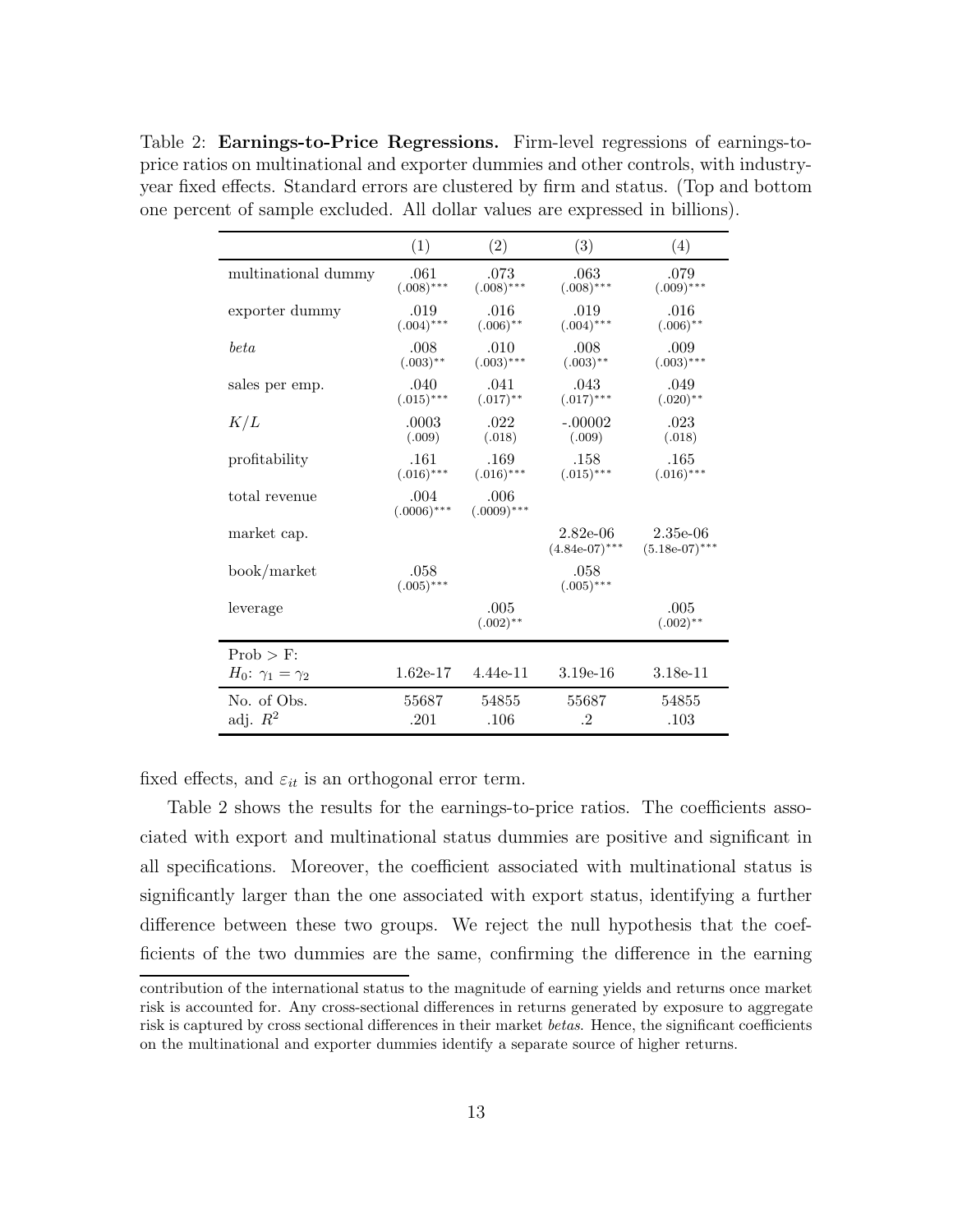Table 2: **Earnings-to-Price Regressions.** Firm-level regressions of earnings-to-price ratios on multinational and exporter dummies and other controls, with industry-year fixed effects. Standard errors are clustered by firm and status. (Top and bottom one percent of sample excluded. All dollar values are expressed in billions).

| | (1) | (2) | (3) | (4) |
|---|---|---|---|---|
| multinational dummy | .061<br>(.008)*** | .073<br>(.008)*** | .063<br>(.008)*** | .079<br>(.009)*** |
| exporter dummy | .019<br>(.004)*** | .016<br>(.006)** | .019<br>(.004)*** | .016<br>(.006)** |
| *beta* | .008<br>(.003)** | .010<br>(.003)*** | .008<br>(.003)** | .009<br>(.003)*** |
| sales per emp. | .040<br>(.015)*** | .041<br>(.017)** | .043<br>(.017)*** | .049<br>(.020)** |
| $K/L$ | .0003<br>(.009) | .022<br>(.018) | -.00002<br>(.009) | .023<br>(.018) |
| profitability | .161<br>(.016)*** | .169<br>(.016)*** | .158<br>(.015)*** | .165<br>(.016)*** |
| total revenue | .004<br>(.0006)*** | .006<br>(.0009)*** | | |
| market cap. | | | 2.82e-06<br>(4.84e-07)*** | 2.35e-06<br>(5.18e-07)*** |
| book/market | .058<br>(.005)*** | | .058<br>(.005)*** | |
| leverage | | .005<br>(.002)** | | .005<br>(.002)** |
| Prob > F:<br>$H_0$: $\gamma_1 = \gamma_2$ | 1.62e-17 | 4.44e-11 | 3.19e-16 | 3.18e-11 |
| No. of Obs. | 55687 | 54855 | 55687 | 54855 |
| adj. $R^2$ | .201 | .106 | .2 | .103 |

fixed effects, and $\varepsilon_{it}$ is an orthogonal error term.

Table 2 shows the results for the earnings-to-price ratios. The coefficients associated with export and multinational status dummies are positive and significant in all specifications. Moreover, the coefficient associated with multinational status is significantly larger than the one associated with export status, identifying a further difference between these two groups. We reject the null hypothesis that the coefficients of the two dummies are the same, confirming the difference in the earning

contribution of the international status to the magnitude of earning yields and returns once market risk is accounted for. Any cross-sectional differences in returns generated by exposure to aggregate risk is captured by cross sectional differences in their market *betas*. Hence, the significant coefficients on the multinational and exporter dummies identify a separate source of higher returns.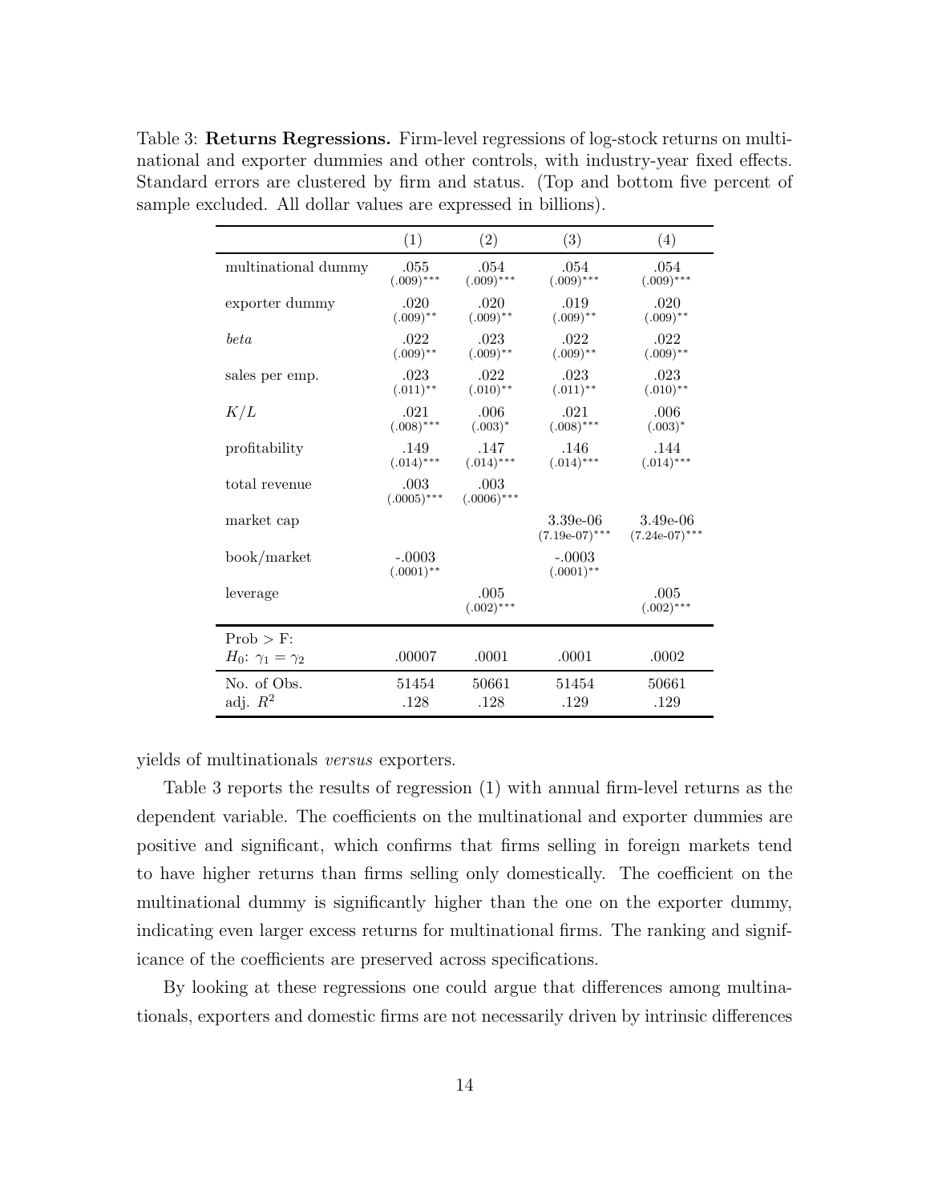Table 3: **Returns Regressions.** Firm-level regressions of log-stock returns on multinational and exporter dummies and other controls, with industry-year fixed effects. Standard errors are clustered by firm and status. (Top and bottom five percent of sample excluded. All dollar values are expressed in billions).

| | (1) | (2) | (3) | (4) |
|---|---|---|---|---|
| multinational dummy | .055 (.009)*** | .054 (.009)*** | .054 (.009)*** | .054 (.009)*** |
| exporter dummy | .020 (.009)** | .020 (.009)** | .019 (.009)** | .020 (.009)** |
| *beta* | .022 (.009)** | .023 (.009)** | .022 (.009)** | .022 (.009)** |
| sales per emp. | .023 (.011)** | .022 (.010)** | .023 (.011)** | .023 (.010)** |
| $K/L$ | .021 (.008)*** | .006 (.003)* | .021 (.008)*** | .006 (.003)* |
| profitability | .149 (.014)*** | .147 (.014)*** | .146 (.014)*** | .144 (.014)*** |
| total revenue | .003 (.0005)*** | .003 (.0006)*** | | |
| market cap | | | 3.39e-06 (7.19e-07)*** | 3.49e-06 (7.24e-07)*** |
| book/market | -.0003 (.0001)** | | -.0003 (.0001)** | |
| leverage | | .005 (.002)*** | | .005 (.002)*** |
| Prob > F: $H_0$: $\gamma_1 = \gamma_2$ | .00007 | .0001 | .0001 | .0002 |
| No. of Obs. | 51454 | 50661 | 51454 | 50661 |
| adj. $R^2$ | .128 | .128 | .129 | .129 |

yields of multinationals *versus* exporters.

Table 3 reports the results of regression (1) with annual firm-level returns as the dependent variable. The coefficients on the multinational and exporter dummies are positive and significant, which confirms that firms selling in foreign markets tend to have higher returns than firms selling only domestically. The coefficient on the multinational dummy is significantly higher than the one on the exporter dummy, indicating even larger excess returns for multinational firms. The ranking and significance of the coefficients are preserved across specifications.

By looking at these regressions one could argue that differences among multinationals, exporters and domestic firms are not necessarily driven by intrinsic differences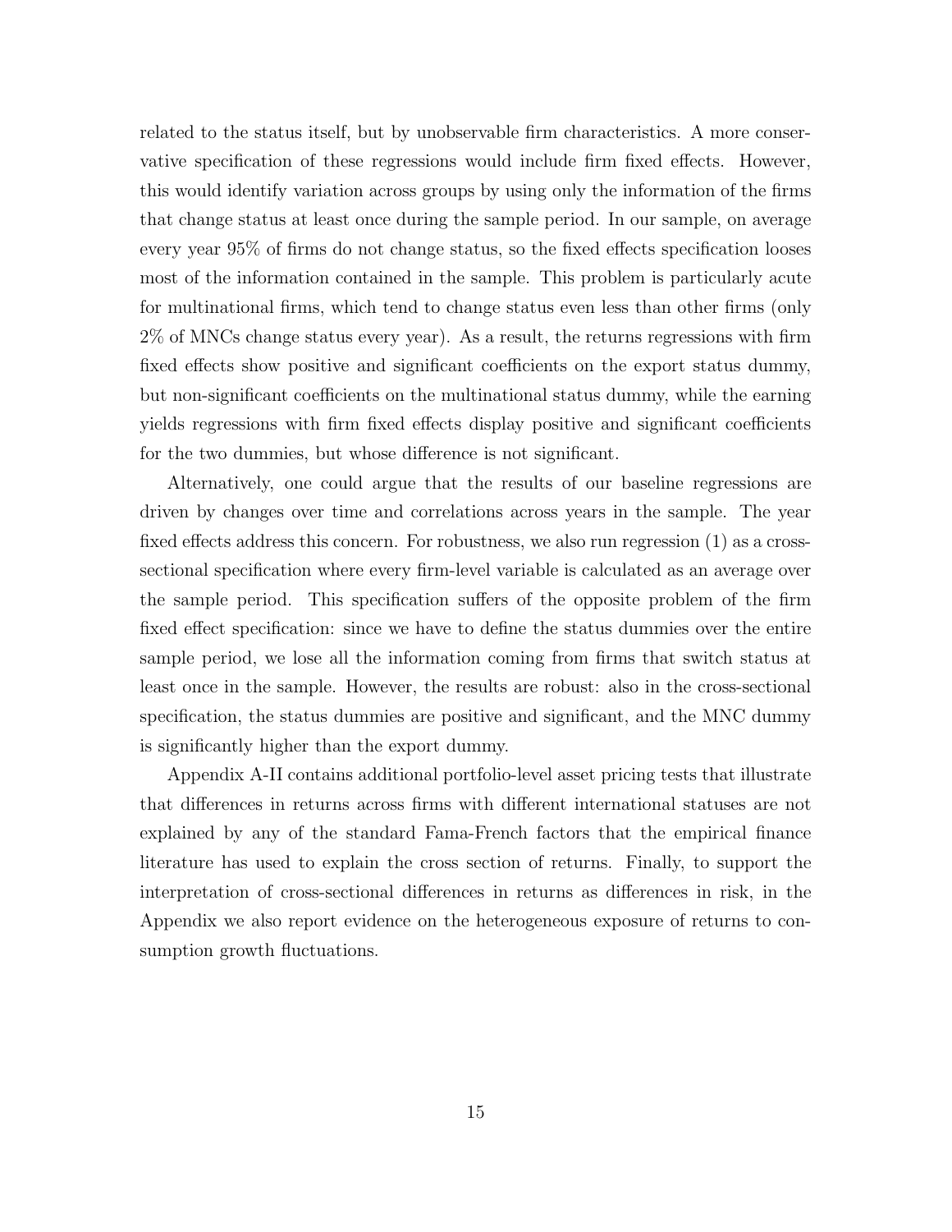related to the status itself, but by unobservable firm characteristics. A more conservative specification of these regressions would include firm fixed effects. However, this would identify variation across groups by using only the information of the firms that change status at least once during the sample period. In our sample, on average every year 95% of firms do not change status, so the fixed effects specification looses most of the information contained in the sample. This problem is particularly acute for multinational firms, which tend to change status even less than other firms (only 2% of MNCs change status every year). As a result, the returns regressions with firm fixed effects show positive and significant coefficients on the export status dummy, but non-significant coefficients on the multinational status dummy, while the earning yields regressions with firm fixed effects display positive and significant coefficients for the two dummies, but whose difference is not significant.

Alternatively, one could argue that the results of our baseline regressions are driven by changes over time and correlations across years in the sample. The year fixed effects address this concern. For robustness, we also run regression (1) as a cross-sectional specification where every firm-level variable is calculated as an average over the sample period. This specification suffers of the opposite problem of the firm fixed effect specification: since we have to define the status dummies over the entire sample period, we lose all the information coming from firms that switch status at least once in the sample. However, the results are robust: also in the cross-sectional specification, the status dummies are positive and significant, and the MNC dummy is significantly higher than the export dummy.

Appendix A-II contains additional portfolio-level asset pricing tests that illustrate that differences in returns across firms with different international statuses are not explained by any of the standard Fama-French factors that the empirical finance literature has used to explain the cross section of returns. Finally, to support the interpretation of cross-sectional differences in returns as differences in risk, in the Appendix we also report evidence on the heterogeneous exposure of returns to consumption growth fluctuations.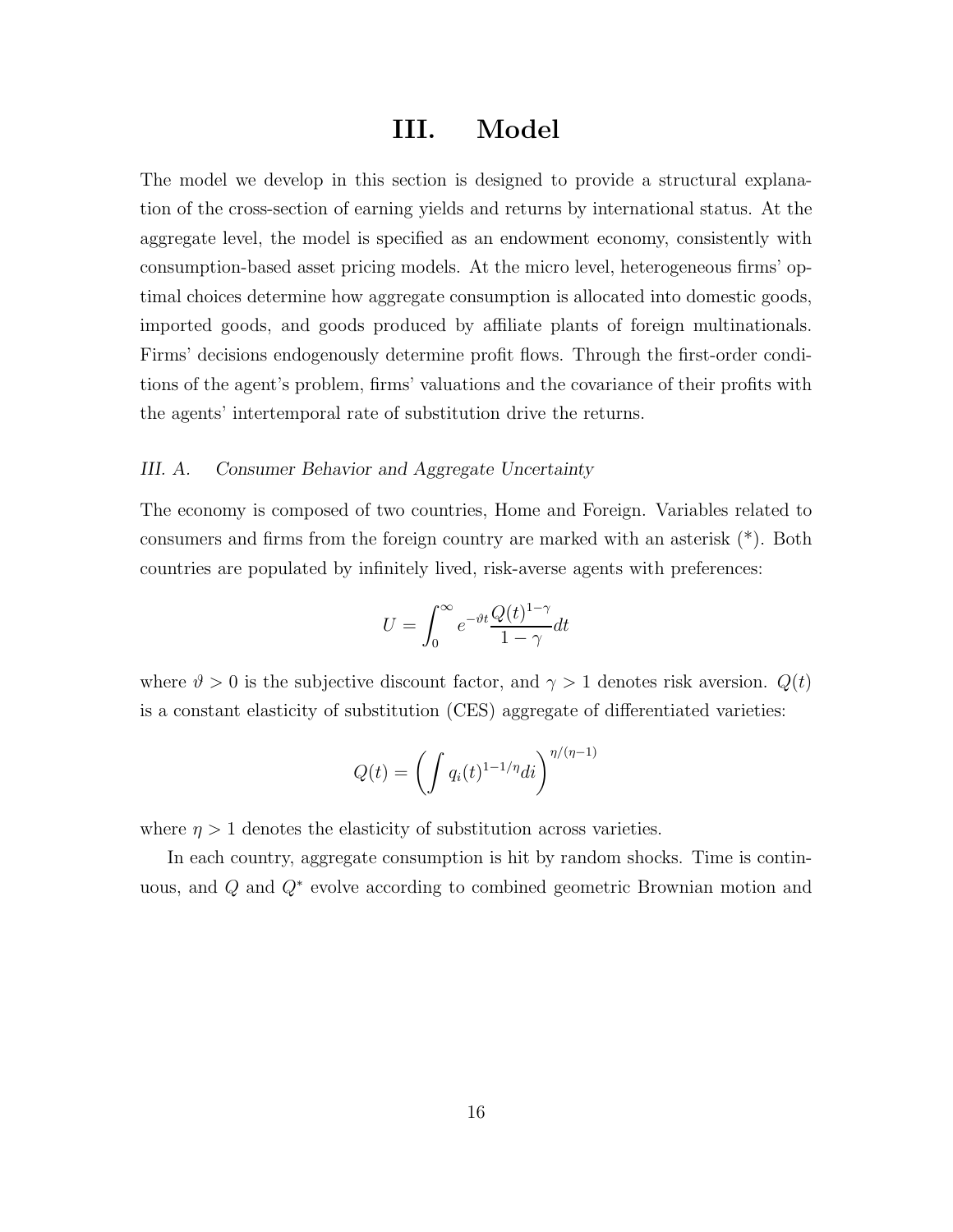# III. Model

The model we develop in this section is designed to provide a structural explanation of the cross-section of earning yields and returns by international status. At the aggregate level, the model is specified as an endowment economy, consistently with consumption-based asset pricing models. At the micro level, heterogeneous firms' optimal choices determine how aggregate consumption is allocated into domestic goods, imported goods, and goods produced by affiliate plants of foreign multinationals. Firms' decisions endogenously determine profit flows. Through the first-order conditions of the agent's problem, firms' valuations and the covariance of their profits with the agents' intertemporal rate of substitution drive the returns.

### *III. A. Consumer Behavior and Aggregate Uncertainty*

The economy is composed of two countries, Home and Foreign. Variables related to consumers and firms from the foreign country are marked with an asterisk (*). Both countries are populated by infinitely lived, risk-averse agents with preferences:

$$U = \int_0^\infty e^{-\vartheta t} \frac{Q(t)^{1-\gamma}}{1-\gamma} dt$$

where $\vartheta > 0$ is the subjective discount factor, and $\gamma > 1$ denotes risk aversion. $Q(t)$ is a constant elasticity of substitution (CES) aggregate of differentiated varieties:

$$Q(t) = \left( \int q_i(t)^{1-1/\eta} di \right)^{\eta/(\eta-1)}$$

where $\eta > 1$ denotes the elasticity of substitution across varieties.

In each country, aggregate consumption is hit by random shocks. Time is continuous, and $Q$ and $Q^*$ evolve according to combined geometric Brownian motion and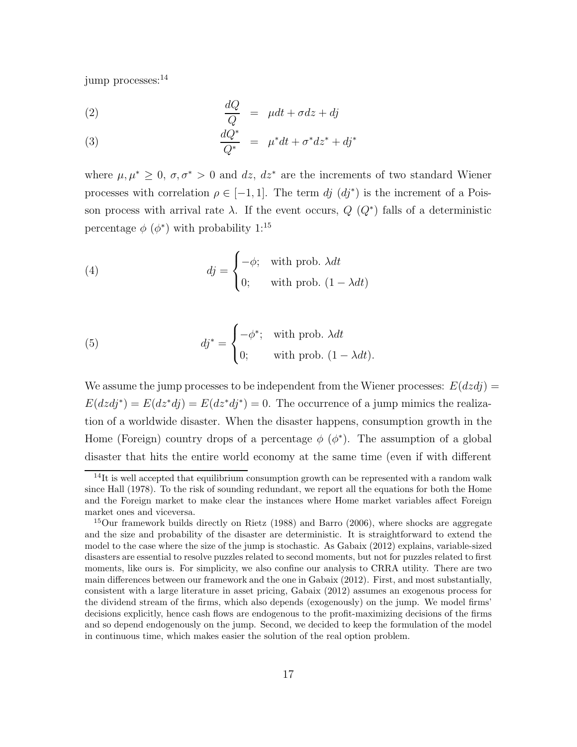jump processes:[14]

$$\frac{dQ}{Q} = \mu dt + \sigma dz + dj \tag{2}$$

$$\frac{dQ^*}{Q^*} = \mu^* dt + \sigma^* dz^* + dj^* \tag{3}$$

where $\mu, \mu^* \geq 0$, $\sigma, \sigma^* > 0$ and $dz$, $dz^*$ are the increments of two standard Wiener processes with correlation $\rho \in [-1, 1]$. The term $dj$ ($dj^*$) is the increment of a Poisson process with arrival rate $\lambda$. If the event occurs, $Q$ ($Q^*$) falls of a deterministic percentage $\phi$ ($\phi^*$) with probability 1:[15]

$$dj = \begin{cases} -\phi; & \text{with prob. } \lambda dt \\ 0; & \text{with prob. } (1 - \lambda dt) \end{cases} \tag{4}$$

$$dj^* = \begin{cases} -\phi^*; & \text{with prob. } \lambda dt \\ 0; & \text{with prob. } (1 - \lambda dt). \end{cases} \tag{5}$$

We assume the jump processes to be independent from the Wiener processes: $E(dzdj) = E(dzdj^*) = E(dz^*dj) = E(dz^*dj^*) = 0$. The occurrence of a jump mimics the realization of a worldwide disaster. When the disaster happens, consumption growth in the Home (Foreign) country drops of a percentage $\phi$ ($\phi^*$). The assumption of a global disaster that hits the entire world economy at the same time (even if with different

[14] It is well accepted that equilibrium consumption growth can be represented with a random walk since Hall (1978). To the risk of sounding redundant, we report all the equations for both the Home and the Foreign market to make clear the instances where Home market variables affect Foreign market ones and viceversa.

[15] Our framework builds directly on Rietz (1988) and Barro (2006), where shocks are aggregate and the size and probability of the disaster are deterministic. It is straightforward to extend the model to the case where the size of the jump is stochastic. As Gabaix (2012) explains, variable-sized disasters are essential to resolve puzzles related to second moments, but not for puzzles related to first moments, like ours is. For simplicity, we also confine our analysis to CRRA utility. There are two main differences between our framework and the one in Gabaix (2012). First, and most substantially, consistent with a large literature in asset pricing, Gabaix (2012) assumes an exogenous process for the dividend stream of the firms, which also depends (exogenously) on the jump. We model firms' decisions explicitly, hence cash flows are endogenous to the profit-maximizing decisions of the firms and so depend endogenously on the jump. Second, we decided to keep the formulation of the model in continuous time, which makes easier the solution of the real option problem.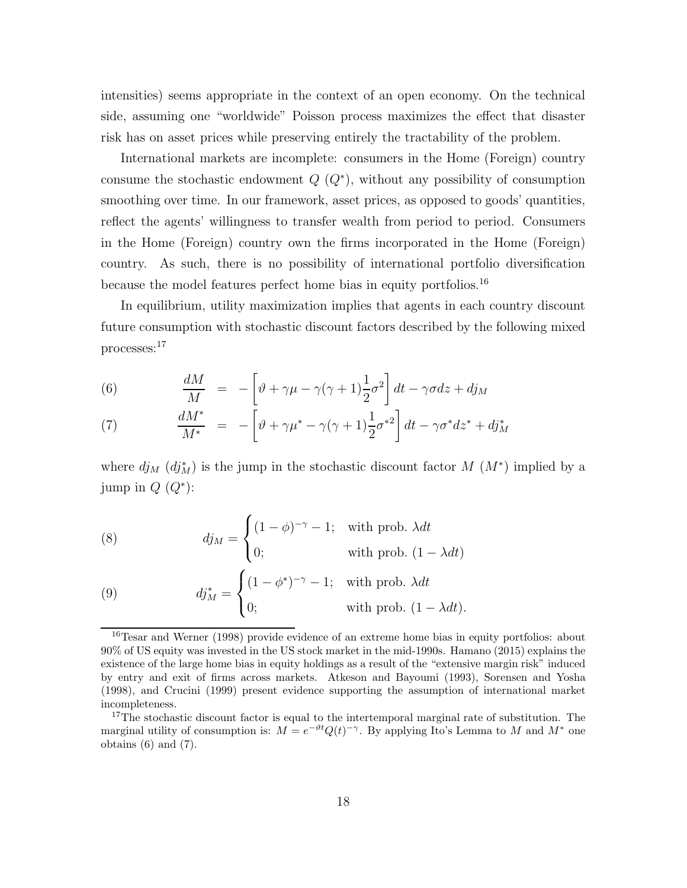intensities) seems appropriate in the context of an open economy. On the technical side, assuming one "worldwide" Poisson process maximizes the effect that disaster risk has on asset prices while preserving entirely the tractability of the problem.

International markets are incomplete: consumers in the Home (Foreign) country consume the stochastic endowment $Q$ ($Q^*$), without any possibility of consumption smoothing over time. In our framework, asset prices, as opposed to goods' quantities, reflect the agents' willingness to transfer wealth from period to period. Consumers in the Home (Foreign) country own the firms incorporated in the Home (Foreign) country. As such, there is no possibility of international portfolio diversification because the model features perfect home bias in equity portfolios.[16]

In equilibrium, utility maximization implies that agents in each country discount future consumption with stochastic discount factors described by the following mixed processes:[17]

$$\frac{dM}{M} = -\left[\vartheta + \gamma\mu - \gamma(\gamma+1)\frac{1}{2}\sigma^2\right]dt - \gamma\sigma dz + dj_M \tag{6}$$

$$\frac{dM^*}{M^*} = -\left[\vartheta + \gamma\mu^* - \gamma(\gamma+1)\frac{1}{2}\sigma^{*2}\right]dt - \gamma\sigma^* dz^* + dj_M^* \tag{7}$$

where $dj_M$ ($dj_M^*$) is the jump in the stochastic discount factor $M$ ($M^*$) implied by a jump in $Q$ ($Q^*$):

$$dj_M = \begin{cases} (1-\phi)^{-\gamma} - 1; & \text{with prob. } \lambda dt \\ 0; & \text{with prob. } (1-\lambda dt) \end{cases} \tag{8}$$

$$dj_M^* = \begin{cases} (1-\phi^*)^{-\gamma} - 1; & \text{with prob. } \lambda dt \\ 0; & \text{with prob. } (1-\lambda dt). \end{cases} \tag{9}$$

---

[16] Tesar and Werner (1998) provide evidence of an extreme home bias in equity portfolios: about 90% of US equity was invested in the US stock market in the mid-1990s. Hamano (2015) explains the existence of the large home bias in equity holdings as a result of the "extensive margin risk" induced by entry and exit of firms across markets. Atkeson and Bayoumi (1993), Sorensen and Yosha (1998), and Crucini (1999) present evidence supporting the assumption of international market incompleteness.

[17] The stochastic discount factor is equal to the intertemporal marginal rate of substitution. The marginal utility of consumption is: $M = e^{-\vartheta t}Q(t)^{-\gamma}$. By applying Ito's Lemma to $M$ and $M^*$ one obtains (6) and (7).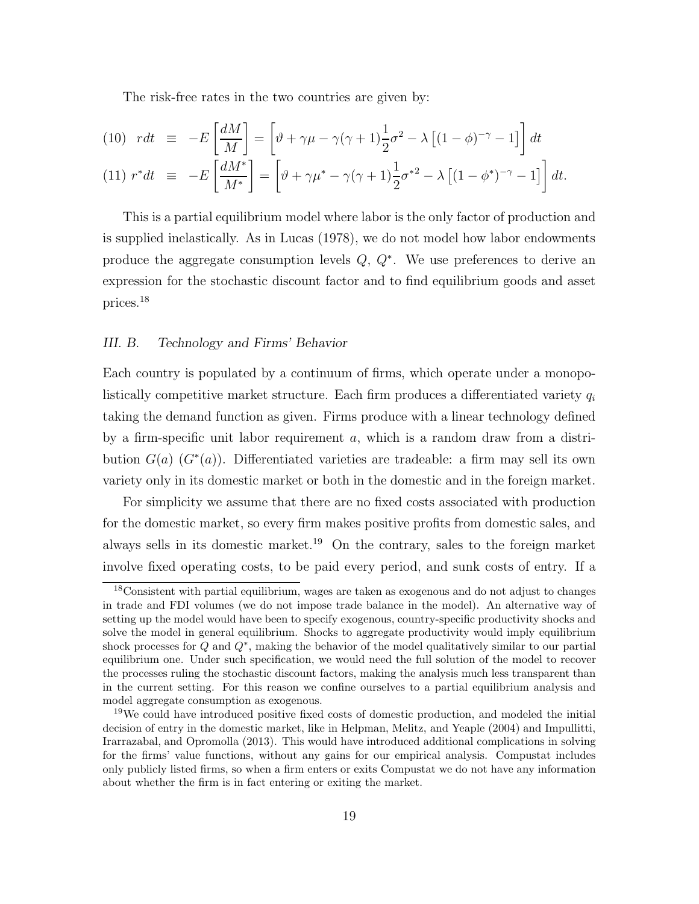The risk-free rates in the two countries are given by:

$$
\begin{aligned}
(10) \quad r dt &\equiv -E\left[\frac{dM}{M}\right] = \left[\vartheta + \gamma\mu - \gamma(\gamma+1)\frac{1}{2}\sigma^2 - \lambda\left[(1-\phi)^{-\gamma} - 1\right]\right] dt \\
(11) \quad r^* dt &\equiv -E\left[\frac{dM^*}{M^*}\right] = \left[\vartheta + \gamma\mu^* - \gamma(\gamma+1)\frac{1}{2}\sigma^{*2} - \lambda\left[(1-\phi^*)^{-\gamma} - 1\right]\right] dt.
\end{aligned}
$$

This is a partial equilibrium model where labor is the only factor of production and is supplied inelastically. As in Lucas (1978), we do not model how labor endowments produce the aggregate consumption levels $Q$, $Q^*$. We use preferences to derive an expression for the stochastic discount factor and to find equilibrium goods and asset prices.[18]

### III. B. *Technology and Firms' Behavior*

Each country is populated by a continuum of firms, which operate under a monopolistically competitive market structure. Each firm produces a differentiated variety $q_i$ taking the demand function as given. Firms produce with a linear technology defined by a firm-specific unit labor requirement $a$, which is a random draw from a distribution $G(a)$ ($G^*(a)$). Differentiated varieties are tradeable: a firm may sell its own variety only in its domestic market or both in the domestic and in the foreign market.

For simplicity we assume that there are no fixed costs associated with production for the domestic market, so every firm makes positive profits from domestic sales, and always sells in its domestic market.[19] On the contrary, sales to the foreign market involve fixed operating costs, to be paid every period, and sunk costs of entry. If a

[18]Consistent with partial equilibrium, wages are taken as exogenous and do not adjust to changes in trade and FDI volumes (we do not impose trade balance in the model). An alternative way of setting up the model would have been to specify exogenous, country-specific productivity shocks and solve the model in general equilibrium. Shocks to aggregate productivity would imply equilibrium shock processes for $Q$ and $Q^*$, making the behavior of the model qualitatively similar to our partial equilibrium one. Under such specification, we would need the full solution of the model to recover the processes ruling the stochastic discount factors, making the analysis much less transparent than in the current setting. For this reason we confine ourselves to a partial equilibrium analysis and model aggregate consumption as exogenous.

[19]We could have introduced positive fixed costs of domestic production, and modeled the initial decision of entry in the domestic market, like in Helpman, Melitz, and Yeaple (2004) and Impullitti, Irarrazabal, and Opromolla (2013). This would have introduced additional complications in solving for the firms' value functions, without any gains for our empirical analysis. Compustat includes only publicly listed firms, so when a firm enters or exits Compustat we do not have any information about whether the firm is in fact entering or exiting the market.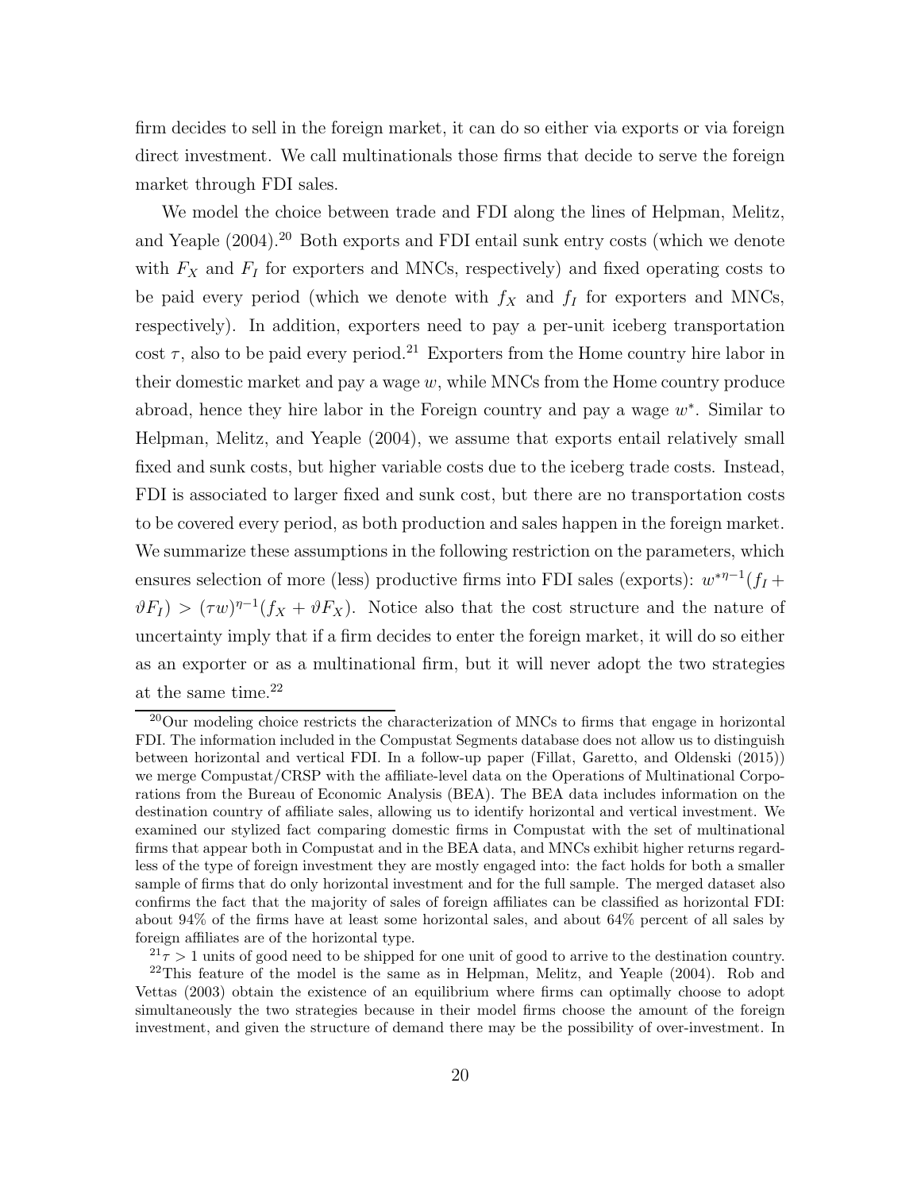firm decides to sell in the foreign market, it can do so either via exports or via foreign direct investment. We call multinationals those firms that decide to serve the foreign market through FDI sales.

We model the choice between trade and FDI along the lines of Helpman, Melitz, and Yeaple (2004).[20] Both exports and FDI entail sunk entry costs (which we denote with $F_X$ and $F_I$ for exporters and MNCs, respectively) and fixed operating costs to be paid every period (which we denote with $f_X$ and $f_I$ for exporters and MNCs, respectively). In addition, exporters need to pay a per-unit iceberg transportation cost $\tau$, also to be paid every period.[21] Exporters from the Home country hire labor in their domestic market and pay a wage $w$, while MNCs from the Home country produce abroad, hence they hire labor in the Foreign country and pay a wage $w^*$. Similar to Helpman, Melitz, and Yeaple (2004), we assume that exports entail relatively small fixed and sunk costs, but higher variable costs due to the iceberg trade costs. Instead, FDI is associated to larger fixed and sunk cost, but there are no transportation costs to be covered every period, as both production and sales happen in the foreign market. We summarize these assumptions in the following restriction on the parameters, which ensures selection of more (less) productive firms into FDI sales (exports): $w^{*\eta-1}(f_I + \vartheta F_I) > (\tau w)^{\eta-1}(f_X + \vartheta F_X)$. Notice also that the cost structure and the nature of uncertainty imply that if a firm decides to enter the foreign market, it will do so either as an exporter or as a multinational firm, but it will never adopt the two strategies at the same time.[22]

[20] Our modeling choice restricts the characterization of MNCs to firms that engage in horizontal FDI. The information included in the Compustat Segments database does not allow us to distinguish between horizontal and vertical FDI. In a follow-up paper (Fillat, Garetto, and Oldenski (2015)) we merge Compustat/CRSP with the affiliate-level data on the Operations of Multinational Corporations from the Bureau of Economic Analysis (BEA). The BEA data includes information on the destination country of affiliate sales, allowing us to identify horizontal and vertical investment. We examined our stylized fact comparing domestic firms in Compustat with the set of multinational firms that appear both in Compustat and in the BEA data, and MNCs exhibit higher returns regardless of the type of foreign investment they are mostly engaged into: the fact holds for both a smaller sample of firms that do only horizontal investment and for the full sample. The merged dataset also confirms the fact that the majority of sales of foreign affiliates can be classified as horizontal FDI: about 94% of the firms have at least some horizontal sales, and about 64% percent of all sales by foreign affiliates are of the horizontal type.

[21] $\tau > 1$ units of good need to be shipped for one unit of good to arrive to the destination country.

[22] This feature of the model is the same as in Helpman, Melitz, and Yeaple (2004). Rob and Vettas (2003) obtain the existence of an equilibrium where firms can optimally choose to adopt simultaneously the two strategies because in their model firms choose the amount of the foreign investment, and given the structure of demand there may be the possibility of over-investment. In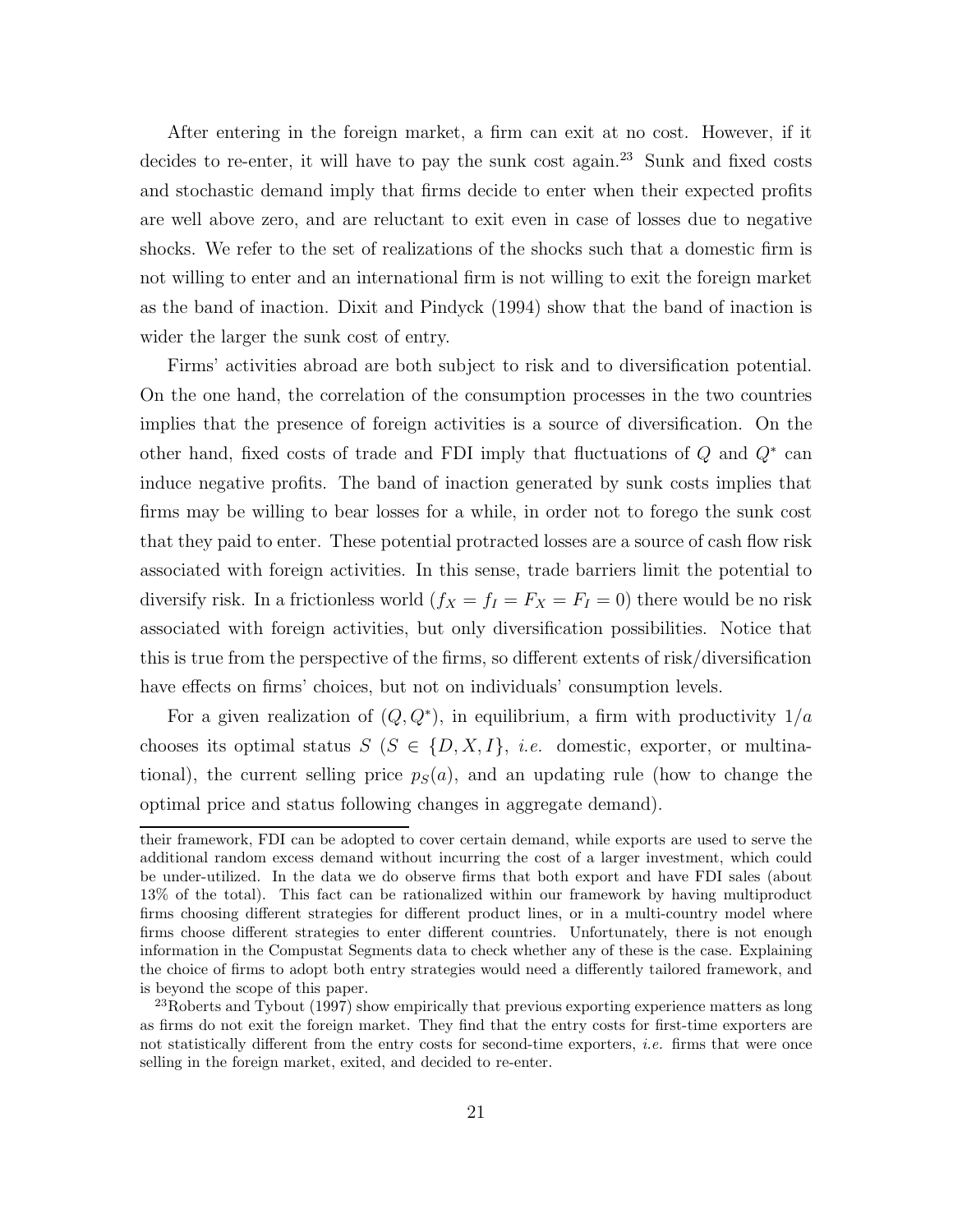After entering in the foreign market, a firm can exit at no cost. However, if it decides to re-enter, it will have to pay the sunk cost again.[23] Sunk and fixed costs and stochastic demand imply that firms decide to enter when their expected profits are well above zero, and are reluctant to exit even in case of losses due to negative shocks. We refer to the set of realizations of the shocks such that a domestic firm is not willing to enter and an international firm is not willing to exit the foreign market as the band of inaction. Dixit and Pindyck (1994) show that the band of inaction is wider the larger the sunk cost of entry.

Firms' activities abroad are both subject to risk and to diversification potential. On the one hand, the correlation of the consumption processes in the two countries implies that the presence of foreign activities is a source of diversification. On the other hand, fixed costs of trade and FDI imply that fluctuations of $Q$ and $Q^*$ can induce negative profits. The band of inaction generated by sunk costs implies that firms may be willing to bear losses for a while, in order not to forego the sunk cost that they paid to enter. These potential protracted losses are a source of cash flow risk associated with foreign activities. In this sense, trade barriers limit the potential to diversify risk. In a frictionless world ($f_X = f_I = F_X = F_I = 0$) there would be no risk associated with foreign activities, but only diversification possibilities. Notice that this is true from the perspective of the firms, so different extents of risk/diversification have effects on firms' choices, but not on individuals' consumption levels.

For a given realization of $(Q, Q^*)$, in equilibrium, a firm with productivity $1/a$ chooses its optimal status $S$ ($S \in \{D, X, I\}$, *i.e.* domestic, exporter, or multinational), the current selling price $p_S(a)$, and an updating rule (how to change the optimal price and status following changes in aggregate demand).

---

their framework, FDI can be adopted to cover certain demand, while exports are used to serve the additional random excess demand without incurring the cost of a larger investment, which could be under-utilized. In the data we do observe firms that both export and have FDI sales (about 13% of the total). This fact can be rationalized within our framework by having multiproduct firms choosing different strategies for different product lines, or in a multi-country model where firms choose different strategies to enter different countries. Unfortunately, there is not enough information in the Compustat Segments data to check whether any of these is the case. Explaining the choice of firms to adopt both entry strategies would need a differently tailored framework, and is beyond the scope of this paper.

[23] Roberts and Tybout (1997) show empirically that previous exporting experience matters as long as firms do not exit the foreign market. They find that the entry costs for first-time exporters are not statistically different from the entry costs for second-time exporters, *i.e.* firms that were once selling in the foreign market, exited, and decided to re-enter.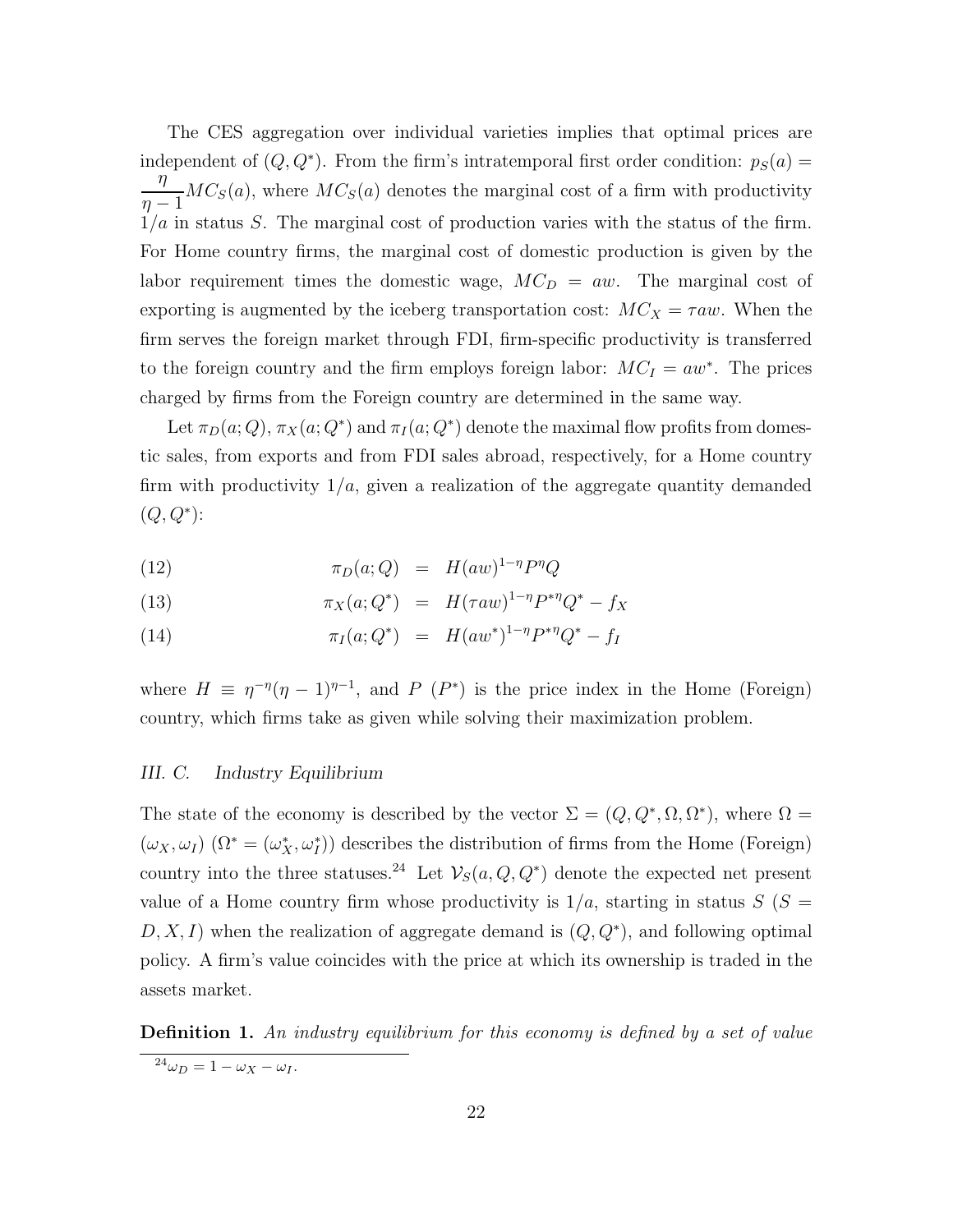The CES aggregation over individual varieties implies that optimal prices are independent of $(Q, Q^*)$. From the firm's intratemporal first order condition: $p_S(a) = \frac{\eta}{\eta - 1} MC_S(a)$, where $MC_S(a)$ denotes the marginal cost of a firm with productivity $1/a$ in status $S$. The marginal cost of production varies with the status of the firm. For Home country firms, the marginal cost of domestic production is given by the labor requirement times the domestic wage, $MC_D = aw$. The marginal cost of exporting is augmented by the iceberg transportation cost: $MC_X = \tau aw$. When the firm serves the foreign market through FDI, firm-specific productivity is transferred to the foreign country and the firm employs foreign labor: $MC_I = aw^*$. The prices charged by firms from the Foreign country are determined in the same way.

Let $\pi_D(a; Q)$, $\pi_X(a; Q^*)$ and $\pi_I(a; Q^*)$ denote the maximal flow profits from domestic sales, from exports and from FDI sales abroad, respectively, for a Home country firm with productivity $1/a$, given a realization of the aggregate quantity demanded $(Q, Q^*)$:

$$\pi_D(a; Q) = H(aw)^{1-\eta} P^{\eta} Q \tag{12}$$

$$\pi_X(a; Q^*) = H(\tau aw)^{1-\eta} P^{*\eta} Q^* - f_X \tag{13}$$

$$\pi_I(a; Q^*) = H(aw^*)^{1-\eta} P^{*\eta} Q^* - f_I \tag{14}$$

where $H \equiv \eta^{-\eta}(\eta - 1)^{\eta - 1}$, and $P$ $(P^*)$ is the price index in the Home (Foreign) country, which firms take as given while solving their maximization problem.

### *III. C. Industry Equilibrium*

The state of the economy is described by the vector $\Sigma = (Q, Q^*, \Omega, \Omega^*)$, where $\Omega = (\omega_X, \omega_I)$ $(\Omega^* = (\omega_X^*, \omega_I^*))$ describes the distribution of firms from the Home (Foreign) country into the three statuses.[24] Let $\mathcal{V}_S(a, Q, Q^*)$ denote the expected net present value of a Home country firm whose productivity is $1/a$, starting in status $S$ $(S = D, X, I)$ when the realization of aggregate demand is $(Q, Q^*)$, and following optimal policy. A firm's value coincides with the price at which its ownership is traded in the assets market.

**Definition 1.** *An industry equilibrium for this economy is defined by a set of value*

[24] $\omega_D = 1 - \omega_X - \omega_I$.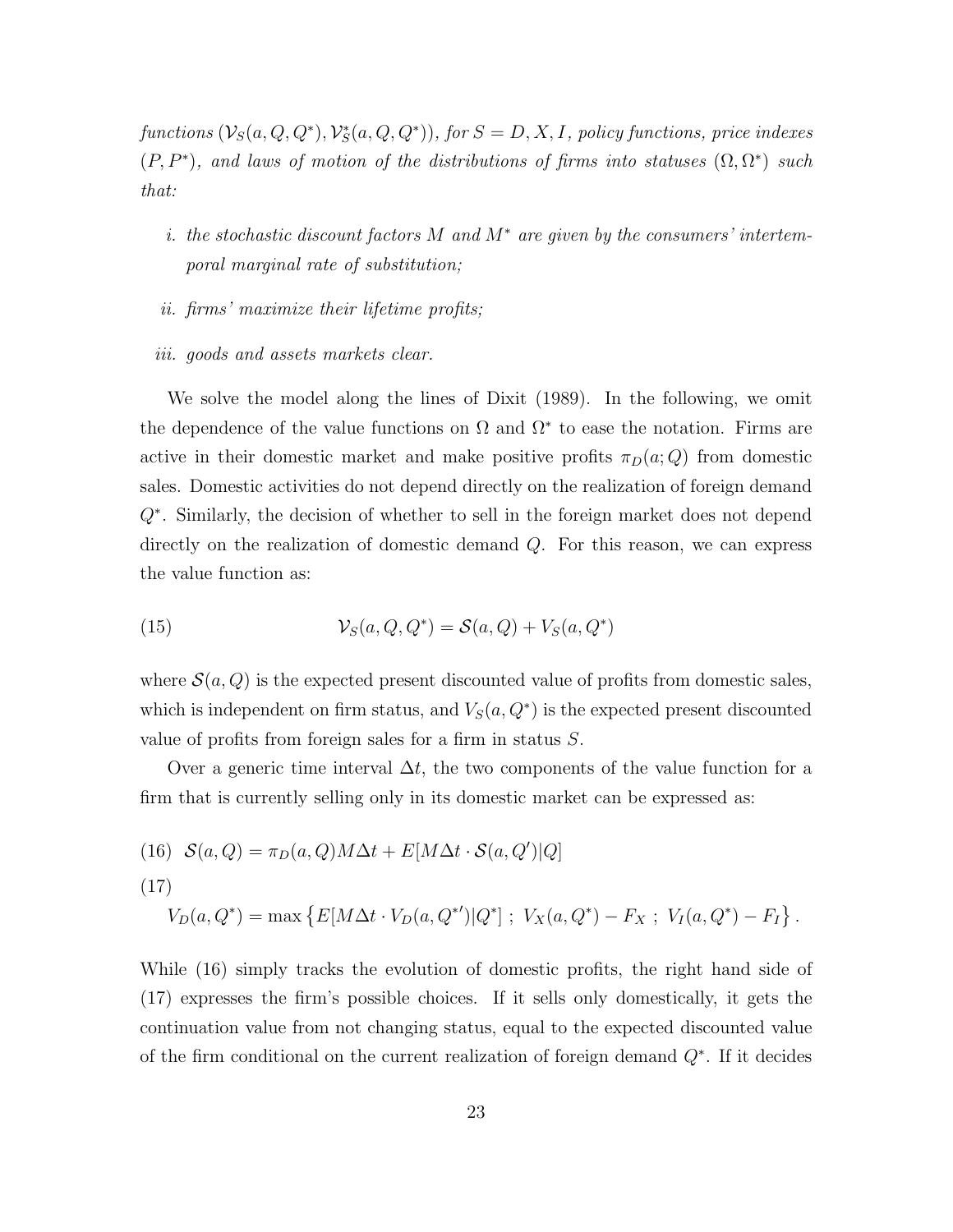*functions* $(\mathcal{V}_S(a, Q, Q^*), \mathcal{V}_S^*(a, Q, Q^*))$, *for* $S = D, X, I$, *policy functions, price indexes* $(P, P^*)$, *and laws of motion of the distributions of firms into statuses* $(\Omega, \Omega^*)$ *such that:*

*i. the stochastic discount factors* $M$ *and* $M^*$ *are given by the consumers' intertemporal marginal rate of substitution;*

*ii. firms' maximize their lifetime profits;*

*iii. goods and assets markets clear.*

We solve the model along the lines of Dixit (1989). In the following, we omit the dependence of the value functions on $\Omega$ and $\Omega^*$ to ease the notation. Firms are active in their domestic market and make positive profits $\pi_D(a; Q)$ from domestic sales. Domestic activities do not depend directly on the realization of foreign demand $Q^*$. Similarly, the decision of whether to sell in the foreign market does not depend directly on the realization of domestic demand $Q$. For this reason, we can express the value function as:

$$\mathcal{V}_S(a, Q, Q^*) = \mathcal{S}(a, Q) + V_S(a, Q^*) \tag{15}$$

where $\mathcal{S}(a, Q)$ is the expected present discounted value of profits from domestic sales, which is independent on firm status, and $V_S(a, Q^*)$ is the expected present discounted value of profits from foreign sales for a firm in status $S$.

Over a generic time interval $\Delta t$, the two components of the value function for a firm that is currently selling only in its domestic market can be expressed as:

$$\mathcal{S}(a, Q) = \pi_D(a, Q)M\Delta t + E[M\Delta t \cdot \mathcal{S}(a, Q')|Q] \tag{16}$$

$$V_D(a, Q^*) = \max \left\{ E[M\Delta t \cdot V_D(a, Q^{*\prime})|Q^*] \; ; \; V_X(a, Q^*) - F_X \; ; \; V_I(a, Q^*) - F_I \right\}. \tag{17}$$

While (16) simply tracks the evolution of domestic profits, the right hand side of (17) expresses the firm's possible choices. If it sells only domestically, it gets the continuation value from not changing status, equal to the expected discounted value of the firm conditional on the current realization of foreign demand $Q^*$. If it decides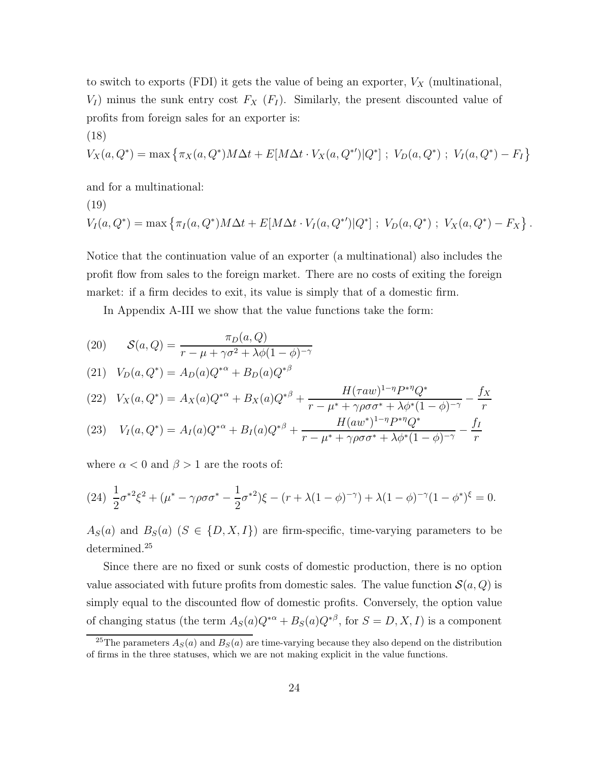to switch to exports (FDI) it gets the value of being an exporter, $V_X$ (multinational, $V_I$) minus the sunk entry cost $F_X$ ($F_I$). Similarly, the present discounted value of profits from foreign sales for an exporter is:

(18)

$$V_X(a, Q^*) = \max\left\{\pi_X(a, Q^*)M\Delta t + E[M\Delta t \cdot V_X(a, Q^{*\prime})|Q^*] \; ; \; V_D(a, Q^*) \; ; \; V_I(a, Q^*) - F_I\right\}$$

and for a multinational:

(19)

$$V_I(a, Q^*) = \max\left\{\pi_I(a, Q^*)M\Delta t + E[M\Delta t \cdot V_I(a, Q^{*\prime})|Q^*] \; ; \; V_D(a, Q^*) \; ; \; V_X(a, Q^*) - F_X\right\}.$$

Notice that the continuation value of an exporter (a multinational) also includes the profit flow from sales to the foreign market. There are no costs of exiting the foreign market: if a firm decides to exit, its value is simply that of a domestic firm.

In Appendix A-III we show that the value functions take the form:

$$(20) \qquad \mathcal{S}(a, Q) = \frac{\pi_D(a, Q)}{r - \mu + \gamma\sigma^2 + \lambda\phi(1-\phi)^{-\gamma}}$$

$$(21) \quad V_D(a, Q^*) = A_D(a)Q^{*\alpha} + B_D(a)Q^{*\beta}$$

$$(22) \quad V_X(a, Q^*) = A_X(a)Q^{*\alpha} + B_X(a)Q^{*\beta} + \frac{H(\tau a w)^{1-\eta}P^{*\eta}Q^*}{r - \mu^* + \gamma\rho\sigma\sigma^* + \lambda\phi^*(1-\phi)^{-\gamma}} - \frac{f_X}{r}$$

$$(23) \quad V_I(a, Q^*) = A_I(a)Q^{*\alpha} + B_I(a)Q^{*\beta} + \frac{H(a w^*)^{1-\eta}P^{*\eta}Q^*}{r - \mu^* + \gamma\rho\sigma\sigma^* + \lambda\phi^*(1-\phi)^{-\gamma}} - \frac{f_I}{r}$$

where $\alpha < 0$ and $\beta > 1$ are the roots of:

$$(24) \;\; \frac{1}{2}\sigma^{*2}\xi^2 + (\mu^* - \gamma\rho\sigma\sigma^* - \frac{1}{2}\sigma^{*2})\xi - (r + \lambda(1-\phi)^{-\gamma}) + \lambda(1-\phi)^{-\gamma}(1-\phi^*)^{\xi} = 0.$$

$A_S(a)$ and $B_S(a)$ ($S \in \{D, X, I\}$) are firm-specific, time-varying parameters to be determined.[25]

Since there are no fixed or sunk costs of domestic production, there is no option value associated with future profits from domestic sales. The value function $\mathcal{S}(a, Q)$ is simply equal to the discounted flow of domestic profits. Conversely, the option value of changing status (the term $A_S(a)Q^{*\alpha} + B_S(a)Q^{*\beta}$, for $S = D, X, I$) is a component

[25]The parameters $A_S(a)$ and $B_S(a)$ are time-varying because they also depend on the distribution of firms in the three statuses, which we are not making explicit in the value functions.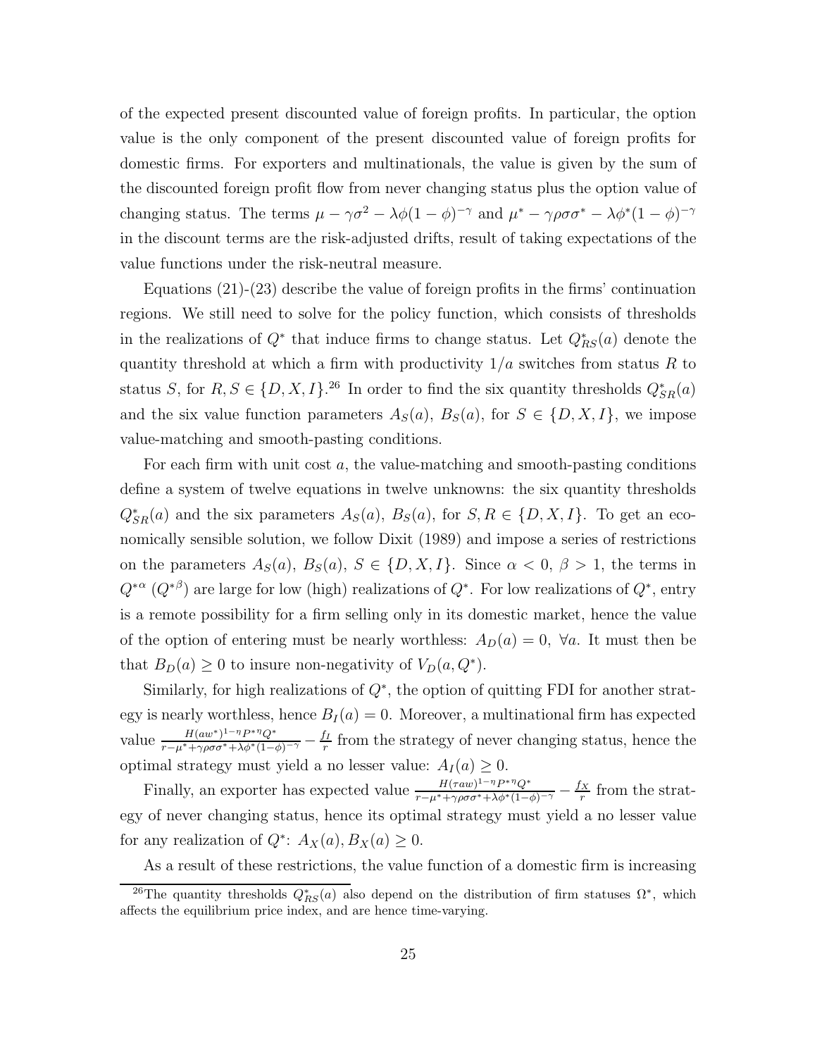of the expected present discounted value of foreign profits. In particular, the option value is the only component of the present discounted value of foreign profits for domestic firms. For exporters and multinationals, the value is given by the sum of the discounted foreign profit flow from never changing status plus the option value of changing status. The terms $\mu - \gamma\sigma^2 - \lambda\phi(1-\phi)^{-\gamma}$ and $\mu^* - \gamma\rho\sigma\sigma^* - \lambda\phi^*(1-\phi)^{-\gamma}$ in the discount terms are the risk-adjusted drifts, result of taking expectations of the value functions under the risk-neutral measure.

Equations (21)-(23) describe the value of foreign profits in the firms' continuation regions. We still need to solve for the policy function, which consists of thresholds in the realizations of $Q^*$ that induce firms to change status. Let $Q^*_{RS}(a)$ denote the quantity threshold at which a firm with productivity $1/a$ switches from status $R$ to status $S$, for $R, S \in \{D, X, I\}$.[26] In order to find the six quantity thresholds $Q^*_{SR}(a)$ and the six value function parameters $A_S(a)$, $B_S(a)$, for $S \in \{D, X, I\}$, we impose value-matching and smooth-pasting conditions.

For each firm with unit cost $a$, the value-matching and smooth-pasting conditions define a system of twelve equations in twelve unknowns: the six quantity thresholds $Q^*_{SR}(a)$ and the six parameters $A_S(a)$, $B_S(a)$, for $S, R \in \{D, X, I\}$. To get an economically sensible solution, we follow Dixit (1989) and impose a series of restrictions on the parameters $A_S(a)$, $B_S(a)$, $S \in \{D, X, I\}$. Since $\alpha < 0$, $\beta > 1$, the terms in $Q^{*\alpha}$ ($Q^{*\beta}$) are large for low (high) realizations of $Q^*$. For low realizations of $Q^*$, entry is a remote possibility for a firm selling only in its domestic market, hence the value of the option of entering must be nearly worthless: $A_D(a) = 0$, $\forall a$. It must then be that $B_D(a) \geq 0$ to insure non-negativity of $V_D(a, Q^*)$.

Similarly, for high realizations of $Q^*$, the option of quitting FDI for another strategy is nearly worthless, hence $B_I(a) = 0$. Moreover, a multinational firm has expected value $\frac{H(aw^*)^{1-\eta}P^{*\eta}Q^*}{r-\mu^*+\gamma\rho\sigma\sigma^*+\lambda\phi^*(1-\phi)^{-\gamma}} - \frac{f_I}{r}$ from the strategy of never changing status, hence the optimal strategy must yield a no lesser value: $A_I(a) \geq 0$.

Finally, an exporter has expected value $\frac{H(\tau aw)^{1-\eta}P^{*\eta}Q^*}{r-\mu^*+\gamma\rho\sigma\sigma^*+\lambda\phi^*(1-\phi)^{-\gamma}} - \frac{f_X}{r}$ from the strategy of never changing status, hence its optimal strategy must yield a no lesser value for any realization of $Q^*$: $A_X(a), B_X(a) \geq 0$.

As a result of these restrictions, the value function of a domestic firm is increasing

[26] The quantity thresholds $Q^*_{RS}(a)$ also depend on the distribution of firm statuses $\Omega^*$, which affects the equilibrium price index, and are hence time-varying.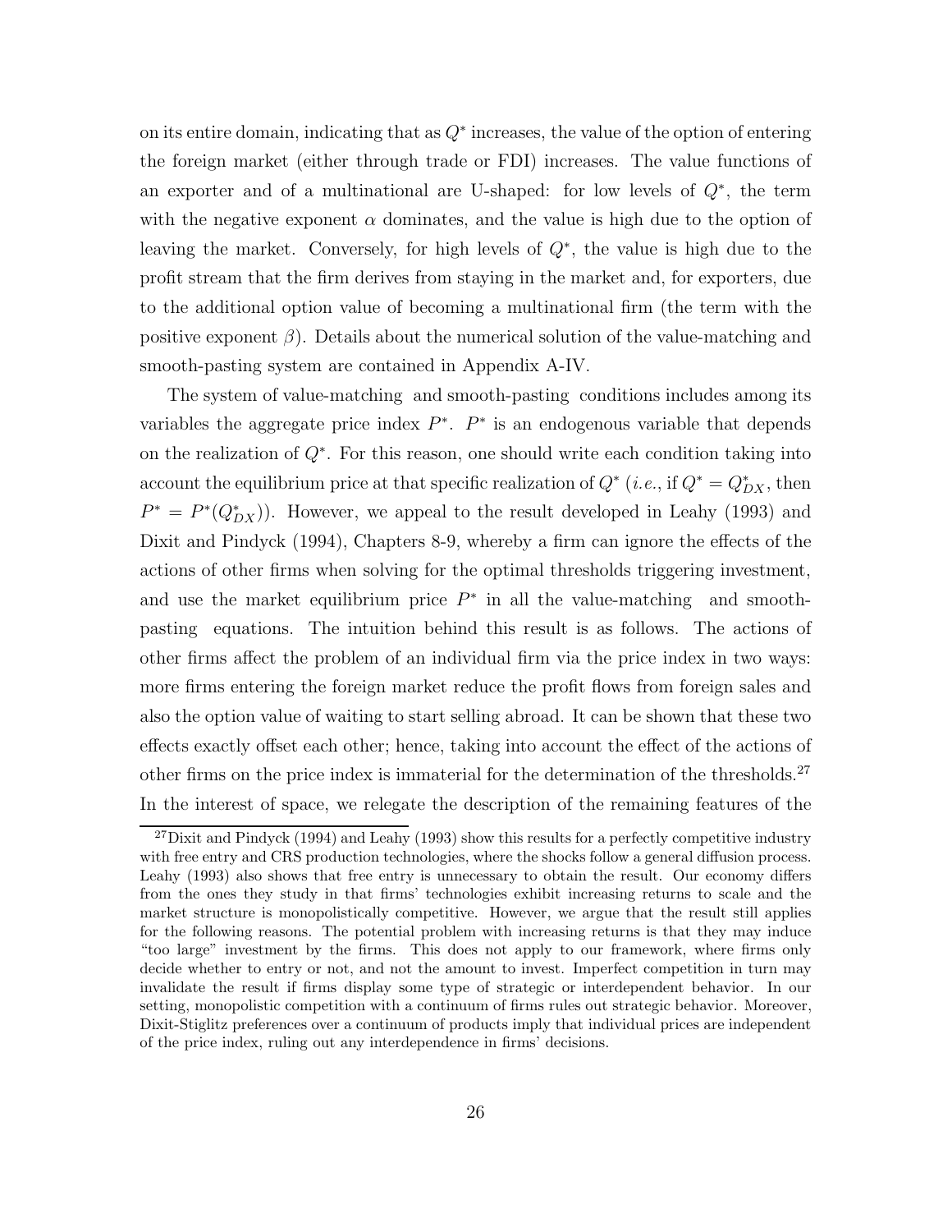on its entire domain, indicating that as $Q^*$ increases, the value of the option of entering the foreign market (either through trade or FDI) increases. The value functions of an exporter and of a multinational are U-shaped: for low levels of $Q^*$, the term with the negative exponent $\alpha$ dominates, and the value is high due to the option of leaving the market. Conversely, for high levels of $Q^*$, the value is high due to the profit stream that the firm derives from staying in the market and, for exporters, due to the additional option value of becoming a multinational firm (the term with the positive exponent $\beta$). Details about the numerical solution of the value-matching and smooth-pasting system are contained in Appendix A-IV.

The system of value-matching and smooth-pasting conditions includes among its variables the aggregate price index $P^*$. $P^*$ is an endogenous variable that depends on the realization of $Q^*$. For this reason, one should write each condition taking into account the equilibrium price at that specific realization of $Q^*$ (*i.e.*, if $Q^* = Q^*_{DX}$, then $P^* = P^*(Q^*_{DX})$). However, we appeal to the result developed in Leahy (1993) and Dixit and Pindyck (1994), Chapters 8-9, whereby a firm can ignore the effects of the actions of other firms when solving for the optimal thresholds triggering investment, and use the market equilibrium price $P^*$ in all the value-matching and smooth-pasting equations. The intuition behind this result is as follows. The actions of other firms affect the problem of an individual firm via the price index in two ways: more firms entering the foreign market reduce the profit flows from foreign sales and also the option value of waiting to start selling abroad. It can be shown that these two effects exactly offset each other; hence, taking into account the effect of the actions of other firms on the price index is immaterial for the determination of the thresholds.[27] In the interest of space, we relegate the description of the remaining features of the

[27] Dixit and Pindyck (1994) and Leahy (1993) show this results for a perfectly competitive industry with free entry and CRS production technologies, where the shocks follow a general diffusion process. Leahy (1993) also shows that free entry is unnecessary to obtain the result. Our economy differs from the ones they study in that firms' technologies exhibit increasing returns to scale and the market structure is monopolistically competitive. However, we argue that the result still applies for the following reasons. The potential problem with increasing returns is that they may induce "too large" investment by the firms. This does not apply to our framework, where firms only decide whether to entry or not, and not the amount to invest. Imperfect competition in turn may invalidate the result if firms display some type of strategic or interdependent behavior. In our setting, monopolistic competition with a continuum of firms rules out strategic behavior. Moreover, Dixit-Stiglitz preferences over a continuum of products imply that individual prices are independent of the price index, ruling out any interdependence in firms' decisions.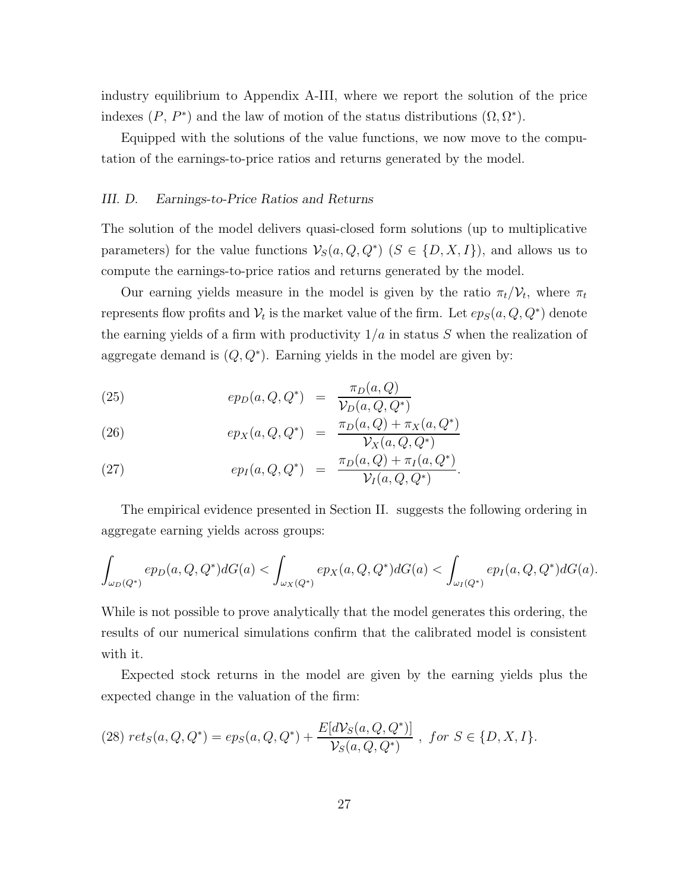industry equilibrium to Appendix A-III, where we report the solution of the price indexes ($P$, $P^*$) and the law of motion of the status distributions ($\Omega, \Omega^*$).

Equipped with the solutions of the value functions, we now move to the computation of the earnings-to-price ratios and returns generated by the model.

### *III. D. Earnings-to-Price Ratios and Returns*

The solution of the model delivers quasi-closed form solutions (up to multiplicative parameters) for the value functions $\mathcal{V}_S(a, Q, Q^*)$ ($S \in \{D, X, I\}$), and allows us to compute the earnings-to-price ratios and returns generated by the model.

Our earning yields measure in the model is given by the ratio $\pi_t/\mathcal{V}_t$, where $\pi_t$ represents flow profits and $\mathcal{V}_t$ is the market value of the firm. Let $ep_S(a, Q, Q^*)$ denote the earning yields of a firm with productivity $1/a$ in status $S$ when the realization of aggregate demand is $(Q, Q^*)$. Earning yields in the model are given by:

$$
\begin{aligned}
(25) \qquad ep_D(a, Q, Q^*) &= \frac{\pi_D(a, Q)}{\mathcal{V}_D(a, Q, Q^*)} \\
(26) \qquad ep_X(a, Q, Q^*) &= \frac{\pi_D(a, Q) + \pi_X(a, Q^*)}{\mathcal{V}_X(a, Q, Q^*)} \\
(27) \qquad ep_I(a, Q, Q^*) &= \frac{\pi_D(a, Q) + \pi_I(a, Q^*)}{\mathcal{V}_I(a, Q, Q^*)}.
\end{aligned}
$$

The empirical evidence presented in Section II. suggests the following ordering in aggregate earning yields across groups:

$$
\int_{\omega_D(Q^*)} ep_D(a, Q, Q^*)dG(a) < \int_{\omega_X(Q^*)} ep_X(a, Q, Q^*)dG(a) < \int_{\omega_I(Q^*)} ep_I(a, Q, Q^*)dG(a).
$$

While is not possible to prove analytically that the model generates this ordering, the results of our numerical simulations confirm that the calibrated model is consistent with it.

Expected stock returns in the model are given by the earning yields plus the expected change in the valuation of the firm:

$$
(28) \; ret_S(a, Q, Q^*) = ep_S(a, Q, Q^*) + \frac{E[d\mathcal{V}_S(a, Q, Q^*)]}{\mathcal{V}_S(a, Q, Q^*)} \; , \; for \; S \in \{D, X, I\}.
$$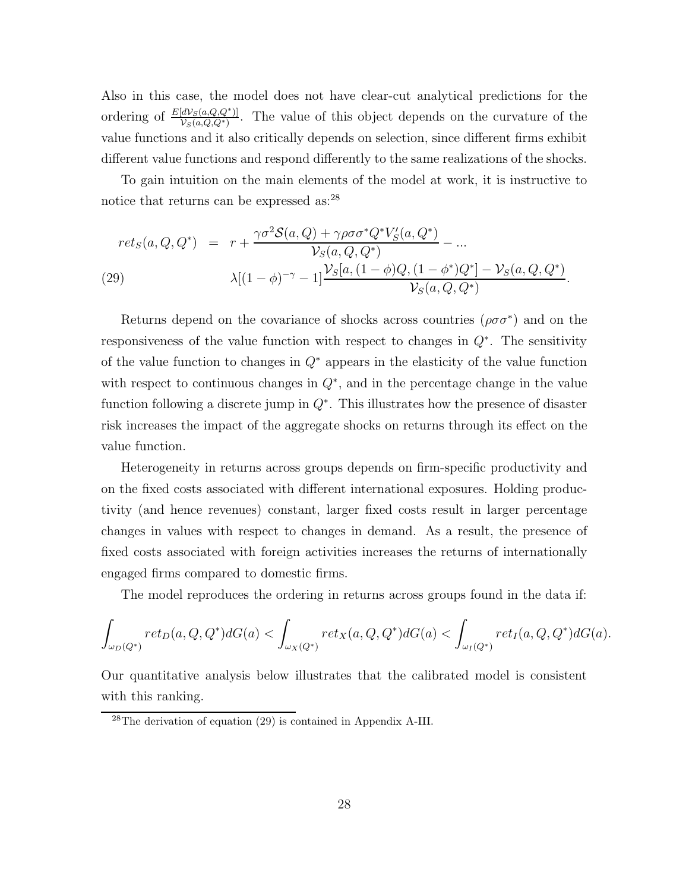Also in this case, the model does not have clear-cut analytical predictions for the ordering of $\frac{E[d\mathcal{V}_S(a,Q,Q^*)]}{\mathcal{V}_S(a,Q,Q^*)}$. The value of this object depends on the curvature of the value functions and it also critically depends on selection, since different firms exhibit different value functions and respond differently to the same realizations of the shocks.

To gain intuition on the main elements of the model at work, it is instructive to notice that returns can be expressed as:[28]

$$
\begin{aligned}
ret_S(a,Q,Q^*) &= r + \frac{\gamma\sigma^2\mathcal{S}(a,Q) + \gamma\rho\sigma\sigma^* Q^* V_S'(a,Q^*)}{\mathcal{V}_S(a,Q,Q^*)} - ... \\
&\quad \lambda[(1-\phi)^{-\gamma} - 1]\frac{\mathcal{V}_S[a,(1-\phi)Q,(1-\phi^*)Q^*] - \mathcal{V}_S(a,Q,Q^*)}{\mathcal{V}_S(a,Q,Q^*)}.
\end{aligned} \tag{29}
$$

Returns depend on the covariance of shocks across countries ($\rho\sigma\sigma^*$) and on the responsiveness of the value function with respect to changes in $Q^*$. The sensitivity of the value function to changes in $Q^*$ appears in the elasticity of the value function with respect to continuous changes in $Q^*$, and in the percentage change in the value function following a discrete jump in $Q^*$. This illustrates how the presence of disaster risk increases the impact of the aggregate shocks on returns through its effect on the value function.

Heterogeneity in returns across groups depends on firm-specific productivity and on the fixed costs associated with different international exposures. Holding productivity (and hence revenues) constant, larger fixed costs result in larger percentage changes in values with respect to changes in demand. As a result, the presence of fixed costs associated with foreign activities increases the returns of internationally engaged firms compared to domestic firms.

The model reproduces the ordering in returns across groups found in the data if:

$$
\int_{\omega_D(Q^*)} ret_D(a,Q,Q^*)dG(a) < \int_{\omega_X(Q^*)} ret_X(a,Q,Q^*)dG(a) < \int_{\omega_I(Q^*)} ret_I(a,Q,Q^*)dG(a).
$$

Our quantitative analysis below illustrates that the calibrated model is consistent with this ranking.

[28]The derivation of equation (29) is contained in Appendix A-III.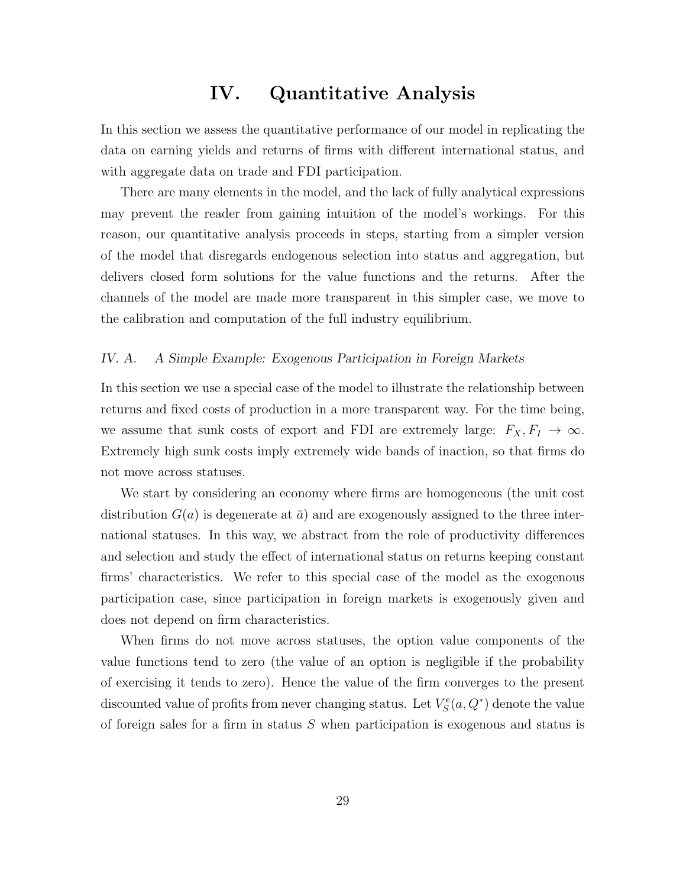// IV. Quantitative Analysis

In this section we assess the quantitative performance of our model in replicating the data on earning yields and returns of firms with different international status, and with aggregate data on trade and FDI participation.

There are many elements in the model, and the lack of fully analytical expressions may prevent the reader from gaining intuition of the model's workings. For this reason, our quantitative analysis proceeds in steps, starting from a simpler version of the model that disregards endogenous selection into status and aggregation, but delivers closed form solutions for the value functions and the returns. After the channels of the model are made more transparent in this simpler case, we move to the calibration and computation of the full industry equilibrium.

## *IV. A. A Simple Example: Exogenous Participation in Foreign Markets*

In this section we use a special case of the model to illustrate the relationship between returns and fixed costs of production in a more transparent way. For the time being, we assume that sunk costs of export and FDI are extremely large: $F_X, F_I \to \infty$. Extremely high sunk costs imply extremely wide bands of inaction, so that firms do not move across statuses.

We start by considering an economy where firms are homogeneous (the unit cost distribution $G(a)$ is degenerate at $\bar{a}$) and are exogenously assigned to the three international statuses. In this way, we abstract from the role of productivity differences and selection and study the effect of international status on returns keeping constant firms' characteristics. We refer to this special case of the model as the exogenous participation case, since participation in foreign markets is exogenously given and does not depend on firm characteristics.

When firms do not move across statuses, the option value components of the value functions tend to zero (the value of an option is negligible if the probability of exercising it tends to zero). Hence the value of the firm converges to the present discounted value of profits from never changing status. Let $V_S^e(a, Q^*)$ denote the value of foreign sales for a firm in status $S$ when participation is exogenous and status is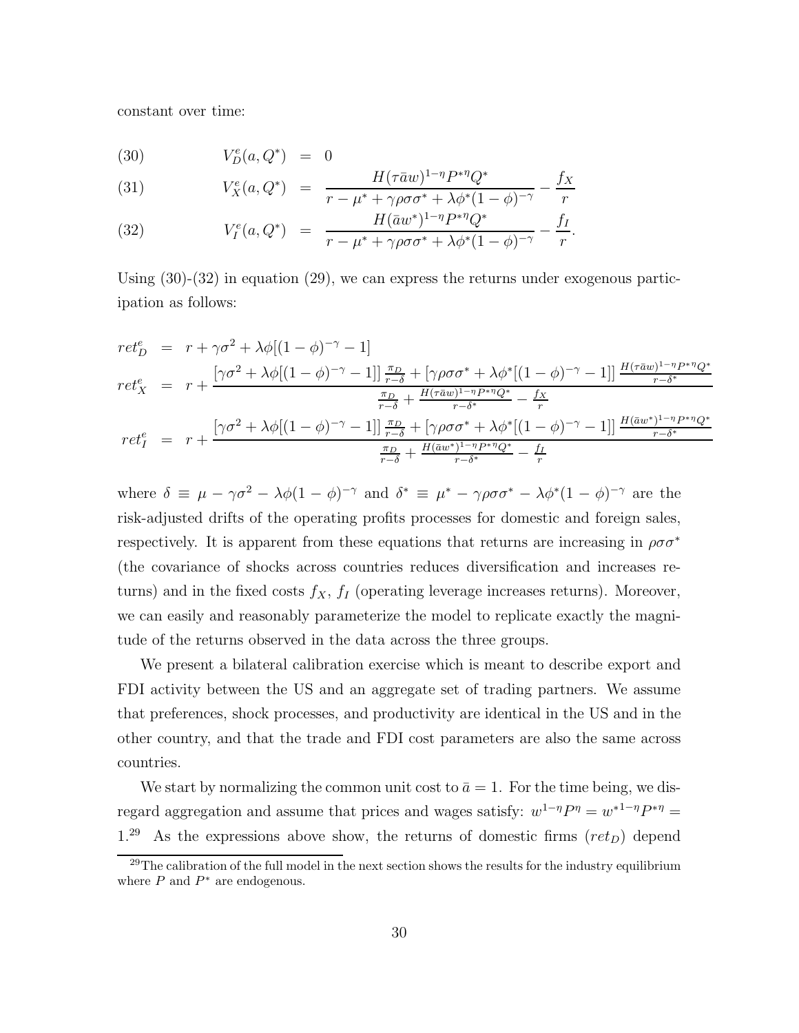constant over time:

$$
\begin{aligned}
(30) \qquad V_D^e(a, Q^*) &= 0 \\
(31) \qquad V_X^e(a, Q^*) &= \frac{H(\tau \bar{a} w)^{1-\eta} P^{*\eta} Q^*}{r - \mu^* + \gamma \rho \sigma \sigma^* + \lambda \phi^* (1-\phi)^{-\gamma}} - \frac{f_X}{r} \\
(32) \qquad V_I^e(a, Q^*) &= \frac{H(\bar{a} w^*)^{1-\eta} P^{*\eta} Q^*}{r - \mu^* + \gamma \rho \sigma \sigma^* + \lambda \phi^* (1-\phi)^{-\gamma}} - \frac{f_I}{r}.
\end{aligned}
$$

Using (30)-(32) in equation (29), we can express the returns under exogenous participation as follows:

$$
\begin{aligned}
ret_D^e &= r + \gamma \sigma^2 + \lambda \phi [(1-\phi)^{-\gamma} - 1] \\
ret_X^e &= r + \frac{\left[\gamma \sigma^2 + \lambda \phi [(1-\phi)^{-\gamma} - 1]\right] \frac{\pi_D}{r-\delta} + \left[\gamma \rho \sigma \sigma^* + \lambda \phi^* [(1-\phi)^{-\gamma} - 1]\right] \frac{H(\tau \bar{a} w)^{1-\eta} P^{*\eta} Q^*}{r - \delta^*}}{\frac{\pi_D}{r-\delta} + \frac{H(\tau \bar{a} w)^{1-\eta} P^{*\eta} Q^*}{r-\delta^*} - \frac{f_X}{r}} \\
ret_I^e &= r + \frac{\left[\gamma \sigma^2 + \lambda \phi [(1-\phi)^{-\gamma} - 1]\right] \frac{\pi_D}{r-\delta} + \left[\gamma \rho \sigma \sigma^* + \lambda \phi^* [(1-\phi)^{-\gamma} - 1]\right] \frac{H(\bar{a} w^*)^{1-\eta} P^{*\eta} Q^*}{r - \delta^*}}{\frac{\pi_D}{r-\delta} + \frac{H(\bar{a} w^*)^{1-\eta} P^{*\eta} Q^*}{r-\delta^*} - \frac{f_I}{r}}
\end{aligned}
$$

where $\delta \equiv \mu - \gamma \sigma^2 - \lambda \phi (1-\phi)^{-\gamma}$ and $\delta^* \equiv \mu^* - \gamma \rho \sigma \sigma^* - \lambda \phi^* (1-\phi)^{-\gamma}$ are the risk-adjusted drifts of the operating profits processes for domestic and foreign sales, respectively. It is apparent from these equations that returns are increasing in $\rho \sigma \sigma^*$ (the covariance of shocks across countries reduces diversification and increases returns) and in the fixed costs $f_X$, $f_I$ (operating leverage increases returns). Moreover, we can easily and reasonably parameterize the model to replicate exactly the magnitude of the returns observed in the data across the three groups.

We present a bilateral calibration exercise which is meant to describe export and FDI activity between the US and an aggregate set of trading partners. We assume that preferences, shock processes, and productivity are identical in the US and in the other country, and that the trade and FDI cost parameters are also the same across countries.

We start by normalizing the common unit cost to $\bar{a} = 1$. For the time being, we disregard aggregation and assume that prices and wages satisfy: $w^{1-\eta} P^{\eta} = w^{*1-\eta} P^{*\eta} = 1$.[29] As the expressions above show, the returns of domestic firms ($ret_D$) depend

[29] The calibration of the full model in the next section shows the results for the industry equilibrium where $P$ and $P^*$ are endogenous.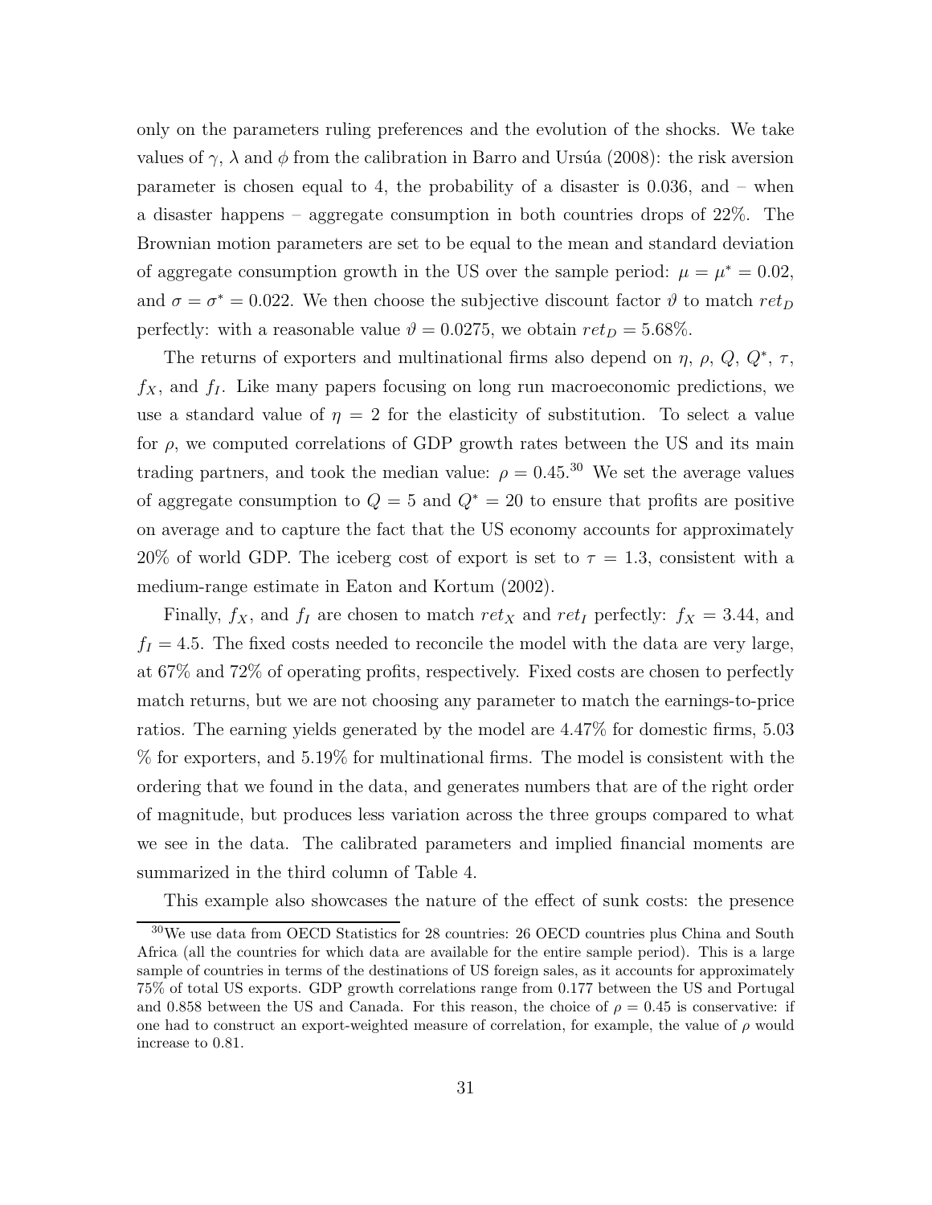only on the parameters ruling preferences and the evolution of the shocks. We take values of $\gamma$, $\lambda$ and $\phi$ from the calibration in Barro and Ursúa (2008): the risk aversion parameter is chosen equal to 4, the probability of a disaster is 0.036, and – when a disaster happens – aggregate consumption in both countries drops of 22%. The Brownian motion parameters are set to be equal to the mean and standard deviation of aggregate consumption growth in the US over the sample period: $\mu = \mu^* = 0.02$, and $\sigma = \sigma^* = 0.022$. We then choose the subjective discount factor $\vartheta$ to match $ret_D$ perfectly: with a reasonable value $\vartheta = 0.0275$, we obtain $ret_D = 5.68\%$.

The returns of exporters and multinational firms also depend on $\eta$, $\rho$, $Q$, $Q^*$, $\tau$, $f_X$, and $f_I$. Like many papers focusing on long run macroeconomic predictions, we use a standard value of $\eta = 2$ for the elasticity of substitution. To select a value for $\rho$, we computed correlations of GDP growth rates between the US and its main trading partners, and took the median value: $\rho = 0.45$.[30] We set the average values of aggregate consumption to $Q = 5$ and $Q^* = 20$ to ensure that profits are positive on average and to capture the fact that the US economy accounts for approximately 20% of world GDP. The iceberg cost of export is set to $\tau = 1.3$, consistent with a medium-range estimate in Eaton and Kortum (2002).

Finally, $f_X$, and $f_I$ are chosen to match $ret_X$ and $ret_I$ perfectly: $f_X = 3.44$, and $f_I = 4.5$. The fixed costs needed to reconcile the model with the data are very large, at 67% and 72% of operating profits, respectively. Fixed costs are chosen to perfectly match returns, but we are not choosing any parameter to match the earnings-to-price ratios. The earning yields generated by the model are 4.47% for domestic firms, 5.03 % for exporters, and 5.19% for multinational firms. The model is consistent with the ordering that we found in the data, and generates numbers that are of the right order of magnitude, but produces less variation across the three groups compared to what we see in the data. The calibrated parameters and implied financial moments are summarized in the third column of Table 4.

This example also showcases the nature of the effect of sunk costs: the presence

[30] We use data from OECD Statistics for 28 countries: 26 OECD countries plus China and South Africa (all the countries for which data are available for the entire sample period). This is a large sample of countries in terms of the destinations of US foreign sales, as it accounts for approximately 75% of total US exports. GDP growth correlations range from 0.177 between the US and Portugal and 0.858 between the US and Canada. For this reason, the choice of $\rho = 0.45$ is conservative: if one had to construct an export-weighted measure of correlation, for example, the value of $\rho$ would increase to 0.81.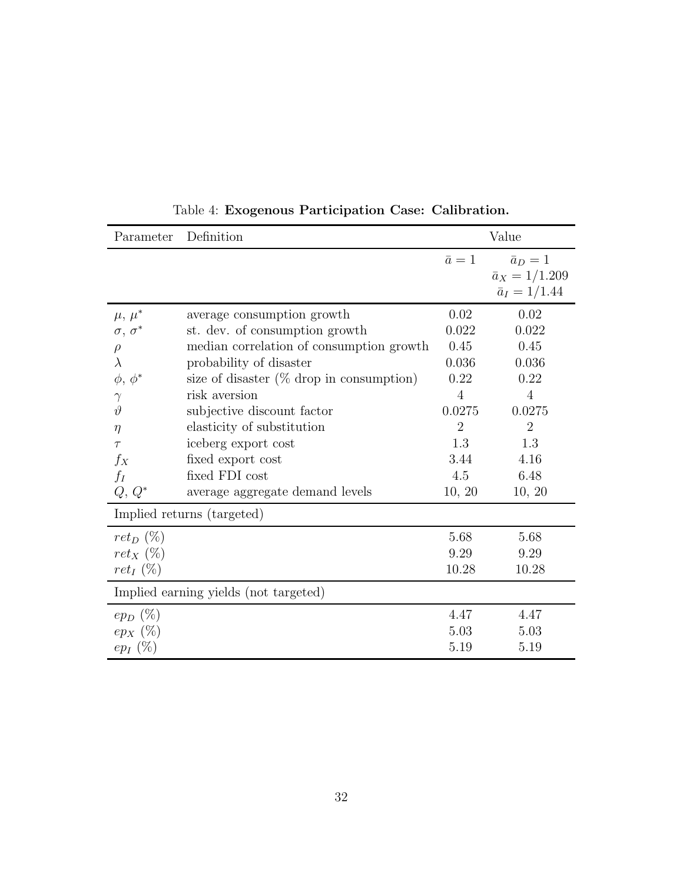Table 4: **Exogenous Participation Case: Calibration.**

| Parameter | Definition | Value | |
|---|---|---|---|
| | | $\bar{a} = 1$ | $\bar{a}_D = 1$ <br> $\bar{a}_X = 1/1.209$ <br> $\bar{a}_I = 1/1.44$ |
| $\mu$, $\mu^*$ | average consumption growth | 0.02 | 0.02 |
| $\sigma$, $\sigma^*$ | st. dev. of consumption growth | 0.022 | 0.022 |
| $\rho$ | median correlation of consumption growth | 0.45 | 0.45 |
| $\lambda$ | probability of disaster | 0.036 | 0.036 |
| $\phi$, $\phi^*$ | size of disaster (% drop in consumption) | 0.22 | 0.22 |
| $\gamma$ | risk aversion | 4 | 4 |
| $\vartheta$ | subjective discount factor | 0.0275 | 0.0275 |
| $\eta$ | elasticity of substitution | 2 | 2 |
| $\tau$ | iceberg export cost | 1.3 | 1.3 |
| $f_X$ | fixed export cost | 3.44 | 4.16 |
| $f_I$ | fixed FDI cost | 4.5 | 6.48 |
| $Q$, $Q^*$ | average aggregate demand levels | 10, 20 | 10, 20 |
| Implied returns (targeted) | | | |
| $ret_D$ (%) | | 5.68 | 5.68 |
| $ret_X$ (%) | | 9.29 | 9.29 |
| $ret_I$ (%) | | 10.28 | 10.28 |
| Implied earning yields (not targeted) | | | |
| $ep_D$ (%) | | 4.47 | 4.47 |
| $ep_X$ (%) | | 5.03 | 5.03 |
| $ep_I$ (%) | | 5.19 | 5.19 |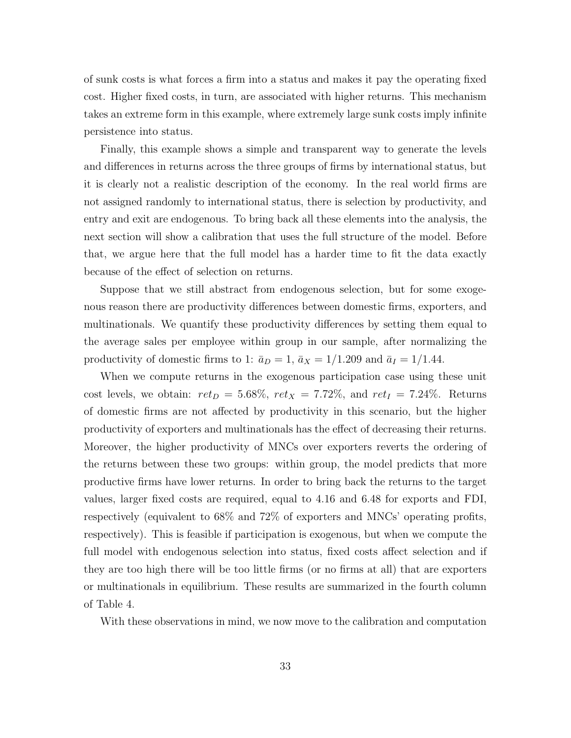of sunk costs is what forces a firm into a status and makes it pay the operating fixed cost. Higher fixed costs, in turn, are associated with higher returns. This mechanism takes an extreme form in this example, where extremely large sunk costs imply infinite persistence into status.

Finally, this example shows a simple and transparent way to generate the levels and differences in returns across the three groups of firms by international status, but it is clearly not a realistic description of the economy. In the real world firms are not assigned randomly to international status, there is selection by productivity, and entry and exit are endogenous. To bring back all these elements into the analysis, the next section will show a calibration that uses the full structure of the model. Before that, we argue here that the full model has a harder time to fit the data exactly because of the effect of selection on returns.

Suppose that we still abstract from endogenous selection, but for some exogenous reason there are productivity differences between domestic firms, exporters, and multinationals. We quantify these productivity differences by setting them equal to the average sales per employee within group in our sample, after normalizing the productivity of domestic firms to 1: $\bar{a}_D = 1$, $\bar{a}_X = 1/1.209$ and $\bar{a}_I = 1/1.44$.

When we compute returns in the exogenous participation case using these unit cost levels, we obtain: $ret_D = 5.68\%$, $ret_X = 7.72\%$, and $ret_I = 7.24\%$. Returns of domestic firms are not affected by productivity in this scenario, but the higher productivity of exporters and multinationals has the effect of decreasing their returns. Moreover, the higher productivity of MNCs over exporters reverts the ordering of the returns between these two groups: within group, the model predicts that more productive firms have lower returns. In order to bring back the returns to the target values, larger fixed costs are required, equal to 4.16 and 6.48 for exports and FDI, respectively (equivalent to 68% and 72% of exporters and MNCs' operating profits, respectively). This is feasible if participation is exogenous, but when we compute the full model with endogenous selection into status, fixed costs affect selection and if they are too high there will be too little firms (or no firms at all) that are exporters or multinationals in equilibrium. These results are summarized in the fourth column of Table 4.

With these observations in mind, we now move to the calibration and computation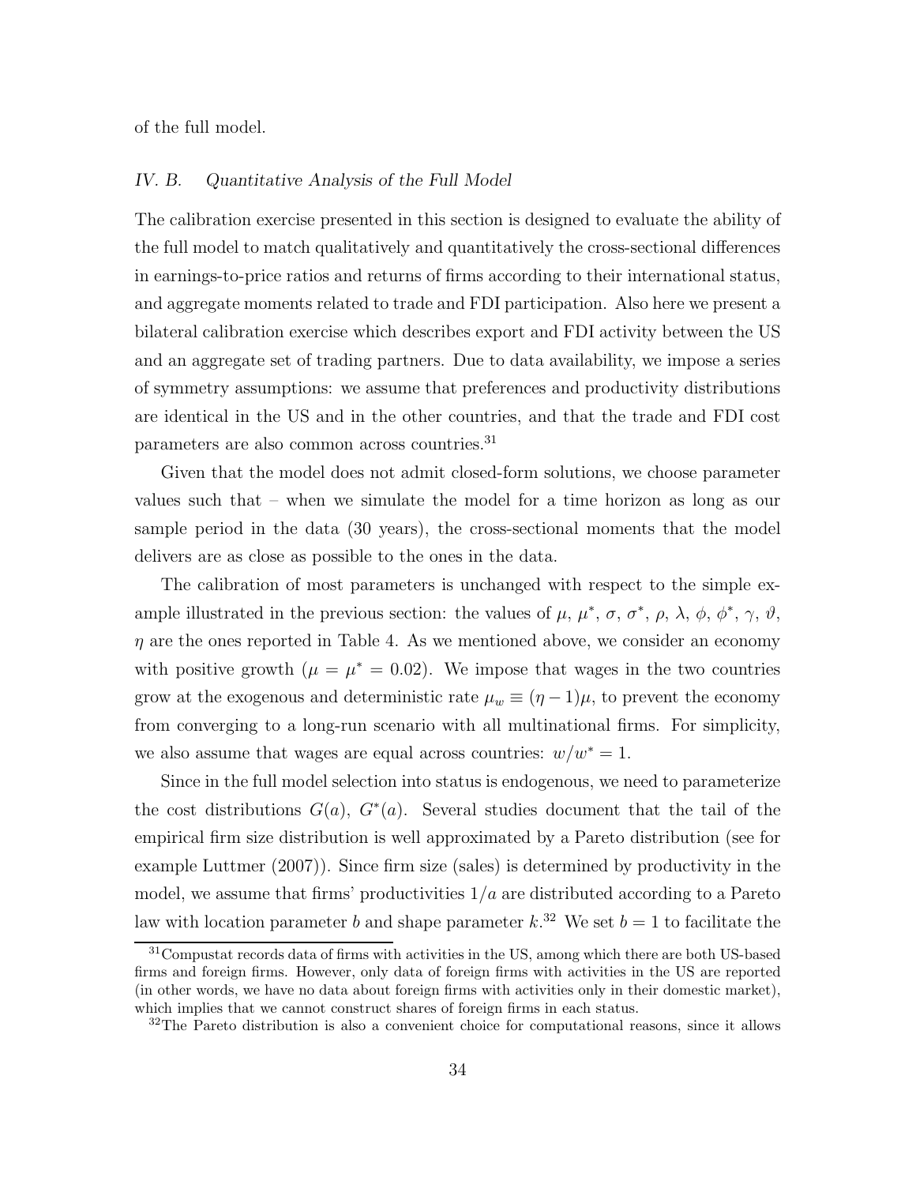of the full model.

### *IV. B. Quantitative Analysis of the Full Model*

The calibration exercise presented in this section is designed to evaluate the ability of the full model to match qualitatively and quantitatively the cross-sectional differences in earnings-to-price ratios and returns of firms according to their international status, and aggregate moments related to trade and FDI participation. Also here we present a bilateral calibration exercise which describes export and FDI activity between the US and an aggregate set of trading partners. Due to data availability, we impose a series of symmetry assumptions: we assume that preferences and productivity distributions are identical in the US and in the other countries, and that the trade and FDI cost parameters are also common across countries.[31]

Given that the model does not admit closed-form solutions, we choose parameter values such that – when we simulate the model for a time horizon as long as our sample period in the data (30 years), the cross-sectional moments that the model delivers are as close as possible to the ones in the data.

The calibration of most parameters is unchanged with respect to the simple example illustrated in the previous section: the values of $\mu$, $\mu^*$, $\sigma$, $\sigma^*$, $\rho$, $\lambda$, $\phi$, $\phi^*$, $\gamma$, $\vartheta$, $\eta$ are the ones reported in Table 4. As we mentioned above, we consider an economy with positive growth ($\mu = \mu^* = 0.02$). We impose that wages in the two countries grow at the exogenous and deterministic rate $\mu_w \equiv (\eta - 1)\mu$, to prevent the economy from converging to a long-run scenario with all multinational firms. For simplicity, we also assume that wages are equal across countries: $w/w^* = 1$.

Since in the full model selection into status is endogenous, we need to parameterize the cost distributions $G(a)$, $G^*(a)$. Several studies document that the tail of the empirical firm size distribution is well approximated by a Pareto distribution (see for example Luttmer (2007)). Since firm size (sales) is determined by productivity in the model, we assume that firms' productivities $1/a$ are distributed according to a Pareto law with location parameter $b$ and shape parameter $k$.[32] We set $b = 1$ to facilitate the

[31] Compustat records data of firms with activities in the US, among which there are both US-based firms and foreign firms. However, only data of foreign firms with activities in the US are reported (in other words, we have no data about foreign firms with activities only in their domestic market), which implies that we cannot construct shares of foreign firms in each status.

[32] The Pareto distribution is also a convenient choice for computational reasons, since it allows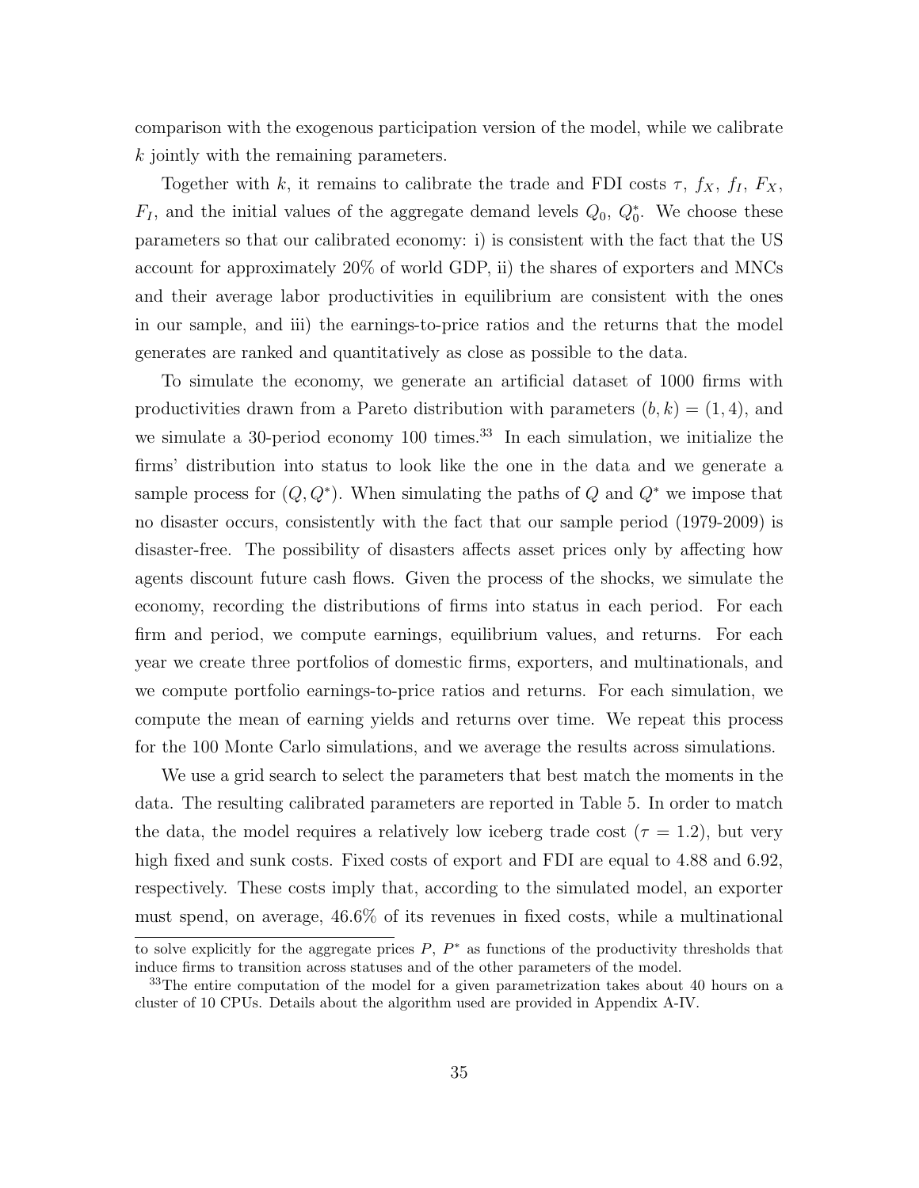comparison with the exogenous participation version of the model, while we calibrate $k$ jointly with the remaining parameters.

Together with $k$, it remains to calibrate the trade and FDI costs $\tau$, $f_X$, $f_I$, $F_X$, $F_I$, and the initial values of the aggregate demand levels $Q_0$, $Q_0^*$. We choose these parameters so that our calibrated economy: i) is consistent with the fact that the US account for approximately 20% of world GDP, ii) the shares of exporters and MNCs and their average labor productivities in equilibrium are consistent with the ones in our sample, and iii) the earnings-to-price ratios and the returns that the model generates are ranked and quantitatively as close as possible to the data.

To simulate the economy, we generate an artificial dataset of 1000 firms with productivities drawn from a Pareto distribution with parameters $(b, k) = (1, 4)$, and we simulate a 30-period economy 100 times.[33] In each simulation, we initialize the firms' distribution into status to look like the one in the data and we generate a sample process for $(Q, Q^*)$. When simulating the paths of $Q$ and $Q^*$ we impose that no disaster occurs, consistently with the fact that our sample period (1979-2009) is disaster-free. The possibility of disasters affects asset prices only by affecting how agents discount future cash flows. Given the process of the shocks, we simulate the economy, recording the distributions of firms into status in each period. For each firm and period, we compute earnings, equilibrium values, and returns. For each year we create three portfolios of domestic firms, exporters, and multinationals, and we compute portfolio earnings-to-price ratios and returns. For each simulation, we compute the mean of earning yields and returns over time. We repeat this process for the 100 Monte Carlo simulations, and we average the results across simulations.

We use a grid search to select the parameters that best match the moments in the data. The resulting calibrated parameters are reported in Table 5. In order to match the data, the model requires a relatively low iceberg trade cost ($\tau = 1.2$), but very high fixed and sunk costs. Fixed costs of export and FDI are equal to 4.88 and 6.92, respectively. These costs imply that, according to the simulated model, an exporter must spend, on average, 46.6% of its revenues in fixed costs, while a multinational

---

to solve explicitly for the aggregate prices $P$, $P^*$ as functions of the productivity thresholds that induce firms to transition across statuses and of the other parameters of the model.

[33] The entire computation of the model for a given parametrization takes about 40 hours on a cluster of 10 CPUs. Details about the algorithm used are provided in Appendix A-IV.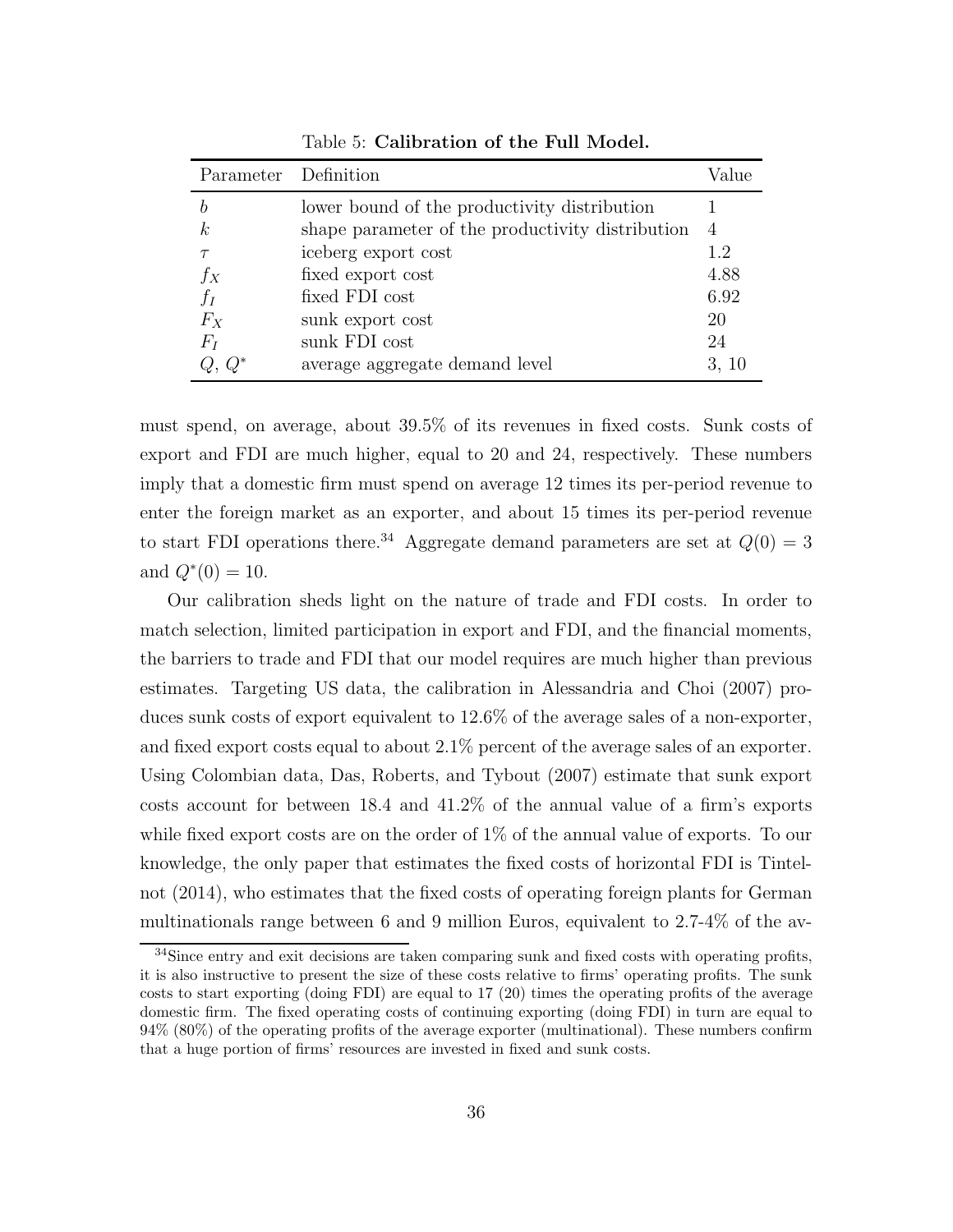Table 5: **Calibration of the Full Model.**

| Parameter | Definition | Value |
|---|---|---|
| $b$ | lower bound of the productivity distribution | 1 |
| $k$ | shape parameter of the productivity distribution | 4 |
| $\tau$ | iceberg export cost | 1.2 |
| $f_X$ | fixed export cost | 4.88 |
| $f_I$ | fixed FDI cost | 6.92 |
| $F_X$ | sunk export cost | 20 |
| $F_I$ | sunk FDI cost | 24 |
| $Q$, $Q^*$ | average aggregate demand level | 3, 10 |

must spend, on average, about 39.5% of its revenues in fixed costs. Sunk costs of export and FDI are much higher, equal to 20 and 24, respectively. These numbers imply that a domestic firm must spend on average 12 times its per-period revenue to enter the foreign market as an exporter, and about 15 times its per-period revenue to start FDI operations there.[34] Aggregate demand parameters are set at $Q(0) = 3$ and $Q^*(0) = 10$.

Our calibration sheds light on the nature of trade and FDI costs. In order to match selection, limited participation in export and FDI, and the financial moments, the barriers to trade and FDI that our model requires are much higher than previous estimates. Targeting US data, the calibration in Alessandria and Choi (2007) produces sunk costs of export equivalent to 12.6% of the average sales of a non-exporter, and fixed export costs equal to about 2.1% percent of the average sales of an exporter. Using Colombian data, Das, Roberts, and Tybout (2007) estimate that sunk export costs account for between 18.4 and 41.2% of the annual value of a firm's exports while fixed export costs are on the order of 1% of the annual value of exports. To our knowledge, the only paper that estimates the fixed costs of horizontal FDI is Tintelnot (2014), who estimates that the fixed costs of operating foreign plants for German multinationals range between 6 and 9 million Euros, equivalent to 2.7-4% of the av-

[34] Since entry and exit decisions are taken comparing sunk and fixed costs with operating profits, it is also instructive to present the size of these costs relative to firms' operating profits. The sunk costs to start exporting (doing FDI) are equal to 17 (20) times the operating profits of the average domestic firm. The fixed operating costs of continuing exporting (doing FDI) in turn are equal to 94% (80%) of the operating profits of the average exporter (multinational). These numbers confirm that a huge portion of firms' resources are invested in fixed and sunk costs.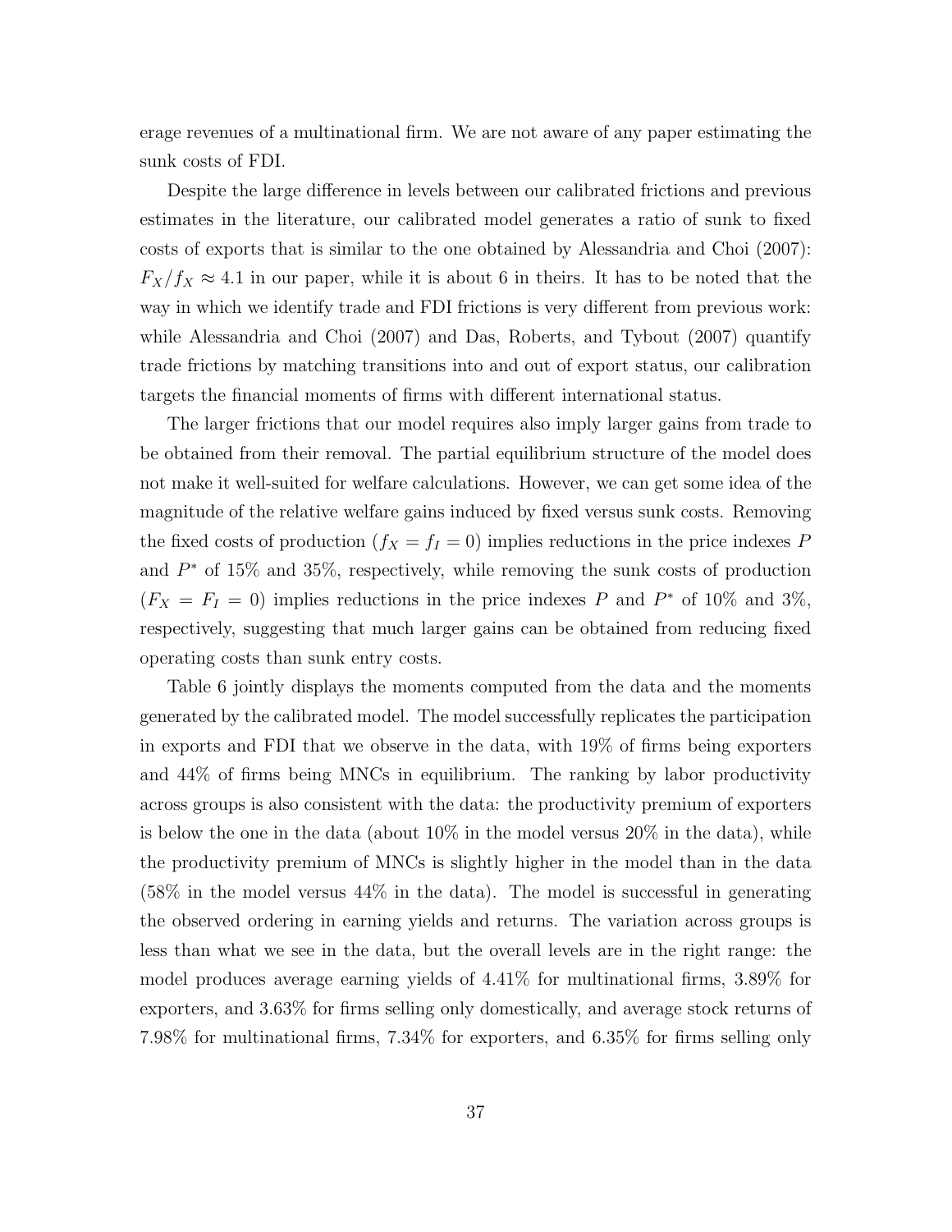erage revenues of a multinational firm. We are not aware of any paper estimating the sunk costs of FDI.

Despite the large difference in levels between our calibrated frictions and previous estimates in the literature, our calibrated model generates a ratio of sunk to fixed costs of exports that is similar to the one obtained by Alessandria and Choi (2007): $F_X/f_X \approx 4.1$ in our paper, while it is about 6 in theirs. It has to be noted that the way in which we identify trade and FDI frictions is very different from previous work: while Alessandria and Choi (2007) and Das, Roberts, and Tybout (2007) quantify trade frictions by matching transitions into and out of export status, our calibration targets the financial moments of firms with different international status.

The larger frictions that our model requires also imply larger gains from trade to be obtained from their removal. The partial equilibrium structure of the model does not make it well-suited for welfare calculations. However, we can get some idea of the magnitude of the relative welfare gains induced by fixed versus sunk costs. Removing the fixed costs of production ($f_X = f_I = 0$) implies reductions in the price indexes $P$ and $P^*$ of 15% and 35%, respectively, while removing the sunk costs of production ($F_X = F_I = 0$) implies reductions in the price indexes $P$ and $P^*$ of 10% and 3%, respectively, suggesting that much larger gains can be obtained from reducing fixed operating costs than sunk entry costs.

Table 6 jointly displays the moments computed from the data and the moments generated by the calibrated model. The model successfully replicates the participation in exports and FDI that we observe in the data, with 19% of firms being exporters and 44% of firms being MNCs in equilibrium. The ranking by labor productivity across groups is also consistent with the data: the productivity premium of exporters is below the one in the data (about 10% in the model versus 20% in the data), while the productivity premium of MNCs is slightly higher in the model than in the data (58% in the model versus 44% in the data). The model is successful in generating the observed ordering in earning yields and returns. The variation across groups is less than what we see in the data, but the overall levels are in the right range: the model produces average earning yields of 4.41% for multinational firms, 3.89% for exporters, and 3.63% for firms selling only domestically, and average stock returns of 7.98% for multinational firms, 7.34% for exporters, and 6.35% for firms selling only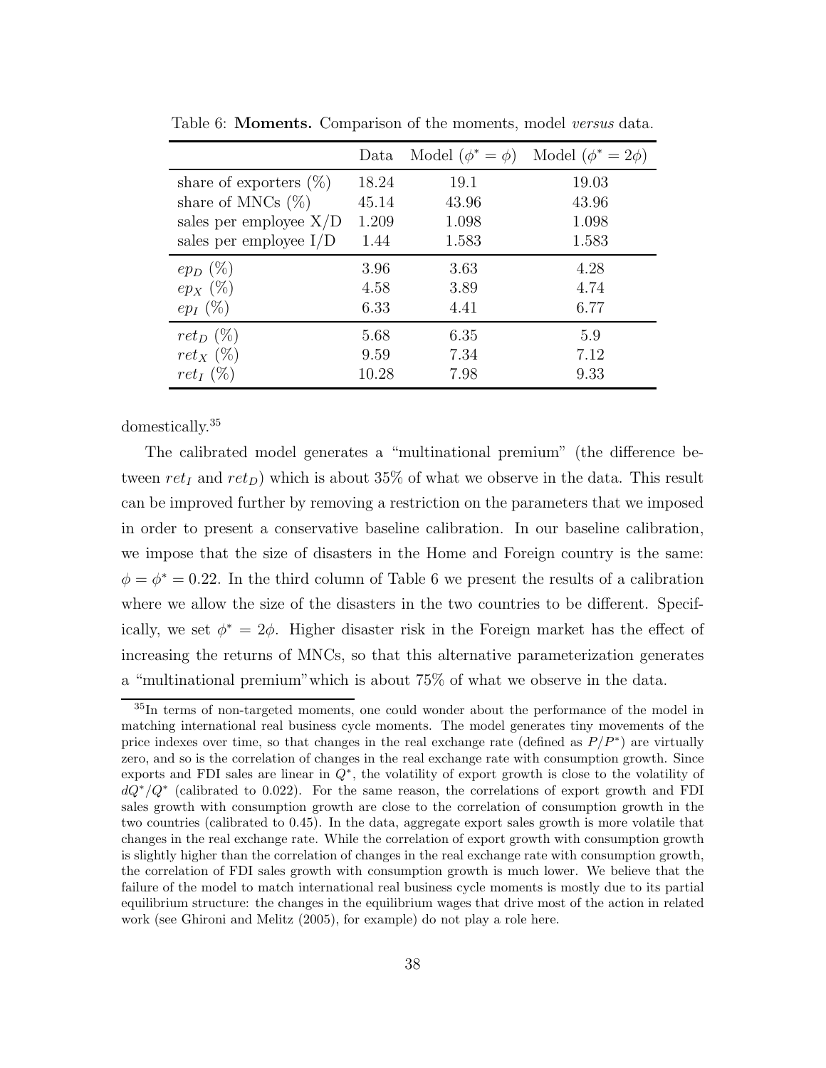Table 6: **Moments.** Comparison of the moments, model *versus* data.

| | Data | Model ($\phi^* = \phi$) | Model ($\phi^* = 2\phi$) |
|---|---|---|---|
| share of exporters (%) | 18.24 | 19.1 | 19.03 |
| share of MNCs (%) | 45.14 | 43.96 | 43.96 |
| sales per employee X/D | 1.209 | 1.098 | 1.098 |
| sales per employee I/D | 1.44 | 1.583 | 1.583 |
| $ep_D$ (%) | 3.96 | 3.63 | 4.28 |
| $ep_X$ (%) | 4.58 | 3.89 | 4.74 |
| $ep_I$ (%) | 6.33 | 4.41 | 6.77 |
| $ret_D$ (%) | 5.68 | 6.35 | 5.9 |
| $ret_X$ (%) | 9.59 | 7.34 | 7.12 |
| $ret_I$ (%) | 10.28 | 7.98 | 9.33 |

domestically.[35]

The calibrated model generates a "multinational premium" (the difference between $ret_I$ and $ret_D$) which is about 35% of what we observe in the data. This result can be improved further by removing a restriction on the parameters that we imposed in order to present a conservative baseline calibration. In our baseline calibration, we impose that the size of disasters in the Home and Foreign country is the same: $\phi = \phi^* = 0.22$. In the third column of Table 6 we present the results of a calibration where we allow the size of the disasters in the two countries to be different. Specifically, we set $\phi^* = 2\phi$. Higher disaster risk in the Foreign market has the effect of increasing the returns of MNCs, so that this alternative parameterization generates a "multinational premium"which is about 75% of what we observe in the data.

[35] In terms of non-targeted moments, one could wonder about the performance of the model in matching international real business cycle moments. The model generates tiny movements of the price indexes over time, so that changes in the real exchange rate (defined as $P/P^*$) are virtually zero, and so is the correlation of changes in the real exchange rate with consumption growth. Since exports and FDI sales are linear in $Q^*$, the volatility of export growth is close to the volatility of $dQ^*/Q^*$ (calibrated to 0.022). For the same reason, the correlations of export growth and FDI sales growth with consumption growth are close to the correlation of consumption growth in the two countries (calibrated to 0.45). In the data, aggregate export sales growth is more volatile that changes in the real exchange rate. While the correlation of export growth with consumption growth is slightly higher than the correlation of changes in the real exchange rate with consumption growth, the correlation of FDI sales growth with consumption growth is much lower. We believe that the failure of the model to match international real business cycle moments is mostly due to its partial equilibrium structure: the changes in the equilibrium wages that drive most of the action in related work (see Ghironi and Melitz (2005), for example) do not play a role here.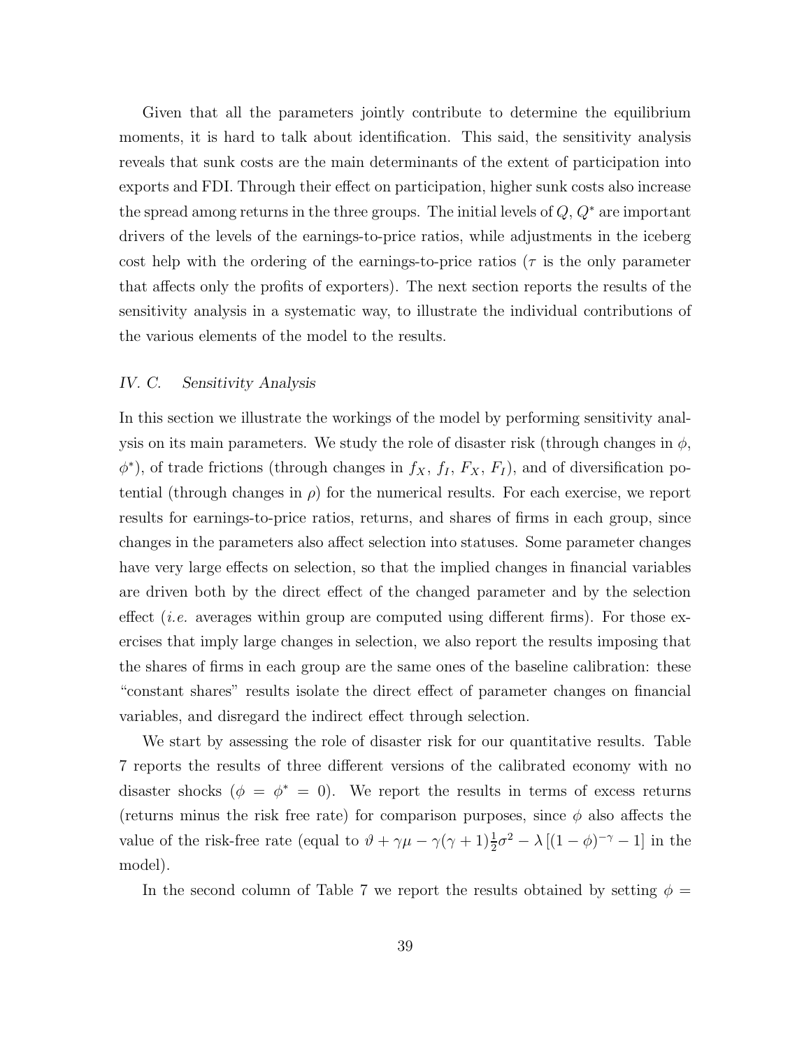Given that all the parameters jointly contribute to determine the equilibrium moments, it is hard to talk about identification. This said, the sensitivity analysis reveals that sunk costs are the main determinants of the extent of participation into exports and FDI. Through their effect on participation, higher sunk costs also increase the spread among returns in the three groups. The initial levels of $Q$, $Q^*$ are important drivers of the levels of the earnings-to-price ratios, while adjustments in the iceberg cost help with the ordering of the earnings-to-price ratios ($\tau$ is the only parameter that affects only the profits of exporters). The next section reports the results of the sensitivity analysis in a systematic way, to illustrate the individual contributions of the various elements of the model to the results.

### *IV. C. Sensitivity Analysis*

In this section we illustrate the workings of the model by performing sensitivity analysis on its main parameters. We study the role of disaster risk (through changes in $\phi$, $\phi^*$), of trade frictions (through changes in $f_X$, $f_I$, $F_X$, $F_I$), and of diversification potential (through changes in $\rho$) for the numerical results. For each exercise, we report results for earnings-to-price ratios, returns, and shares of firms in each group, since changes in the parameters also affect selection into statuses. Some parameter changes have very large effects on selection, so that the implied changes in financial variables are driven both by the direct effect of the changed parameter and by the selection effect (*i.e.* averages within group are computed using different firms). For those exercises that imply large changes in selection, we also report the results imposing that the shares of firms in each group are the same ones of the baseline calibration: these "constant shares" results isolate the direct effect of parameter changes on financial variables, and disregard the indirect effect through selection.

We start by assessing the role of disaster risk for our quantitative results. Table 7 reports the results of three different versions of the calibrated economy with no disaster shocks ($\phi = \phi^* = 0$). We report the results in terms of excess returns (returns minus the risk free rate) for comparison purposes, since $\phi$ also affects the value of the risk-free rate (equal to $\vartheta + \gamma\mu - \gamma(\gamma+1)\frac{1}{2}\sigma^2 - \lambda\left[(1-\phi)^{-\gamma} - 1\right]$ in the model).

In the second column of Table 7 we report the results obtained by setting $\phi =$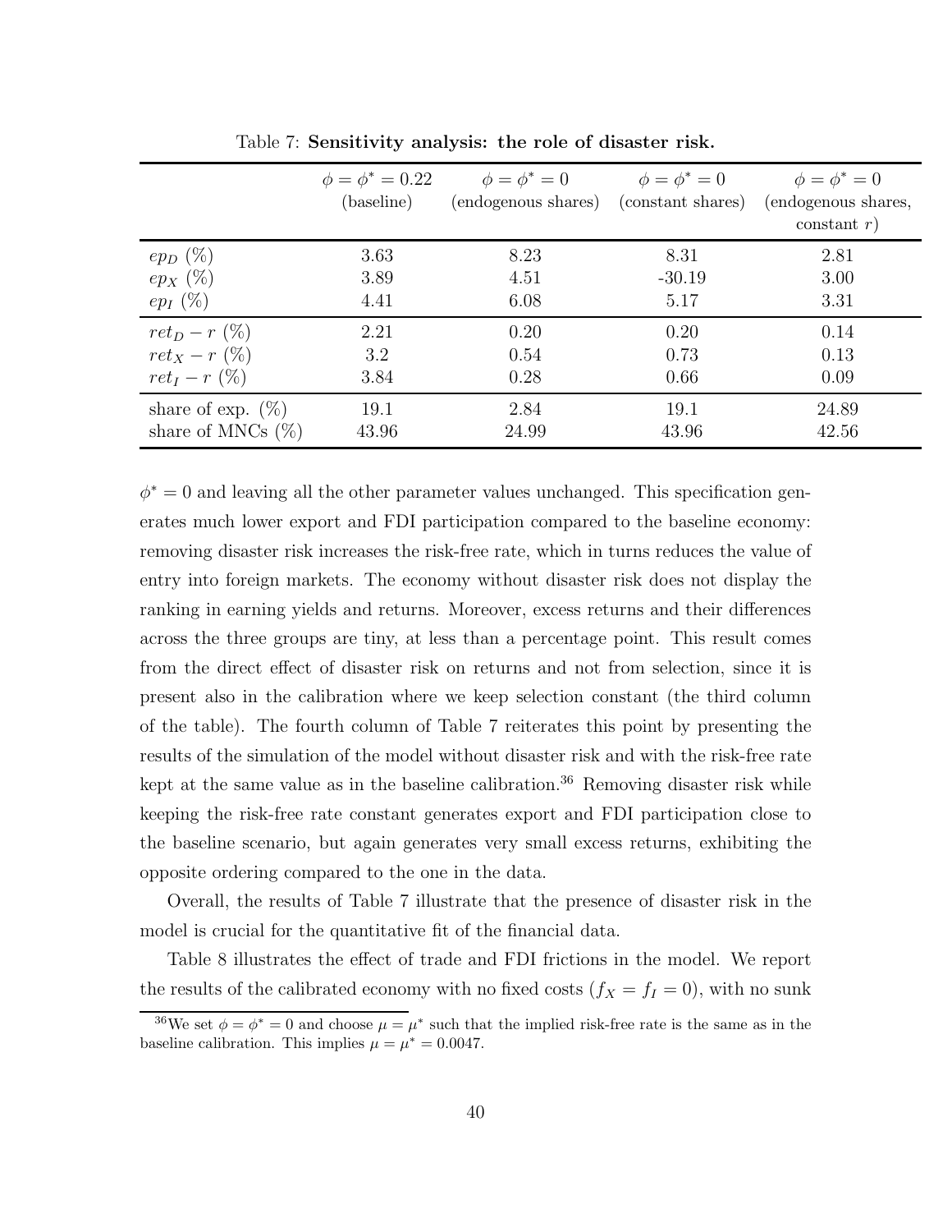Table 7: **Sensitivity analysis: the role of disaster risk.**

| | $\phi = \phi^* = 0.22$ (baseline) | $\phi = \phi^* = 0$ (endogenous shares) | $\phi = \phi^* = 0$ (constant shares) | $\phi = \phi^* = 0$ (endogenous shares, constant $r$) |
|---|---|---|---|---|
| $ep_D$ (%) | 3.63 | 8.23 | 8.31 | 2.81 |
| $ep_X$ (%) | 3.89 | 4.51 | -30.19 | 3.00 |
| $ep_I$ (%) | 4.41 | 6.08 | 5.17 | 3.31 |
| $ret_D - r$ (%) | 2.21 | 0.20 | 0.20 | 0.14 |
| $ret_X - r$ (%) | 3.2 | 0.54 | 0.73 | 0.13 |
| $ret_I - r$ (%) | 3.84 | 0.28 | 0.66 | 0.09 |
| share of exp. (%) | 19.1 | 2.84 | 19.1 | 24.89 |
| share of MNCs (%) | 43.96 | 24.99 | 43.96 | 42.56 |

$\phi^* = 0$ and leaving all the other parameter values unchanged. This specification generates much lower export and FDI participation compared to the baseline economy: removing disaster risk increases the risk-free rate, which in turns reduces the value of entry into foreign markets. The economy without disaster risk does not display the ranking in earning yields and returns. Moreover, excess returns and their differences across the three groups are tiny, at less than a percentage point. This result comes from the direct effect of disaster risk on returns and not from selection, since it is present also in the calibration where we keep selection constant (the third column of the table). The fourth column of Table 7 reiterates this point by presenting the results of the simulation of the model without disaster risk and with the risk-free rate kept at the same value as in the baseline calibration.[36] Removing disaster risk while keeping the risk-free rate constant generates export and FDI participation close to the baseline scenario, but again generates very small excess returns, exhibiting the opposite ordering compared to the one in the data.

Overall, the results of Table 7 illustrate that the presence of disaster risk in the model is crucial for the quantitative fit of the financial data.

Table 8 illustrates the effect of trade and FDI frictions in the model. We report the results of the calibrated economy with no fixed costs ($f_X = f_I = 0$), with no sunk

[36] We set $\phi = \phi^* = 0$ and choose $\mu = \mu^*$ such that the implied risk-free rate is the same as in the baseline calibration. This implies $\mu = \mu^* = 0.0047$.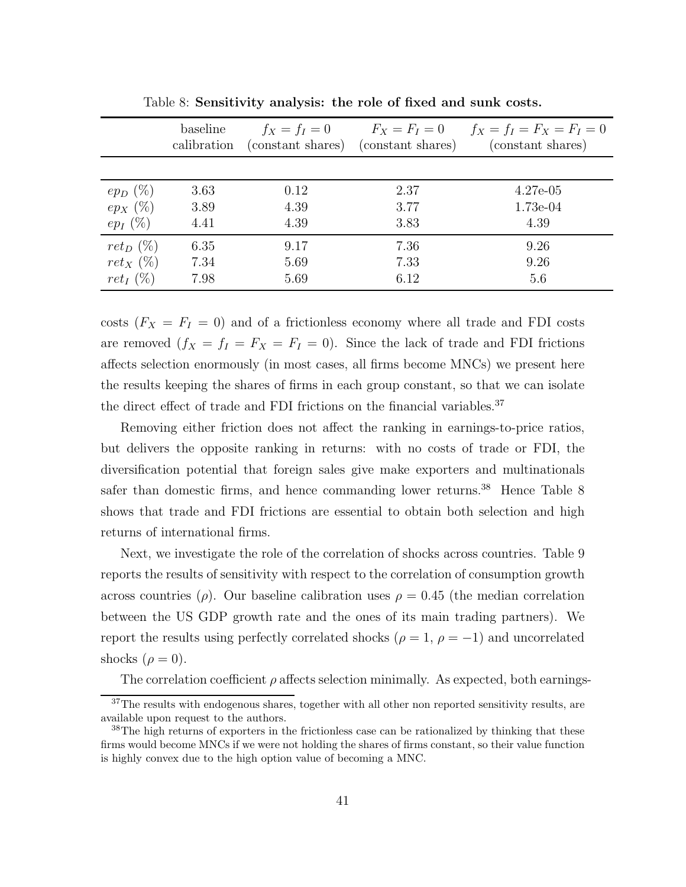Table 8: **Sensitivity analysis: the role of fixed and sunk costs.**

| | baseline calibration | $f_X = f_I = 0$ (constant shares) | $F_X = F_I = 0$ (constant shares) | $f_X = f_I = F_X = F_I = 0$ (constant shares) |
|---|---|---|---|---|
| $ep_D$ (%) | 3.63 | 0.12 | 2.37 | 4.27e-05 |
| $ep_X$ (%) | 3.89 | 4.39 | 3.77 | 1.73e-04 |
| $ep_I$ (%) | 4.41 | 4.39 | 3.83 | 4.39 |
| $ret_D$ (%) | 6.35 | 9.17 | 7.36 | 9.26 |
| $ret_X$ (%) | 7.34 | 5.69 | 7.33 | 9.26 |
| $ret_I$ (%) | 7.98 | 5.69 | 6.12 | 5.6 |

costs ($F_X = F_I = 0$) and of a frictionless economy where all trade and FDI costs are removed ($f_X = f_I = F_X = F_I = 0$). Since the lack of trade and FDI frictions affects selection enormously (in most cases, all firms become MNCs) we present here the results keeping the shares of firms in each group constant, so that we can isolate the direct effect of trade and FDI frictions on the financial variables.[37]

Removing either friction does not affect the ranking in earnings-to-price ratios, but delivers the opposite ranking in returns: with no costs of trade or FDI, the diversification potential that foreign sales give make exporters and multinationals safer than domestic firms, and hence commanding lower returns.[38] Hence Table 8 shows that trade and FDI frictions are essential to obtain both selection and high returns of international firms.

Next, we investigate the role of the correlation of shocks across countries. Table 9 reports the results of sensitivity with respect to the correlation of consumption growth across countries ($\rho$). Our baseline calibration uses $\rho = 0.45$ (the median correlation between the US GDP growth rate and the ones of its main trading partners). We report the results using perfectly correlated shocks ($\rho = 1$, $\rho = -1$) and uncorrelated shocks ($\rho = 0$).

The correlation coefficient $\rho$ affects selection minimally. As expected, both earnings-

[37] The results with endogenous shares, together with all other non reported sensitivity results, are available upon request to the authors.

[38] The high returns of exporters in the frictionless case can be rationalized by thinking that these firms would become MNCs if we were not holding the shares of firms constant, so their value function is highly convex due to the high option value of becoming a MNC.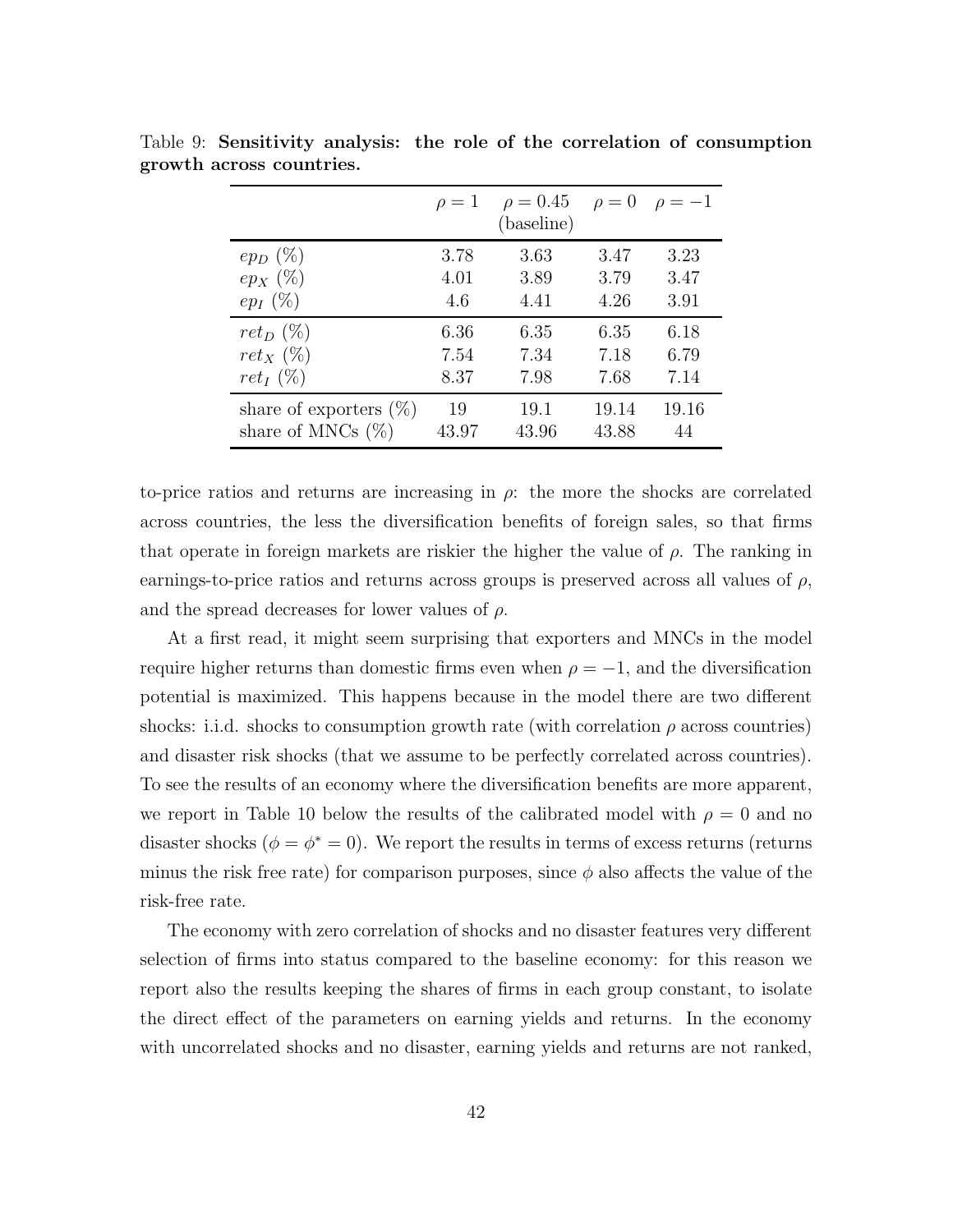Table 9: **Sensitivity analysis: the role of the correlation of consumption growth across countries.**

| | $\rho = 1$ | $\rho = 0.45$ (baseline) | $\rho = 0$ | $\rho = -1$ |
|---|---|---|---|---|
| $ep_D$ (%) | 3.78 | 3.63 | 3.47 | 3.23 |
| $ep_X$ (%) | 4.01 | 3.89 | 3.79 | 3.47 |
| $ep_I$ (%) | 4.6 | 4.41 | 4.26 | 3.91 |
| $ret_D$ (%) | 6.36 | 6.35 | 6.35 | 6.18 |
| $ret_X$ (%) | 7.54 | 7.34 | 7.18 | 6.79 |
| $ret_I$ (%) | 8.37 | 7.98 | 7.68 | 7.14 |
| share of exporters (%) | 19 | 19.1 | 19.14 | 19.16 |
| share of MNCs (%) | 43.97 | 43.96 | 43.88 | 44 |

to-price ratios and returns are increasing in $\rho$: the more the shocks are correlated across countries, the less the diversification benefits of foreign sales, so that firms that operate in foreign markets are riskier the higher the value of $\rho$. The ranking in earnings-to-price ratios and returns across groups is preserved across all values of $\rho$, and the spread decreases for lower values of $\rho$.

At a first read, it might seem surprising that exporters and MNCs in the model require higher returns than domestic firms even when $\rho = -1$, and the diversification potential is maximized. This happens because in the model there are two different shocks: i.i.d. shocks to consumption growth rate (with correlation $\rho$ across countries) and disaster risk shocks (that we assume to be perfectly correlated across countries). To see the results of an economy where the diversification benefits are more apparent, we report in Table 10 below the results of the calibrated model with $\rho = 0$ and no disaster shocks ($\phi = \phi^* = 0$). We report the results in terms of excess returns (returns minus the risk free rate) for comparison purposes, since $\phi$ also affects the value of the risk-free rate.

The economy with zero correlation of shocks and no disaster features very different selection of firms into status compared to the baseline economy: for this reason we report also the results keeping the shares of firms in each group constant, to isolate the direct effect of the parameters on earning yields and returns. In the economy with uncorrelated shocks and no disaster, earning yields and returns are not ranked,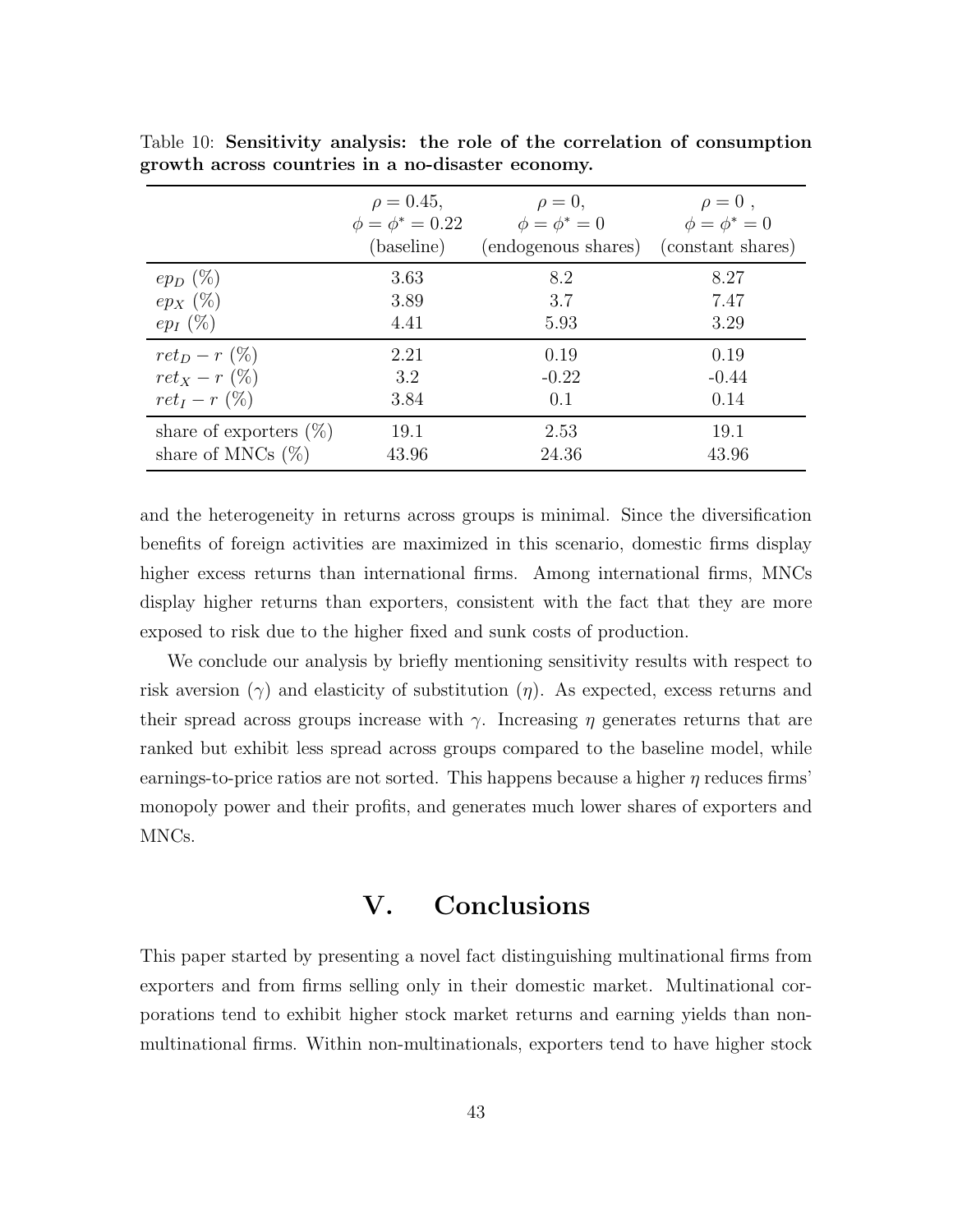Table 10: **Sensitivity analysis: the role of the correlation of consumption growth across countries in a no-disaster economy.**

| | $\rho = 0.45$, $\phi = \phi^* = 0.22$ (baseline) | $\rho = 0$, $\phi = \phi^* = 0$ (endogenous shares) | $\rho = 0$ , $\phi = \phi^* = 0$ (constant shares) |
|---|---|---|---|
| $ep_D$ (%) | 3.63 | 8.2 | 8.27 |
| $ep_X$ (%) | 3.89 | 3.7 | 7.47 |
| $ep_I$ (%) | 4.41 | 5.93 | 3.29 |
| $ret_D - r$ (%) | 2.21 | 0.19 | 0.19 |
| $ret_X - r$ (%) | 3.2 | -0.22 | -0.44 |
| $ret_I - r$ (%) | 3.84 | 0.1 | 0.14 |
| share of exporters (%) | 19.1 | 2.53 | 19.1 |
| share of MNCs (%) | 43.96 | 24.36 | 43.96 |

and the heterogeneity in returns across groups is minimal. Since the diversification benefits of foreign activities are maximized in this scenario, domestic firms display higher excess returns than international firms. Among international firms, MNCs display higher returns than exporters, consistent with the fact that they are more exposed to risk due to the higher fixed and sunk costs of production.

We conclude our analysis by briefly mentioning sensitivity results with respect to risk aversion ($\gamma$) and elasticity of substitution ($\eta$). As expected, excess returns and their spread across groups increase with $\gamma$. Increasing $\eta$ generates returns that are ranked but exhibit less spread across groups compared to the baseline model, while earnings-to-price ratios are not sorted. This happens because a higher $\eta$ reduces firms' monopoly power and their profits, and generates much lower shares of exporters and MNCs.

# V. Conclusions

This paper started by presenting a novel fact distinguishing multinational firms from exporters and from firms selling only in their domestic market. Multinational corporations tend to exhibit higher stock market returns and earning yields than non-multinational firms. Within non-multinationals, exporters tend to have higher stock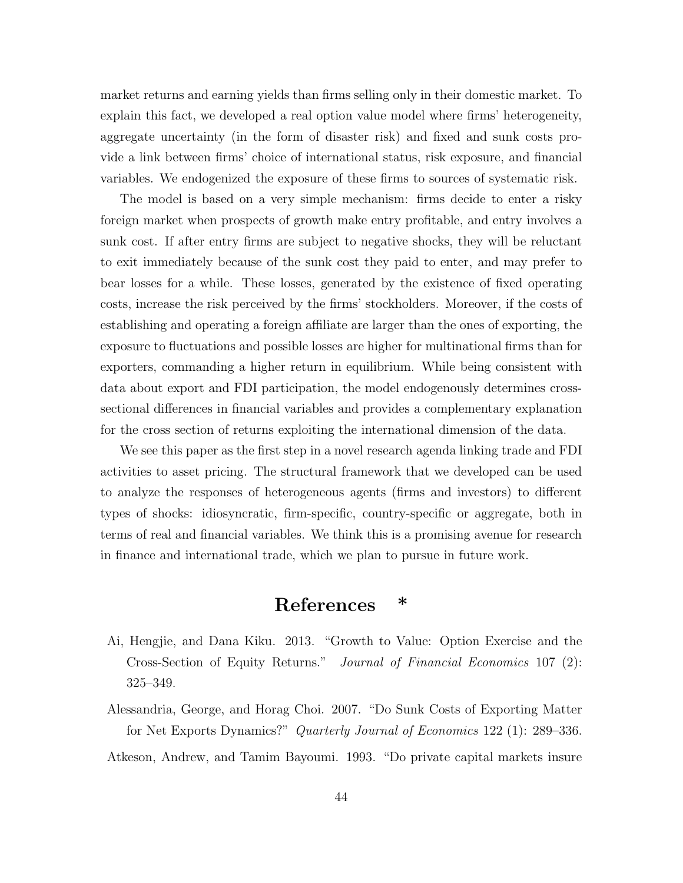market returns and earning yields than firms selling only in their domestic market. To explain this fact, we developed a real option value model where firms' heterogeneity, aggregate uncertainty (in the form of disaster risk) and fixed and sunk costs provide a link between firms' choice of international status, risk exposure, and financial variables. We endogenized the exposure of these firms to sources of systematic risk.

The model is based on a very simple mechanism: firms decide to enter a risky foreign market when prospects of growth make entry profitable, and entry involves a sunk cost. If after entry firms are subject to negative shocks, they will be reluctant to exit immediately because of the sunk cost they paid to enter, and may prefer to bear losses for a while. These losses, generated by the existence of fixed operating costs, increase the risk perceived by the firms' stockholders. Moreover, if the costs of establishing and operating a foreign affiliate are larger than the ones of exporting, the exposure to fluctuations and possible losses are higher for multinational firms than for exporters, commanding a higher return in equilibrium. While being consistent with data about export and FDI participation, the model endogenously determines cross-sectional differences in financial variables and provides a complementary explanation for the cross section of returns exploiting the international dimension of the data.

We see this paper as the first step in a novel research agenda linking trade and FDI activities to asset pricing. The structural framework that we developed can be used to analyze the responses of heterogeneous agents (firms and investors) to different types of shocks: idiosyncratic, firm-specific, country-specific or aggregate, both in terms of real and financial variables. We think this is a promising avenue for research in finance and international trade, which we plan to pursue in future work.

# References *

Ai, Hengjie, and Dana Kiku. 2013. "Growth to Value: Option Exercise and the Cross-Section of Equity Returns." *Journal of Financial Economics* 107 (2): 325–349.

Alessandria, George, and Horag Choi. 2007. "Do Sunk Costs of Exporting Matter for Net Exports Dynamics?" *Quarterly Journal of Economics* 122 (1): 289–336.

Atkeson, Andrew, and Tamim Bayoumi. 1993. "Do private capital markets insure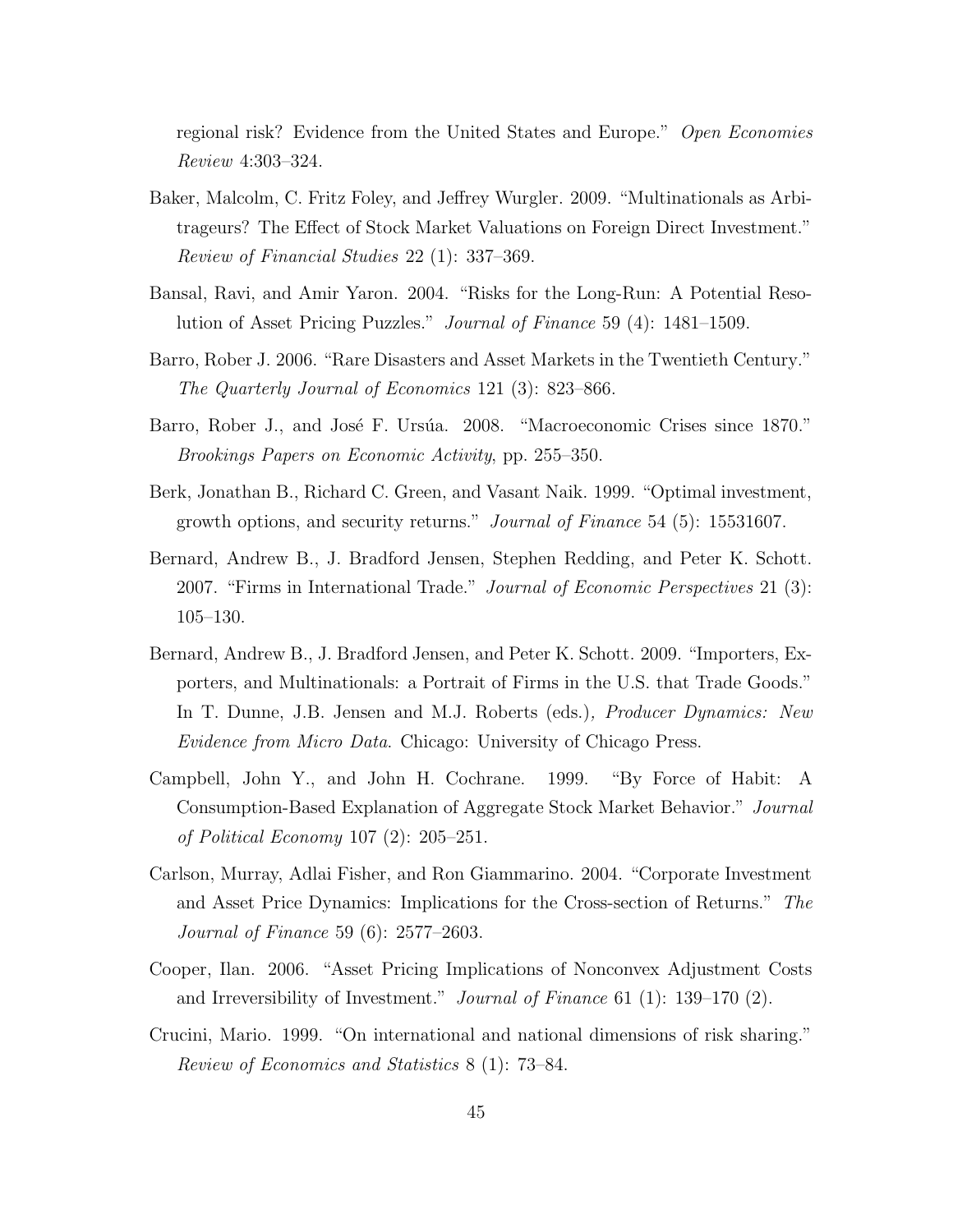regional risk? Evidence from the United States and Europe." *Open Economies Review* 4:303–324.

Baker, Malcolm, C. Fritz Foley, and Jeffrey Wurgler. 2009. "Multinationals as Arbitrageurs? The Effect of Stock Market Valuations on Foreign Direct Investment." *Review of Financial Studies* 22 (1): 337–369.

Bansal, Ravi, and Amir Yaron. 2004. "Risks for the Long-Run: A Potential Resolution of Asset Pricing Puzzles." *Journal of Finance* 59 (4): 1481–1509.

Barro, Rober J. 2006. "Rare Disasters and Asset Markets in the Twentieth Century." *The Quarterly Journal of Economics* 121 (3): 823–866.

Barro, Rober J., and José F. Ursúa. 2008. "Macroeconomic Crises since 1870." *Brookings Papers on Economic Activity*, pp. 255–350.

Berk, Jonathan B., Richard C. Green, and Vasant Naik. 1999. "Optimal investment, growth options, and security returns." *Journal of Finance* 54 (5): 15531607.

Bernard, Andrew B., J. Bradford Jensen, Stephen Redding, and Peter K. Schott. 2007. "Firms in International Trade." *Journal of Economic Perspectives* 21 (3): 105–130.

Bernard, Andrew B., J. Bradford Jensen, and Peter K. Schott. 2009. "Importers, Exporters, and Multinationals: a Portrait of Firms in the U.S. that Trade Goods." In T. Dunne, J.B. Jensen and M.J. Roberts (eds.)*, Producer Dynamics: New Evidence from Micro Data.* Chicago: University of Chicago Press.

Campbell, John Y., and John H. Cochrane. 1999. "By Force of Habit: A Consumption-Based Explanation of Aggregate Stock Market Behavior." *Journal of Political Economy* 107 (2): 205–251.

Carlson, Murray, Adlai Fisher, and Ron Giammarino. 2004. "Corporate Investment and Asset Price Dynamics: Implications for the Cross-section of Returns." *The Journal of Finance* 59 (6): 2577–2603.

Cooper, Ilan. 2006. "Asset Pricing Implications of Nonconvex Adjustment Costs and Irreversibility of Investment." *Journal of Finance* 61 (1): 139–170 (2).

Crucini, Mario. 1999. "On international and national dimensions of risk sharing." *Review of Economics and Statistics* 8 (1): 73–84.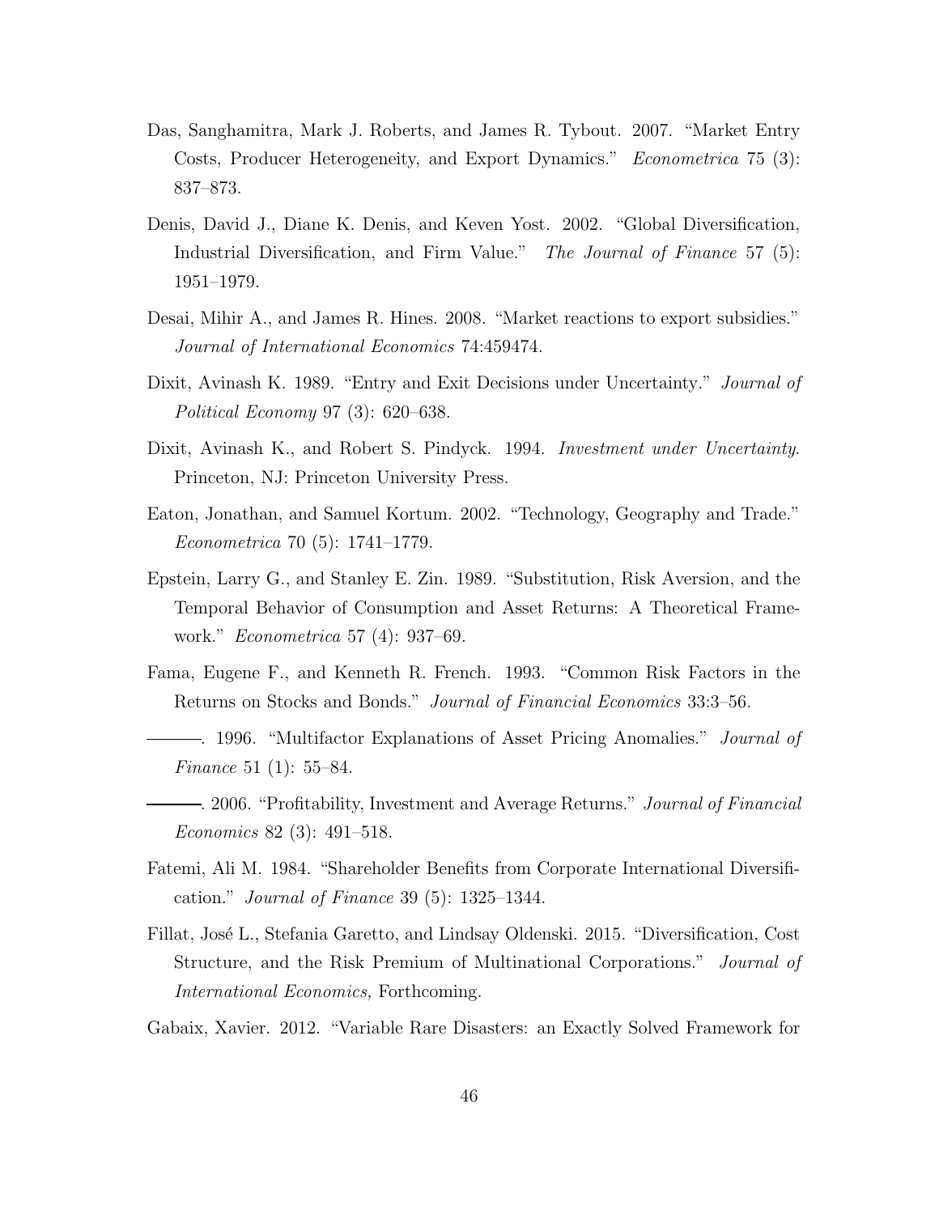Das, Sanghamitra, Mark J. Roberts, and James R. Tybout. 2007. "Market Entry Costs, Producer Heterogeneity, and Export Dynamics." *Econometrica* 75 (3): 837–873.

Denis, David J., Diane K. Denis, and Keven Yost. 2002. "Global Diversification, Industrial Diversification, and Firm Value." *The Journal of Finance* 57 (5): 1951–1979.

Desai, Mihir A., and James R. Hines. 2008. "Market reactions to export subsidies." *Journal of International Economics* 74:459474.

Dixit, Avinash K. 1989. "Entry and Exit Decisions under Uncertainty." *Journal of Political Economy* 97 (3): 620–638.

Dixit, Avinash K., and Robert S. Pindyck. 1994. *Investment under Uncertainty.* Princeton, NJ: Princeton University Press.

Eaton, Jonathan, and Samuel Kortum. 2002. "Technology, Geography and Trade." *Econometrica* 70 (5): 1741–1779.

Epstein, Larry G., and Stanley E. Zin. 1989. "Substitution, Risk Aversion, and the Temporal Behavior of Consumption and Asset Returns: A Theoretical Framework." *Econometrica* 57 (4): 937–69.

Fama, Eugene F., and Kenneth R. French. 1993. "Common Risk Factors in the Returns on Stocks and Bonds." *Journal of Financial Economics* 33:3–56.

———. 1996. "Multifactor Explanations of Asset Pricing Anomalies." *Journal of Finance* 51 (1): 55–84.

———. 2006. "Profitability, Investment and Average Returns." *Journal of Financial Economics* 82 (3): 491–518.

Fatemi, Ali M. 1984. "Shareholder Benefits from Corporate International Diversification." *Journal of Finance* 39 (5): 1325–1344.

Fillat, José L., Stefania Garetto, and Lindsay Oldenski. 2015. "Diversification, Cost Structure, and the Risk Premium of Multinational Corporations." *Journal of International Economics,* Forthcoming.

Gabaix, Xavier. 2012. "Variable Rare Disasters: an Exactly Solved Framework for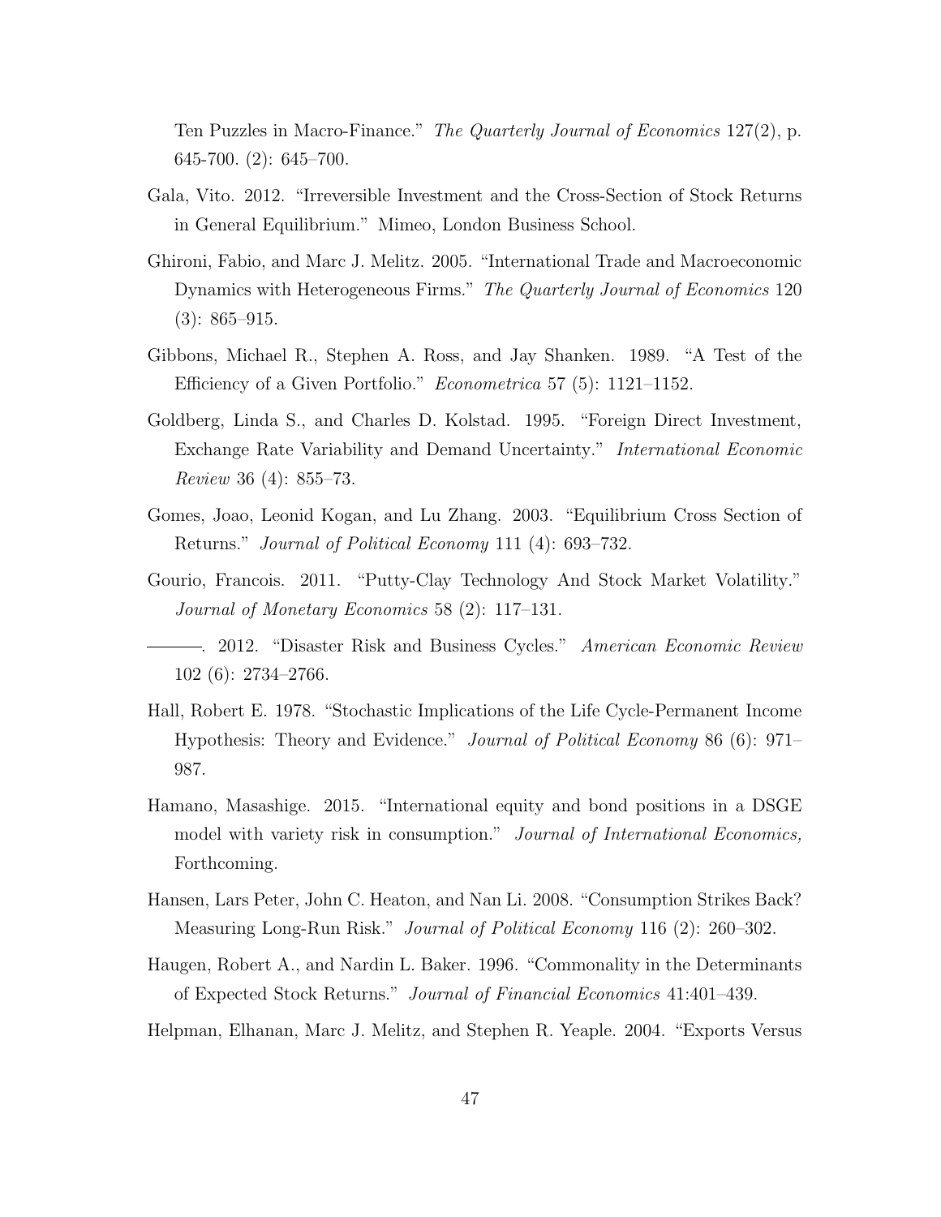Ten Puzzles in Macro-Finance." *The Quarterly Journal of Economics* 127(2), p. 645-700. (2): 645–700.

Gala, Vito. 2012. "Irreversible Investment and the Cross-Section of Stock Returns in General Equilibrium." Mimeo, London Business School.

Ghironi, Fabio, and Marc J. Melitz. 2005. "International Trade and Macroeconomic Dynamics with Heterogeneous Firms." *The Quarterly Journal of Economics* 120 (3): 865–915.

Gibbons, Michael R., Stephen A. Ross, and Jay Shanken. 1989. "A Test of the Efficiency of a Given Portfolio." *Econometrica* 57 (5): 1121–1152.

Goldberg, Linda S., and Charles D. Kolstad. 1995. "Foreign Direct Investment, Exchange Rate Variability and Demand Uncertainty." *International Economic Review* 36 (4): 855–73.

Gomes, Joao, Leonid Kogan, and Lu Zhang. 2003. "Equilibrium Cross Section of Returns." *Journal of Political Economy* 111 (4): 693–732.

Gourio, Francois. 2011. "Putty-Clay Technology And Stock Market Volatility." *Journal of Monetary Economics* 58 (2): 117–131.

———. 2012. "Disaster Risk and Business Cycles." *American Economic Review* 102 (6): 2734–2766.

Hall, Robert E. 1978. "Stochastic Implications of the Life Cycle-Permanent Income Hypothesis: Theory and Evidence." *Journal of Political Economy* 86 (6): 971–987.

Hamano, Masashige. 2015. "International equity and bond positions in a DSGE model with variety risk in consumption." *Journal of International Economics,* Forthcoming.

Hansen, Lars Peter, John C. Heaton, and Nan Li. 2008. "Consumption Strikes Back? Measuring Long-Run Risk." *Journal of Political Economy* 116 (2): 260–302.

Haugen, Robert A., and Nardin L. Baker. 1996. "Commonality in the Determinants of Expected Stock Returns." *Journal of Financial Economics* 41:401–439.

Helpman, Elhanan, Marc J. Melitz, and Stephen R. Yeaple. 2004. "Exports Versus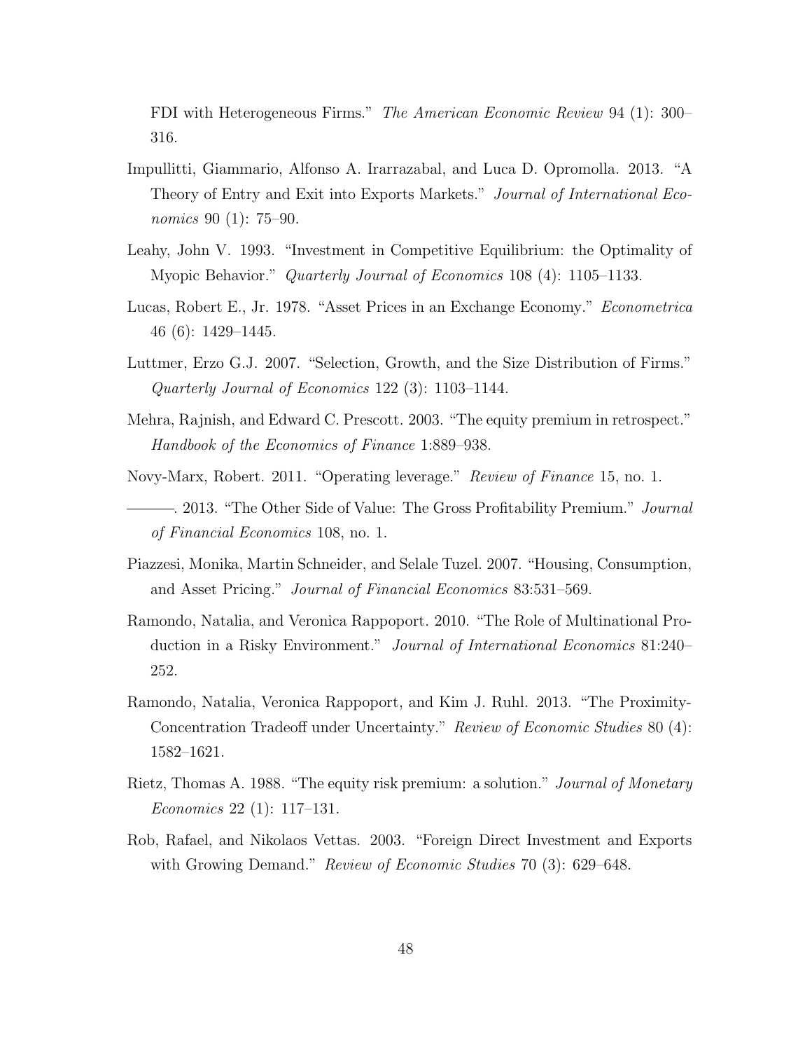FDI with Heterogeneous Firms." *The American Economic Review* 94 (1): 300–316.

Impullitti, Giammario, Alfonso A. Irarrazabal, and Luca D. Opromolla. 2013. "A Theory of Entry and Exit into Exports Markets." *Journal of International Economics* 90 (1): 75–90.

Leahy, John V. 1993. "Investment in Competitive Equilibrium: the Optimality of Myopic Behavior." *Quarterly Journal of Economics* 108 (4): 1105–1133.

Lucas, Robert E., Jr. 1978. "Asset Prices in an Exchange Economy." *Econometrica* 46 (6): 1429–1445.

Luttmer, Erzo G.J. 2007. "Selection, Growth, and the Size Distribution of Firms." *Quarterly Journal of Economics* 122 (3): 1103–1144.

Mehra, Rajnish, and Edward C. Prescott. 2003. "The equity premium in retrospect." *Handbook of the Economics of Finance* 1:889–938.

Novy-Marx, Robert. 2011. "Operating leverage." *Review of Finance* 15, no. 1.

———. 2013. "The Other Side of Value: The Gross Profitability Premium." *Journal of Financial Economics* 108, no. 1.

Piazzesi, Monika, Martin Schneider, and Selale Tuzel. 2007. "Housing, Consumption, and Asset Pricing." *Journal of Financial Economics* 83:531–569.

Ramondo, Natalia, and Veronica Rappoport. 2010. "The Role of Multinational Production in a Risky Environment." *Journal of International Economics* 81:240–252.

Ramondo, Natalia, Veronica Rappoport, and Kim J. Ruhl. 2013. "The Proximity-Concentration Tradeoff under Uncertainty." *Review of Economic Studies* 80 (4): 1582–1621.

Rietz, Thomas A. 1988. "The equity risk premium: a solution." *Journal of Monetary Economics* 22 (1): 117–131.

Rob, Rafael, and Nikolaos Vettas. 2003. "Foreign Direct Investment and Exports with Growing Demand." *Review of Economic Studies* 70 (3): 629–648.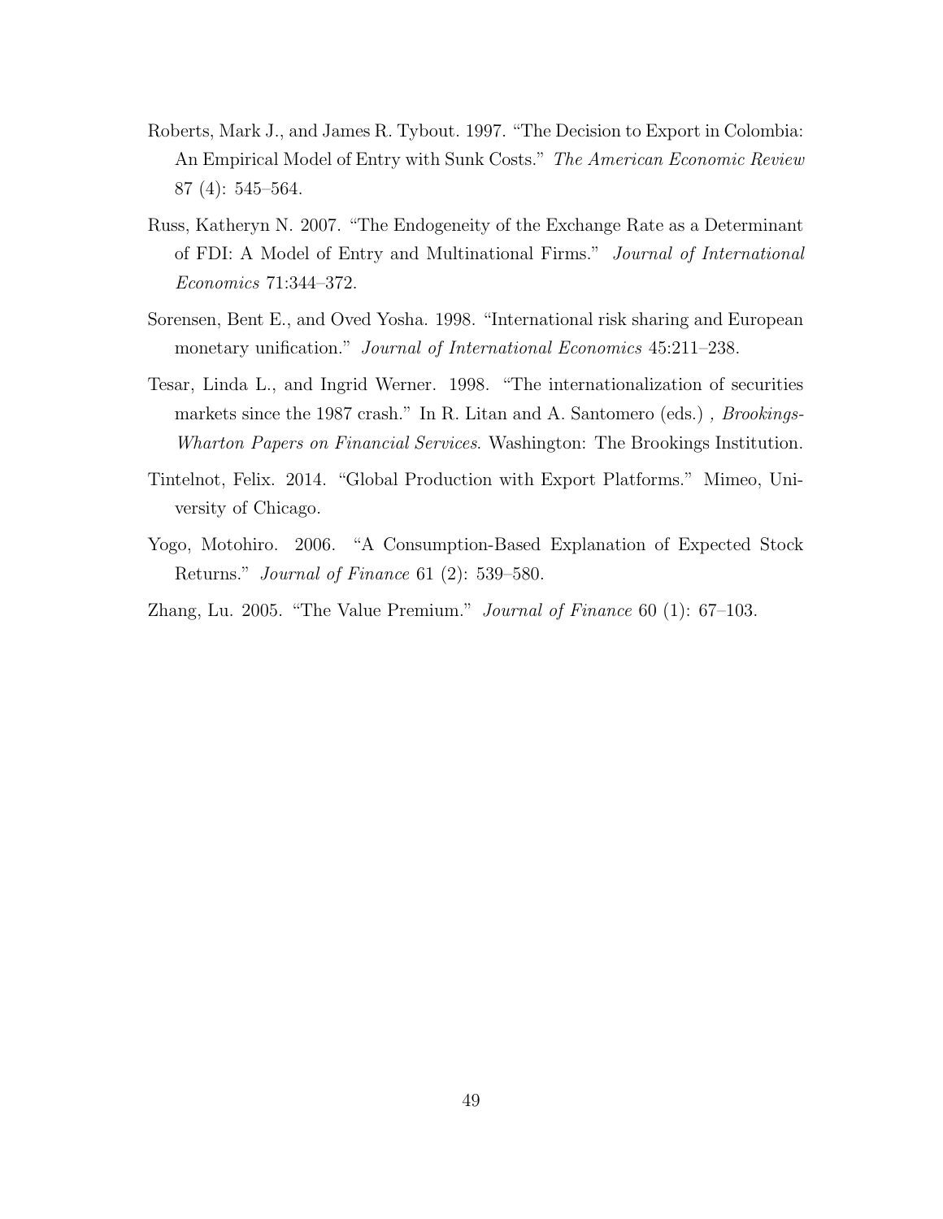Roberts, Mark J., and James R. Tybout. 1997. "The Decision to Export in Colombia: An Empirical Model of Entry with Sunk Costs." *The American Economic Review* 87 (4): 545–564.

Russ, Katheryn N. 2007. "The Endogeneity of the Exchange Rate as a Determinant of FDI: A Model of Entry and Multinational Firms." *Journal of International Economics* 71:344–372.

Sorensen, Bent E., and Oved Yosha. 1998. "International risk sharing and European monetary unification." *Journal of International Economics* 45:211–238.

Tesar, Linda L., and Ingrid Werner. 1998. "The internationalization of securities markets since the 1987 crash." In R. Litan and A. Santomero (eds.) , *Brookings-Wharton Papers on Financial Services*. Washington: The Brookings Institution.

Tintelnot, Felix. 2014. "Global Production with Export Platforms." Mimeo, University of Chicago.

Yogo, Motohiro. 2006. "A Consumption-Based Explanation of Expected Stock Returns." *Journal of Finance* 61 (2): 539–580.

Zhang, Lu. 2005. "The Value Premium." *Journal of Finance* 60 (1): 67–103.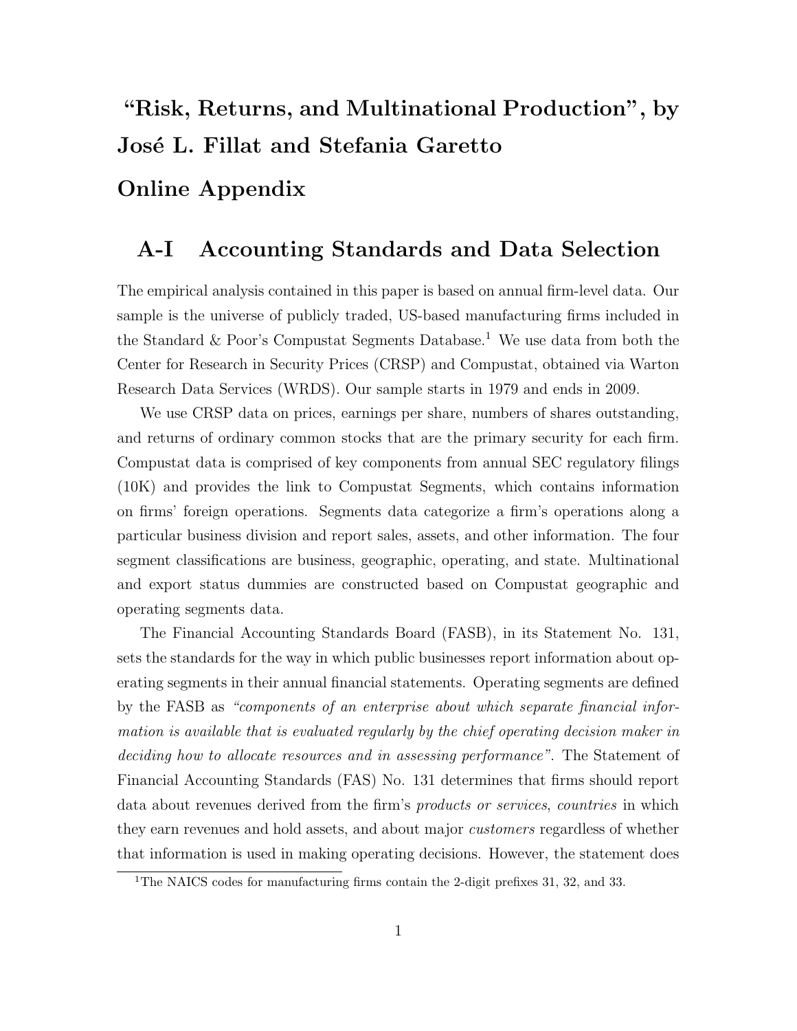# "Risk, Returns, and Multinational Production", by José L. Fillat and Stefania Garetto

## Online Appendix

## A-I Accounting Standards and Data Selection

The empirical analysis contained in this paper is based on annual firm-level data. Our sample is the universe of publicly traded, US-based manufacturing firms included in the Standard & Poor's Compustat Segments Database.[1] We use data from both the Center for Research in Security Prices (CRSP) and Compustat, obtained via Warton Research Data Services (WRDS). Our sample starts in 1979 and ends in 2009.

We use CRSP data on prices, earnings per share, numbers of shares outstanding, and returns of ordinary common stocks that are the primary security for each firm. Compustat data is comprised of key components from annual SEC regulatory filings (10K) and provides the link to Compustat Segments, which contains information on firms' foreign operations. Segments data categorize a firm's operations along a particular business division and report sales, assets, and other information. The four segment classifications are business, geographic, operating, and state. Multinational and export status dummies are constructed based on Compustat geographic and operating segments data.

The Financial Accounting Standards Board (FASB), in its Statement No. 131, sets the standards for the way in which public businesses report information about operating segments in their annual financial statements. Operating segments are defined by the FASB as *"components of an enterprise about which separate financial information is available that is evaluated regularly by the chief operating decision maker in deciding how to allocate resources and in assessing performance"*. The Statement of Financial Accounting Standards (FAS) No. 131 determines that firms should report data about revenues derived from the firm's *products or services*, *countries* in which they earn revenues and hold assets, and about major *customers* regardless of whether that information is used in making operating decisions. However, the statement does

[1] The NAICS codes for manufacturing firms contain the 2-digit prefixes 31, 32, and 33.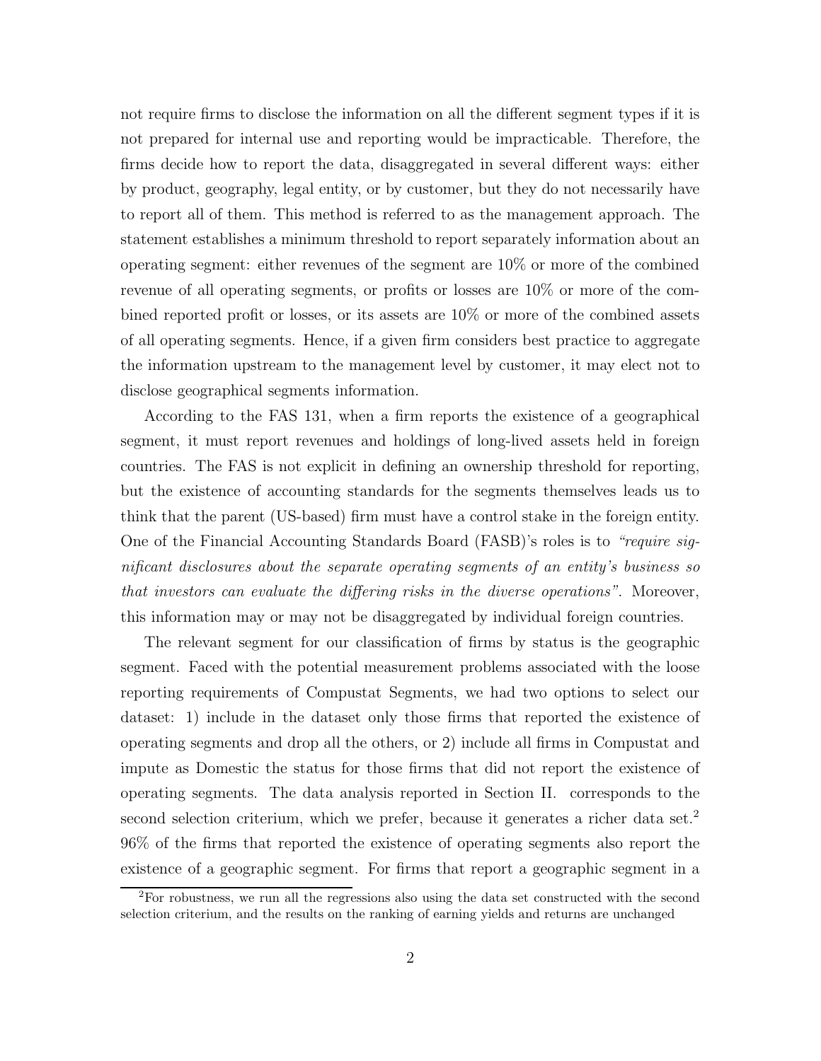not require firms to disclose the information on all the different segment types if it is not prepared for internal use and reporting would be impracticable. Therefore, the firms decide how to report the data, disaggregated in several different ways: either by product, geography, legal entity, or by customer, but they do not necessarily have to report all of them. This method is referred to as the management approach. The statement establishes a minimum threshold to report separately information about an operating segment: either revenues of the segment are 10% or more of the combined revenue of all operating segments, or profits or losses are 10% or more of the combined reported profit or losses, or its assets are 10% or more of the combined assets of all operating segments. Hence, if a given firm considers best practice to aggregate the information upstream to the management level by customer, it may elect not to disclose geographical segments information.

According to the FAS 131, when a firm reports the existence of a geographical segment, it must report revenues and holdings of long-lived assets held in foreign countries. The FAS is not explicit in defining an ownership threshold for reporting, but the existence of accounting standards for the segments themselves leads us to think that the parent (US-based) firm must have a control stake in the foreign entity. One of the Financial Accounting Standards Board (FASB)'s roles is to *"require significant disclosures about the separate operating segments of an entity's business so that investors can evaluate the differing risks in the diverse operations"*. Moreover, this information may or may not be disaggregated by individual foreign countries.

The relevant segment for our classification of firms by status is the geographic segment. Faced with the potential measurement problems associated with the loose reporting requirements of Compustat Segments, we had two options to select our dataset: 1) include in the dataset only those firms that reported the existence of operating segments and drop all the others, or 2) include all firms in Compustat and impute as Domestic the status for those firms that did not report the existence of operating segments. The data analysis reported in Section II. corresponds to the second selection criterium, which we prefer, because it generates a richer data set.[2] 96% of the firms that reported the existence of operating segments also report the existence of a geographic segment. For firms that report a geographic segment in a

[2]For robustness, we run all the regressions also using the data set constructed with the second selection criterium, and the results on the ranking of earning yields and returns are unchanged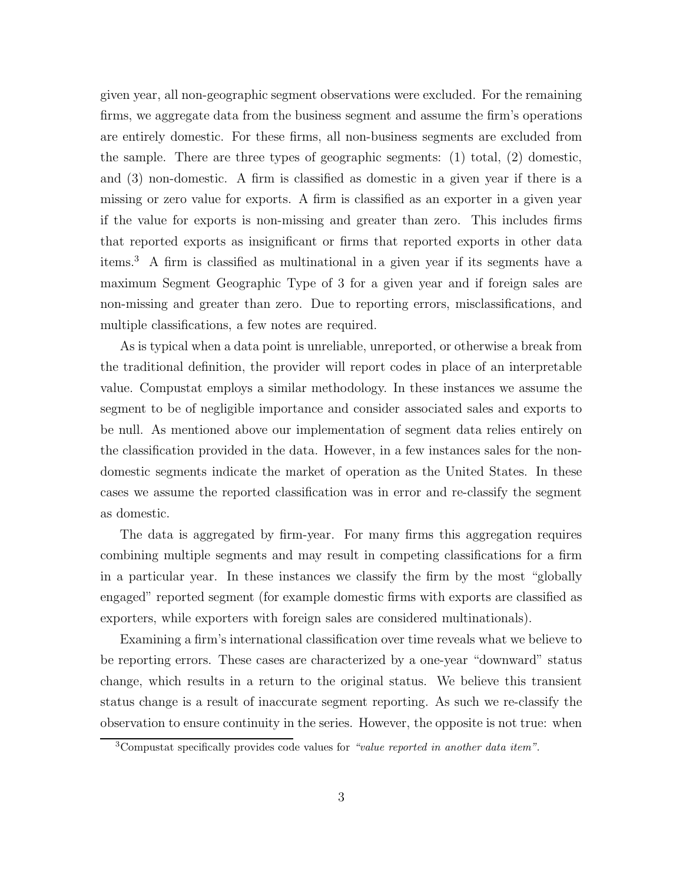given year, all non-geographic segment observations were excluded. For the remaining firms, we aggregate data from the business segment and assume the firm's operations are entirely domestic. For these firms, all non-business segments are excluded from the sample. There are three types of geographic segments: (1) total, (2) domestic, and (3) non-domestic. A firm is classified as domestic in a given year if there is a missing or zero value for exports. A firm is classified as an exporter in a given year if the value for exports is non-missing and greater than zero. This includes firms that reported exports as insignificant or firms that reported exports in other data items.[3] A firm is classified as multinational in a given year if its segments have a maximum Segment Geographic Type of 3 for a given year and if foreign sales are non-missing and greater than zero. Due to reporting errors, misclassifications, and multiple classifications, a few notes are required.

As is typical when a data point is unreliable, unreported, or otherwise a break from the traditional definition, the provider will report codes in place of an interpretable value. Compustat employs a similar methodology. In these instances we assume the segment to be of negligible importance and consider associated sales and exports to be null. As mentioned above our implementation of segment data relies entirely on the classification provided in the data. However, in a few instances sales for the non-domestic segments indicate the market of operation as the United States. In these cases we assume the reported classification was in error and re-classify the segment as domestic.

The data is aggregated by firm-year. For many firms this aggregation requires combining multiple segments and may result in competing classifications for a firm in a particular year. In these instances we classify the firm by the most "globally engaged" reported segment (for example domestic firms with exports are classified as exporters, while exporters with foreign sales are considered multinationals).

Examining a firm's international classification over time reveals what we believe to be reporting errors. These cases are characterized by a one-year "downward" status change, which results in a return to the original status. We believe this transient status change is a result of inaccurate segment reporting. As such we re-classify the observation to ensure continuity in the series. However, the opposite is not true: when

[3] Compustat specifically provides code values for *"value reported in another data item"*.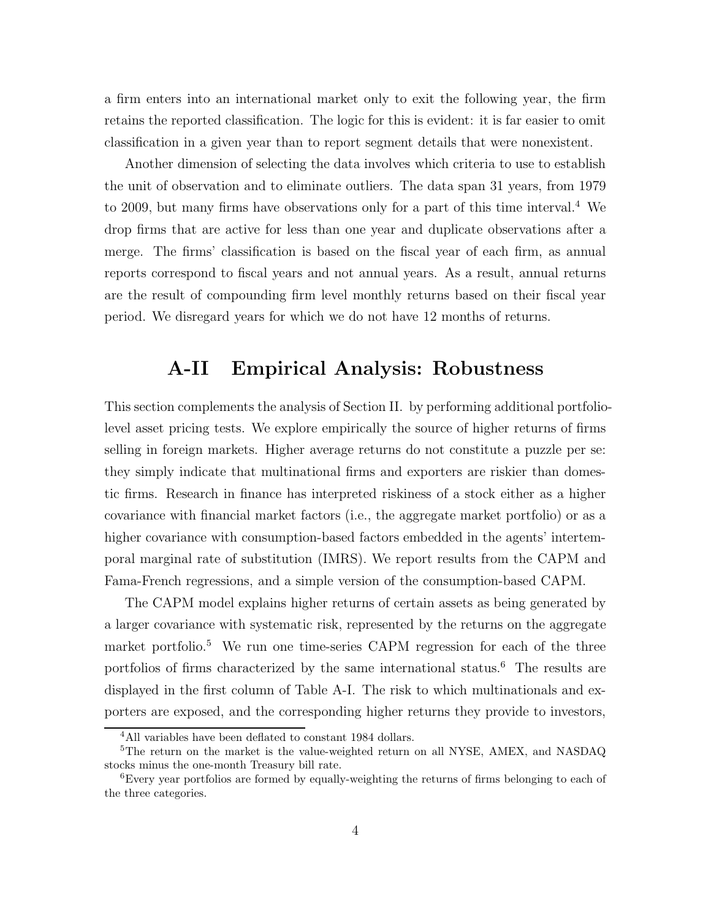a firm enters into an international market only to exit the following year, the firm retains the reported classification. The logic for this is evident: it is far easier to omit classification in a given year than to report segment details that were nonexistent.

Another dimension of selecting the data involves which criteria to use to establish the unit of observation and to eliminate outliers. The data span 31 years, from 1979 to 2009, but many firms have observations only for a part of this time interval.[4] We drop firms that are active for less than one year and duplicate observations after a merge. The firms' classification is based on the fiscal year of each firm, as annual reports correspond to fiscal years and not annual years. As a result, annual returns are the result of compounding firm level monthly returns based on their fiscal year period. We disregard years for which we do not have 12 months of returns.

## A-II Empirical Analysis: Robustness

This section complements the analysis of Section II. by performing additional portfolio-level asset pricing tests. We explore empirically the source of higher returns of firms selling in foreign markets. Higher average returns do not constitute a puzzle per se: they simply indicate that multinational firms and exporters are riskier than domestic firms. Research in finance has interpreted riskiness of a stock either as a higher covariance with financial market factors (i.e., the aggregate market portfolio) or as a higher covariance with consumption-based factors embedded in the agents' intertemporal marginal rate of substitution (IMRS). We report results from the CAPM and Fama-French regressions, and a simple version of the consumption-based CAPM.

The CAPM model explains higher returns of certain assets as being generated by a larger covariance with systematic risk, represented by the returns on the aggregate market portfolio.[5] We run one time-series CAPM regression for each of the three portfolios of firms characterized by the same international status.[6] The results are displayed in the first column of Table A-I. The risk to which multinationals and exporters are exposed, and the corresponding higher returns they provide to investors,

[4] All variables have been deflated to constant 1984 dollars.

[5] The return on the market is the value-weighted return on all NYSE, AMEX, and NASDAQ stocks minus the one-month Treasury bill rate.

[6] Every year portfolios are formed by equally-weighting the returns of firms belonging to each of the three categories.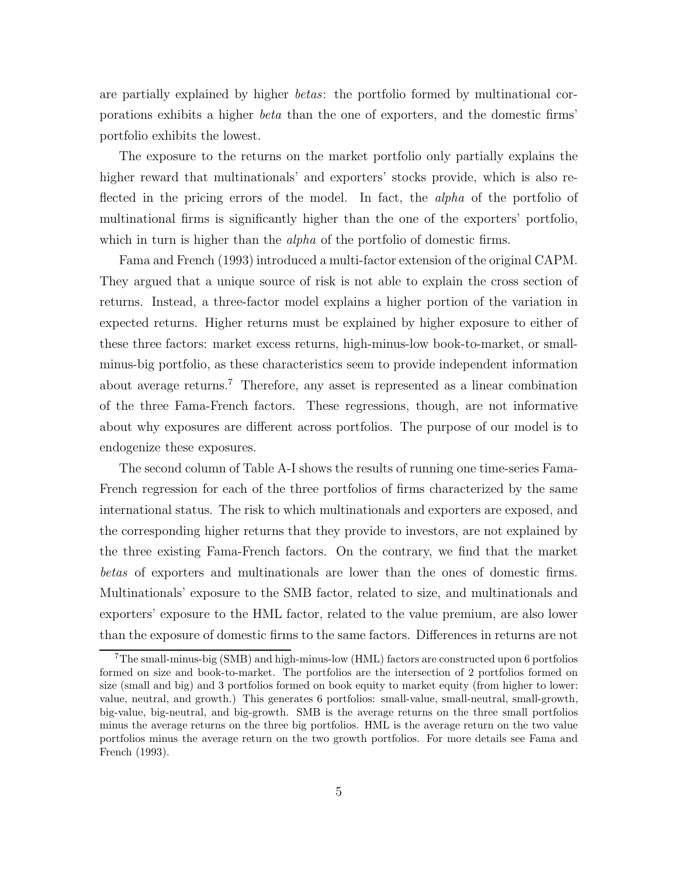are partially explained by higher *betas*: the portfolio formed by multinational corporations exhibits a higher *beta* than the one of exporters, and the domestic firms' portfolio exhibits the lowest.

The exposure to the returns on the market portfolio only partially explains the higher reward that multinationals' and exporters' stocks provide, which is also reflected in the pricing errors of the model. In fact, the *alpha* of the portfolio of multinational firms is significantly higher than the one of the exporters' portfolio, which in turn is higher than the *alpha* of the portfolio of domestic firms.

Fama and French (1993) introduced a multi-factor extension of the original CAPM. They argued that a unique source of risk is not able to explain the cross section of returns. Instead, a three-factor model explains a higher portion of the variation in expected returns. Higher returns must be explained by higher exposure to either of these three factors: market excess returns, high-minus-low book-to-market, or small-minus-big portfolio, as these characteristics seem to provide independent information about average returns.[7] Therefore, any asset is represented as a linear combination of the three Fama-French factors. These regressions, though, are not informative about why exposures are different across portfolios. The purpose of our model is to endogenize these exposures.

The second column of Table A-I shows the results of running one time-series Fama-French regression for each of the three portfolios of firms characterized by the same international status. The risk to which multinationals and exporters are exposed, and the corresponding higher returns that they provide to investors, are not explained by the three existing Fama-French factors. On the contrary, we find that the market *betas* of exporters and multinationals are lower than the ones of domestic firms. Multinationals' exposure to the SMB factor, related to size, and multinationals and exporters' exposure to the HML factor, related to the value premium, are also lower than the exposure of domestic firms to the same factors. Differences in returns are not

[7] The small-minus-big (SMB) and high-minus-low (HML) factors are constructed upon 6 portfolios formed on size and book-to-market. The portfolios are the intersection of 2 portfolios formed on size (small and big) and 3 portfolios formed on book equity to market equity (from higher to lower: value, neutral, and growth.) This generates 6 portfolios: small-value, small-neutral, small-growth, big-value, big-neutral, and big-growth. SMB is the average returns on the three small portfolios minus the average returns on the three big portfolios. HML is the average return on the two value portfolios minus the average return on the two growth portfolios. For more details see Fama and French (1993).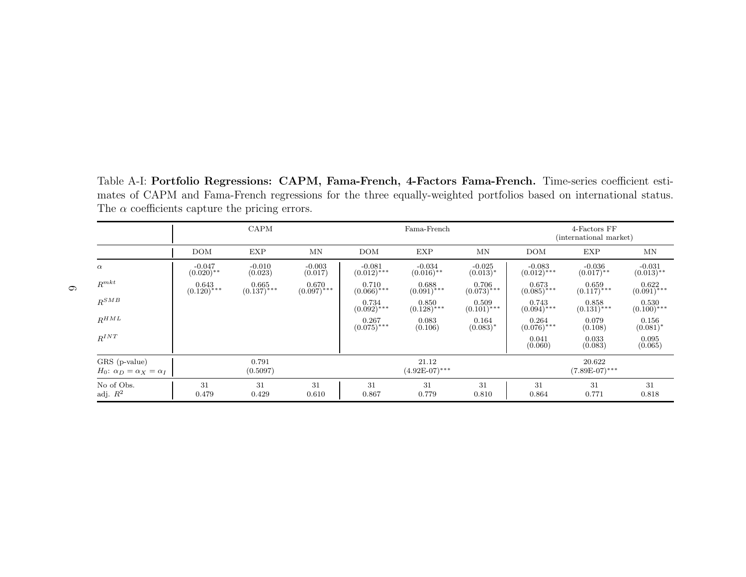Table A-I: **Portfolio Regressions: CAPM, Fama-French, 4-Factors Fama-French.** Time-series coefficient estimates of CAPM and Fama-French regressions for the three equally-weighted portfolios based on international status. The $\alpha$ coefficients capture the pricing errors.

| | CAPM | | | Fama-French | | | 4-Factors FF (international market) | | |
|---|---|---|---|---|---|---|---|---|---|
| | DOM | EXP | MN | DOM | EXP | MN | DOM | EXP | MN |
| $\alpha$ | -0.047<br>$(0.020)^{**}$ | -0.010<br>(0.023) | -0.003<br>(0.017) | -0.081<br>$(0.012)^{***}$ | -0.034<br>$(0.016)^{**}$ | -0.025<br>$(0.013)^{*}$ | -0.083<br>$(0.012)^{***}$ | -0.036<br>$(0.017)^{**}$ | -0.031<br>$(0.013)^{**}$ |
| $R^{mkt}$ | 0.643<br>$(0.120)^{***}$ | 0.665<br>$(0.137)^{***}$ | 0.670<br>$(0.097)^{***}$ | 0.710<br>$(0.066)^{***}$ | 0.688<br>$(0.091)^{***}$ | 0.706<br>$(0.073)^{***}$ | 0.673<br>$(0.085)^{***}$ | 0.659<br>$(0.117)^{***}$ | 0.622<br>$(0.091)^{***}$ |
| $R^{SMB}$ | | | | 0.734<br>$(0.092)^{***}$ | 0.850<br>$(0.128)^{***}$ | 0.509<br>$(0.101)^{***}$ | 0.743<br>$(0.094)^{***}$ | 0.858<br>$(0.131)^{***}$ | 0.530<br>$(0.100)^{***}$ |
| $R^{HML}$ | | | | 0.267<br>$(0.075)^{***}$ | 0.083<br>(0.106) | 0.164<br>$(0.083)^{*}$ | 0.264<br>$(0.076)^{***}$ | 0.079<br>(0.108) | 0.156<br>$(0.081)^{*}$ |
| $R^{INT}$ | | | | | | | 0.041<br>(0.060) | 0.033<br>(0.083) | 0.095<br>(0.065) |
| GRS (p-value)<br>$H_0$: $\alpha_D = \alpha_X = \alpha_I$ | | 0.791<br>(0.5097) | | | 21.12<br>$(4.92\text{E-}07)^{***}$ | | | 20.622<br>$(7.89\text{E-}07)^{***}$ | |
| No of Obs. | 31 | 31 | 31 | 31 | 31 | 31 | 31 | 31 | 31 |
| adj. $R^2$ | 0.479 | 0.429 | 0.610 | 0.867 | 0.779 | 0.810 | 0.864 | 0.771 | 0.818 |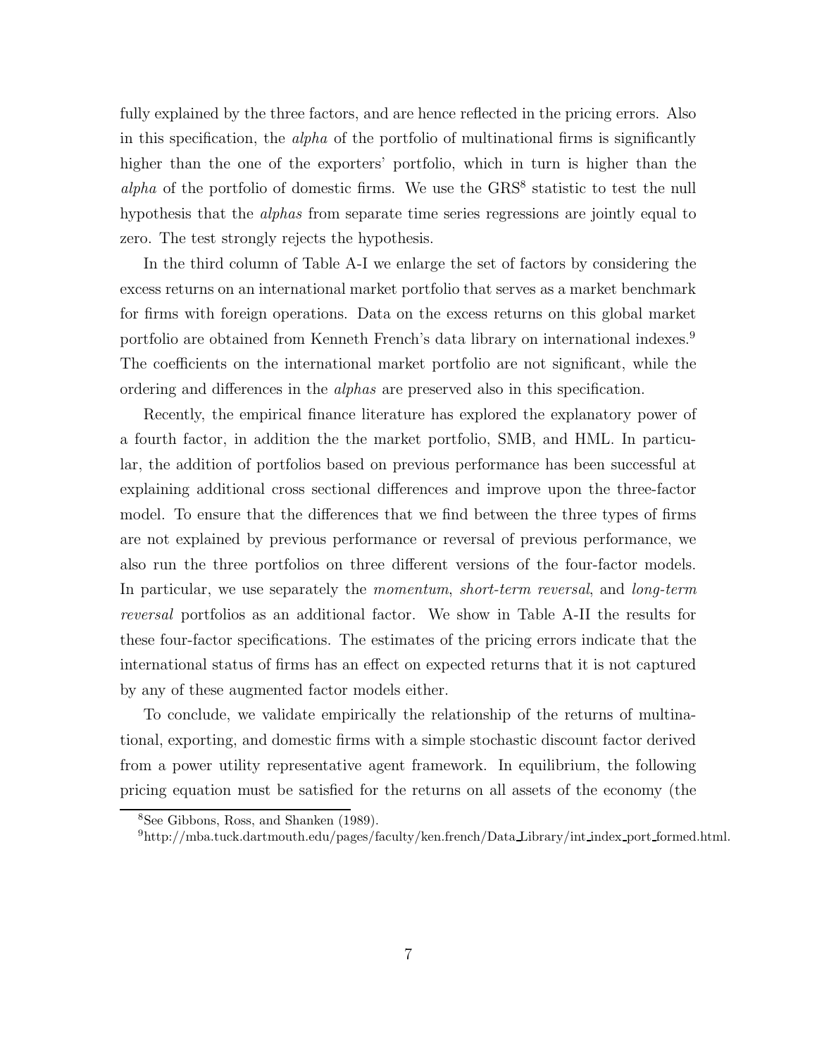fully explained by the three factors, and are hence reflected in the pricing errors. Also in this specification, the *alpha* of the portfolio of multinational firms is significantly higher than the one of the exporters' portfolio, which in turn is higher than the *alpha* of the portfolio of domestic firms. We use the GRS[8] statistic to test the null hypothesis that the *alphas* from separate time series regressions are jointly equal to zero. The test strongly rejects the hypothesis.

In the third column of Table A-I we enlarge the set of factors by considering the excess returns on an international market portfolio that serves as a market benchmark for firms with foreign operations. Data on the excess returns on this global market portfolio are obtained from Kenneth French's data library on international indexes.[9] The coefficients on the international market portfolio are not significant, while the ordering and differences in the *alphas* are preserved also in this specification.

Recently, the empirical finance literature has explored the explanatory power of a fourth factor, in addition the the market portfolio, SMB, and HML. In particular, the addition of portfolios based on previous performance has been successful at explaining additional cross sectional differences and improve upon the three-factor model. To ensure that the differences that we find between the three types of firms are not explained by previous performance or reversal of previous performance, we also run the three portfolios on three different versions of the four-factor models. In particular, we use separately the *momentum*, *short-term reversal*, and *long-term reversal* portfolios as an additional factor. We show in Table A-II the results for these four-factor specifications. The estimates of the pricing errors indicate that the international status of firms has an effect on expected returns that it is not captured by any of these augmented factor models either.

To conclude, we validate empirically the relationship of the returns of multinational, exporting, and domestic firms with a simple stochastic discount factor derived from a power utility representative agent framework. In equilibrium, the following pricing equation must be satisfied for the returns on all assets of the economy (the

[8] See Gibbons, Ross, and Shanken (1989).

[9] http://mba.tuck.dartmouth.edu/pages/faculty/ken.french/Data_Library/int_index_port_formed.html.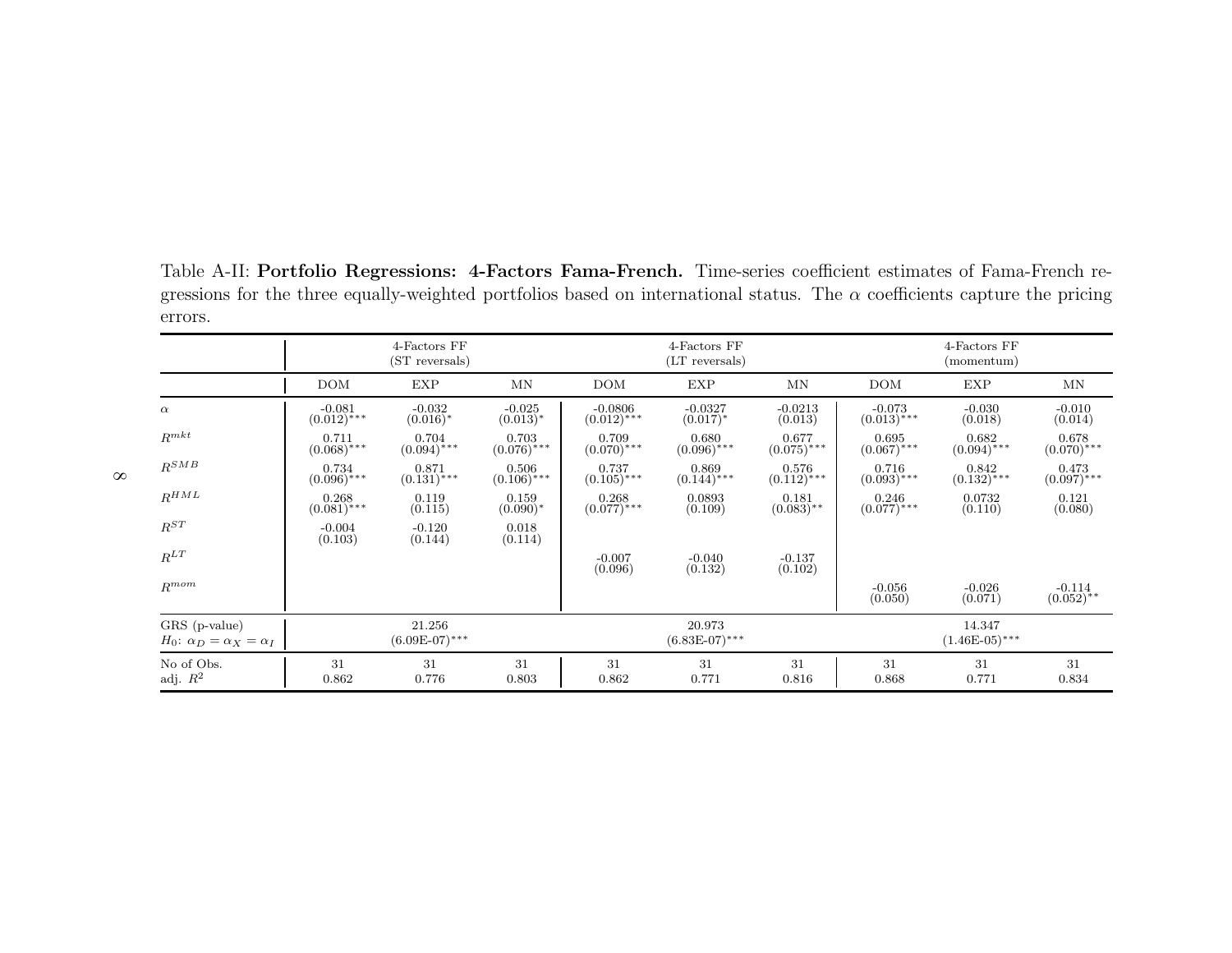Table A-II: **Portfolio Regressions: 4-Factors Fama-French.** Time-series coefficient estimates of Fama-French regressions for the three equally-weighted portfolios based on international status. The $\alpha$ coefficients capture the pricing errors.

| | 4-Factors FF (ST reversals) | | | 4-Factors FF (LT reversals) | | | 4-Factors FF (momentum) | | |
|---|---|---|---|---|---|---|---|---|---|
| | DOM | EXP | MN | DOM | EXP | MN | DOM | EXP | MN |
| $\alpha$ | -0.081 (0.012)*** | -0.032 (0.016)* | -0.025 (0.013)* | -0.0806 (0.012)*** | -0.0327 (0.017)* | -0.0213 (0.013) | -0.073 (0.013)*** | -0.030 (0.018) | -0.010 (0.014) |
| $R^{mkt}$ | 0.711 (0.068)*** | 0.704 (0.094)*** | 0.703 (0.076)*** | 0.709 (0.070)*** | 0.680 (0.096)*** | 0.677 (0.075)*** | 0.695 (0.067)*** | 0.682 (0.094)*** | 0.678 (0.070)*** |
| $R^{SMB}$ | 0.734 (0.096)*** | 0.871 (0.131)*** | 0.506 (0.106)*** | 0.737 (0.105)*** | 0.869 (0.144)*** | 0.576 (0.112)*** | 0.716 (0.093)*** | 0.842 (0.132)*** | 0.473 (0.097)*** |
| $R^{HML}$ | 0.268 (0.081)*** | 0.119 (0.115) | 0.159 (0.090)* | 0.268 (0.077)*** | 0.0893 (0.109) | 0.181 (0.083)** | 0.246 (0.077)*** | 0.0732 (0.110) | 0.121 (0.080) |
| $R^{ST}$ | -0.004 (0.103) | -0.120 (0.144) | 0.018 (0.114) | | | | | | |
| $R^{LT}$ | | | | -0.007 (0.096) | -0.040 (0.132) | -0.137 (0.102) | | | |
| $R^{mom}$ | | | | | | | -0.056 (0.050) | -0.026 (0.071) | -0.114 (0.052)** |
| GRS (p-value) $H_0$: $\alpha_D = \alpha_X = \alpha_I$ | | 21.256 (6.09E-07)*** | | | 20.973 (6.83E-07)*** | | | 14.347 (1.46E-05)*** | |
| No of Obs. | 31 | 31 | 31 | 31 | 31 | 31 | 31 | 31 | 31 |
| adj. $R^2$ | 0.862 | 0.776 | 0.803 | 0.862 | 0.771 | 0.816 | 0.868 | 0.771 | 0.834 |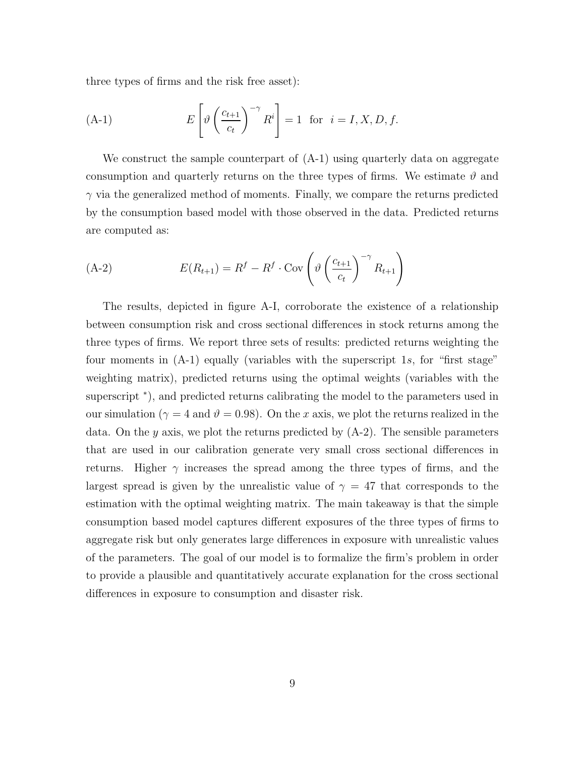three types of firms and the risk free asset):

$$\text{(A-1)} \qquad E\left[\vartheta \left(\frac{c_{t+1}}{c_t}\right)^{-\gamma} R^i\right] = 1 \quad \text{for} \quad i = I, X, D, f.$$

We construct the sample counterpart of (A-1) using quarterly data on aggregate consumption and quarterly returns on the three types of firms. We estimate $\vartheta$ and $\gamma$ via the generalized method of moments. Finally, we compare the returns predicted by the consumption based model with those observed in the data. Predicted returns are computed as:

$$\text{(A-2)} \qquad E(R_{t+1}) = R^f - R^f \cdot \text{Cov}\left(\vartheta \left(\frac{c_{t+1}}{c_t}\right)^{-\gamma} R_{t+1}\right)$$

The results, depicted in figure A-I, corroborate the existence of a relationship between consumption risk and cross sectional differences in stock returns among the three types of firms. We report three sets of results: predicted returns weighting the four moments in (A-1) equally (variables with the superscript $1s$, for "first stage" weighting matrix), predicted returns using the optimal weights (variables with the superscript $^*$), and predicted returns calibrating the model to the parameters used in our simulation ($\gamma = 4$ and $\vartheta = 0.98$). On the $x$ axis, we plot the returns realized in the data. On the $y$ axis, we plot the returns predicted by (A-2). The sensible parameters that are used in our calibration generate very small cross sectional differences in returns. Higher $\gamma$ increases the spread among the three types of firms, and the largest spread is given by the unrealistic value of $\gamma = 47$ that corresponds to the estimation with the optimal weighting matrix. The main takeaway is that the simple consumption based model captures different exposures of the three types of firms to aggregate risk but only generates large differences in exposure with unrealistic values of the parameters. The goal of our model is to formalize the firm's problem in order to provide a plausible and quantitatively accurate explanation for the cross sectional differences in exposure to consumption and disaster risk.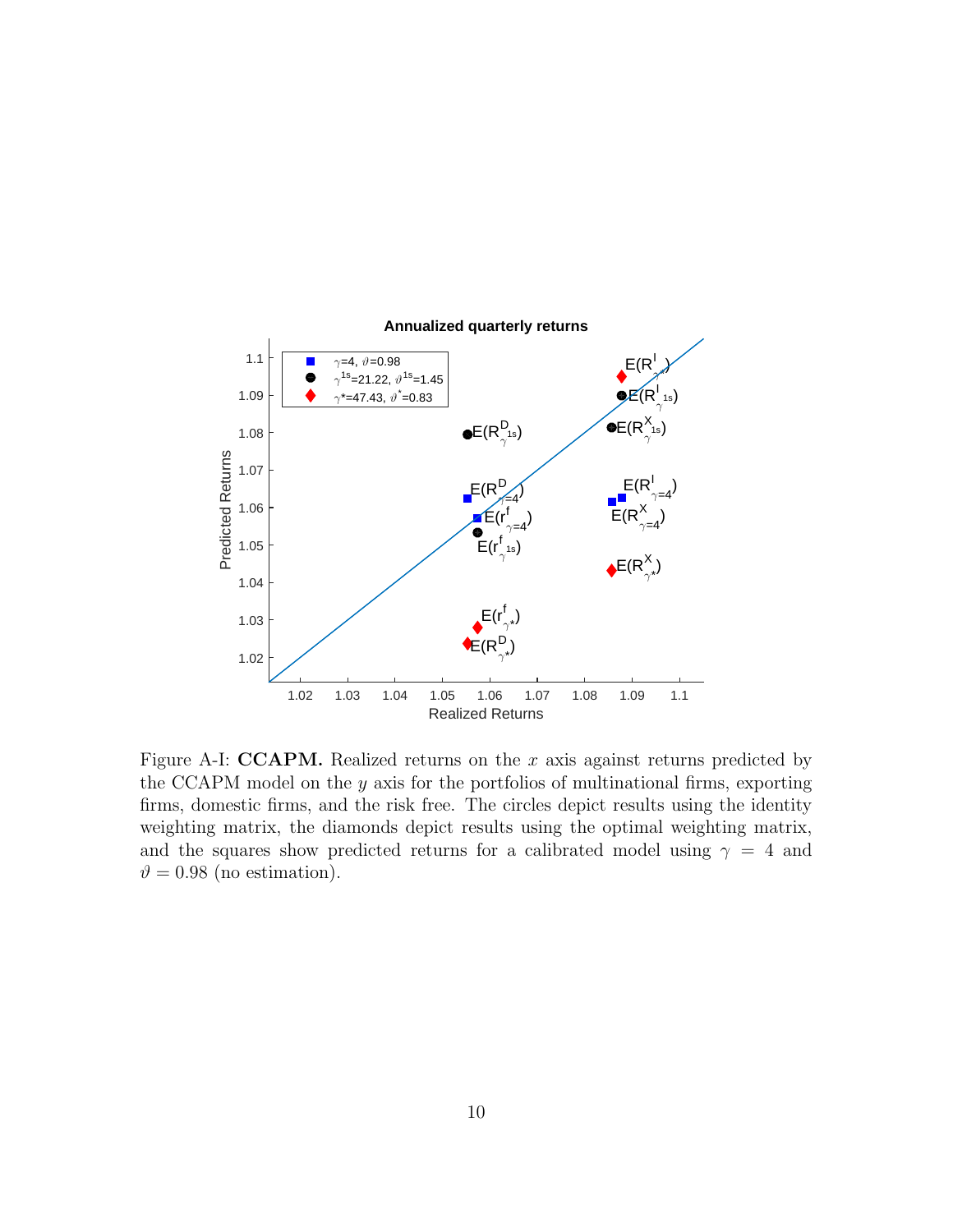Figure A-I: **CCAPM.** Realized returns on the $x$ axis against returns predicted by the CCAPM model on the $y$ axis for the portfolios of multinational firms, exporting firms, domestic firms, and the risk free. The circles depict results using the identity weighting matrix, the diamonds depict results using the optimal weighting matrix, and the squares show predicted returns for a calibrated model using $\gamma = 4$ and $\vartheta = 0.98$ (no estimation).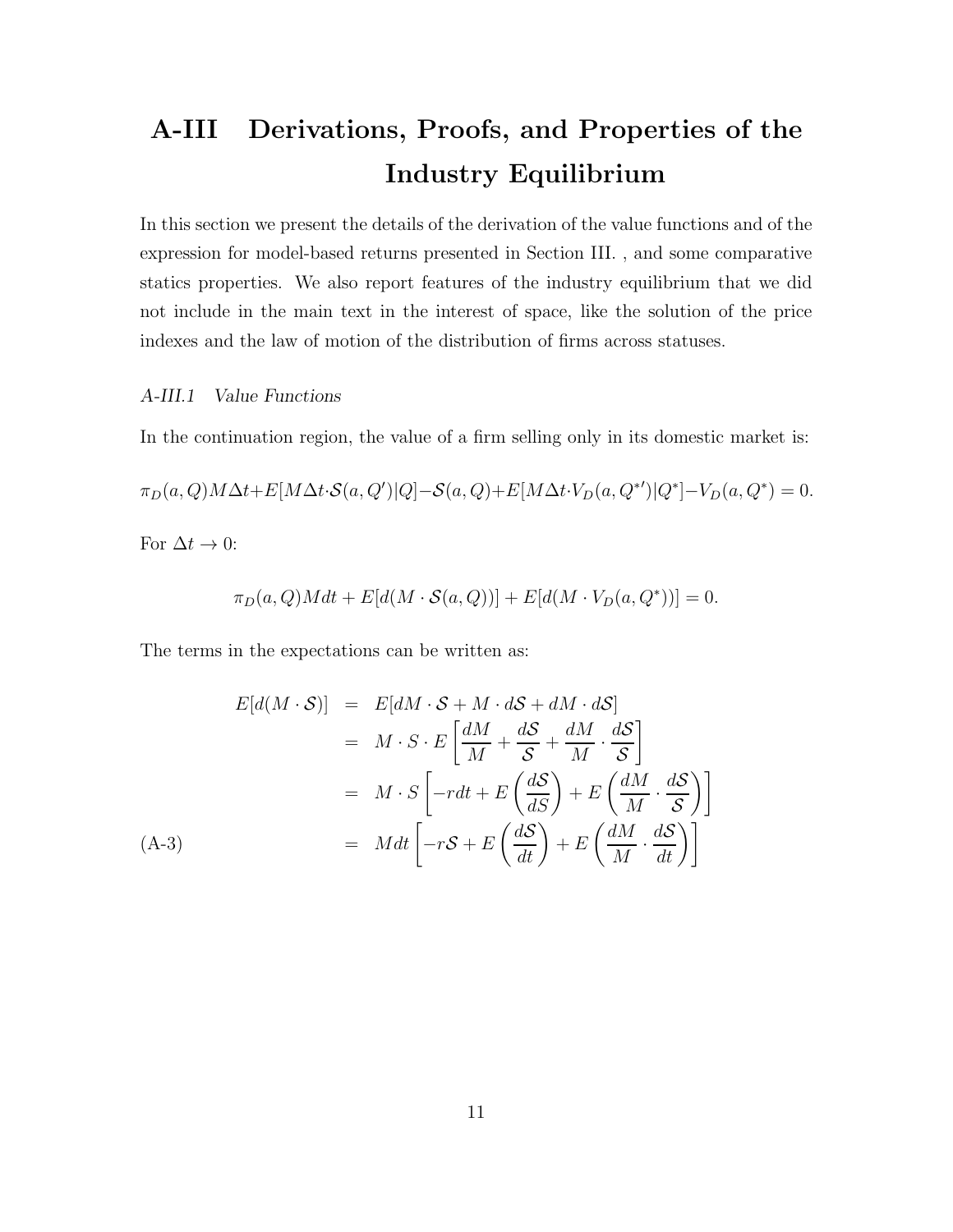# A-III Derivations, Proofs, and Properties of the Industry Equilibrium

In this section we present the details of the derivation of the value functions and of the expression for model-based returns presented in Section III. , and some comparative statics properties. We also report features of the industry equilibrium that we did not include in the main text in the interest of space, like the solution of the price indexes and the law of motion of the distribution of firms across statuses.

### *A-III.1 Value Functions*

In the continuation region, the value of a firm selling only in its domestic market is:

$$\pi_D(a,Q)M\Delta t + E[M\Delta t \cdot \mathcal{S}(a,Q')|Q] - \mathcal{S}(a,Q) + E[M\Delta t \cdot V_D(a,Q^{*\prime})|Q^*] - V_D(a,Q^*) = 0.$$

For $\Delta t \to 0$:

$$\pi_D(a,Q)Mdt + E[d(M \cdot \mathcal{S}(a,Q))] + E[d(M \cdot V_D(a,Q^*))] = 0.$$

The terms in the expectations can be written as:

$$\begin{aligned}
E[d(M \cdot \mathcal{S})] &= E[dM \cdot \mathcal{S} + M \cdot d\mathcal{S} + dM \cdot d\mathcal{S}] \\
&= M \cdot S \cdot E\left[\frac{dM}{M} + \frac{d\mathcal{S}}{\mathcal{S}} + \frac{dM}{M} \cdot \frac{d\mathcal{S}}{\mathcal{S}}\right] \\
&= M \cdot S \left[-rdt + E\left(\frac{d\mathcal{S}}{dS}\right) + E\left(\frac{dM}{M} \cdot \frac{d\mathcal{S}}{\mathcal{S}}\right)\right] \\
&= Mdt\left[-r\mathcal{S} + E\left(\frac{d\mathcal{S}}{dt}\right) + E\left(\frac{dM}{M} \cdot \frac{d\mathcal{S}}{dt}\right)\right] \qquad \text{(A-3)}
\end{aligned}$$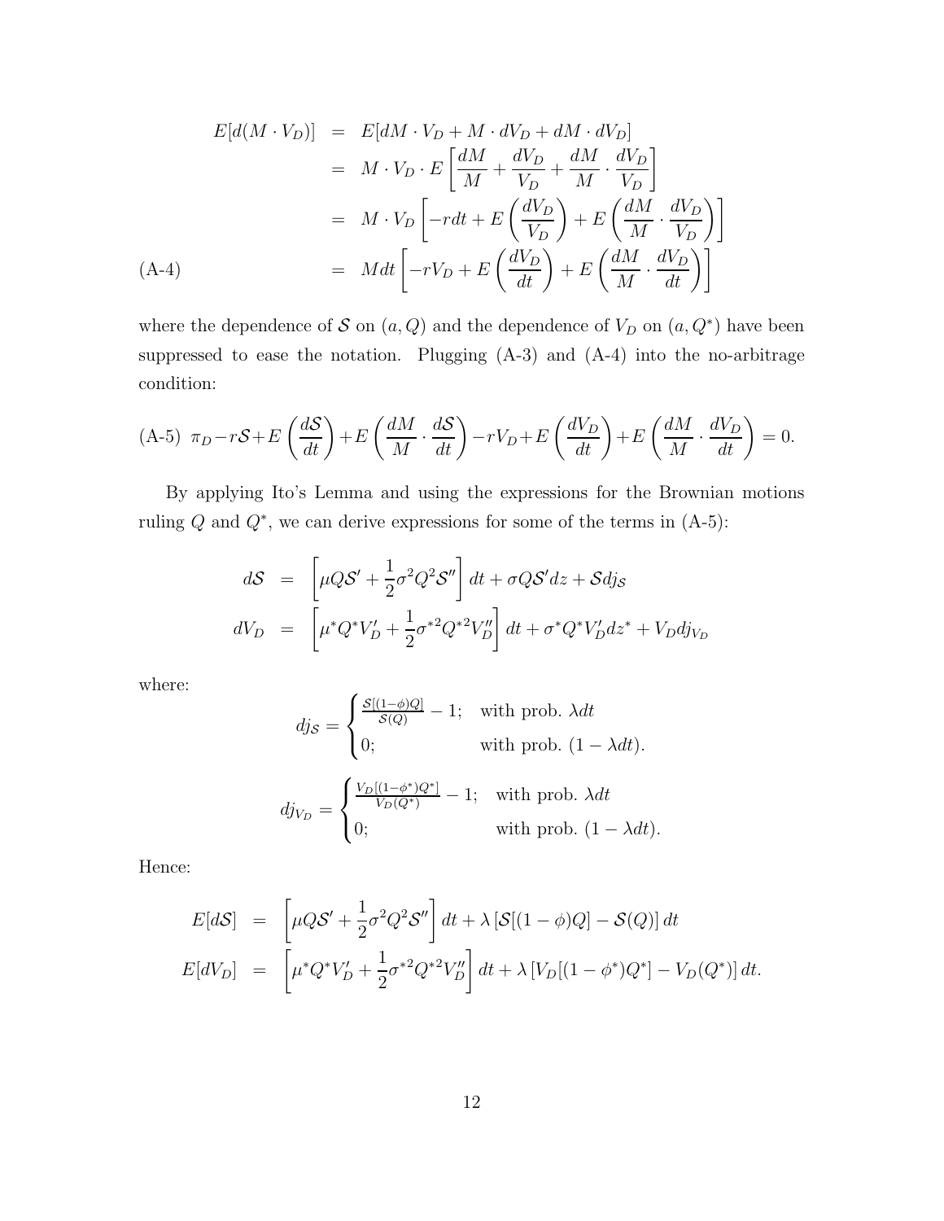$$
\begin{aligned}
E[d(M \cdot V_D)] &= E[dM \cdot V_D + M \cdot dV_D + dM \cdot dV_D] \\
&= M \cdot V_D \cdot E\left[\frac{dM}{M} + \frac{dV_D}{V_D} + \frac{dM}{M} \cdot \frac{dV_D}{V_D}\right] \\
&= M \cdot V_D \left[-rdt + E\left(\frac{dV_D}{V_D}\right) + E\left(\frac{dM}{M} \cdot \frac{dV_D}{V_D}\right)\right] \\
&= Mdt\left[-rV_D + E\left(\frac{dV_D}{dt}\right) + E\left(\frac{dM}{M} \cdot \frac{dV_D}{dt}\right)\right] \qquad \text{(A-4)}
\end{aligned}
$$

where the dependence of $\mathcal{S}$ on $(a, Q)$ and the dependence of $V_D$ on $(a, Q^*)$ have been suppressed to ease the notation. Plugging (A-3) and (A-4) into the no-arbitrage condition:

$$
\pi_D - r\mathcal{S} + E\left(\frac{d\mathcal{S}}{dt}\right) + E\left(\frac{dM}{M} \cdot \frac{d\mathcal{S}}{dt}\right) - rV_D + E\left(\frac{dV_D}{dt}\right) + E\left(\frac{dM}{M} \cdot \frac{dV_D}{dt}\right) = 0. \qquad \text{(A-5)}
$$

By applying Ito's Lemma and using the expressions for the Brownian motions ruling $Q$ and $Q^*$, we can derive expressions for some of the terms in (A-5):

$$
\begin{aligned}
d\mathcal{S} &= \left[\mu Q \mathcal{S}' + \frac{1}{2}\sigma^2 Q^2 \mathcal{S}''\right] dt + \sigma Q \mathcal{S}' dz + \mathcal{S} dj_{\mathcal{S}} \\
dV_D &= \left[\mu^* Q^* V_D' + \frac{1}{2}\sigma^{*2} Q^{*2} V_D''\right] dt + \sigma^* Q^* V_D' dz^* + V_D dj_{V_D}
\end{aligned}
$$

where:

$$
dj_{\mathcal{S}} = \begin{cases} \frac{\mathcal{S}[(1-\phi)Q]}{\mathcal{S}(Q)} - 1; & \text{with prob. } \lambda dt \\ 0; & \text{with prob. } (1 - \lambda dt). \end{cases}
$$

$$
dj_{V_D} = \begin{cases} \frac{V_D[(1-\phi^*)Q^*]}{V_D(Q^*)} - 1; & \text{with prob. } \lambda dt \\ 0; & \text{with prob. } (1 - \lambda dt). \end{cases}
$$

Hence:

$$
\begin{aligned}
E[d\mathcal{S}] &= \left[\mu Q \mathcal{S}' + \frac{1}{2}\sigma^2 Q^2 \mathcal{S}''\right] dt + \lambda\left[\mathcal{S}[(1-\phi)Q] - \mathcal{S}(Q)\right] dt \\
E[dV_D] &= \left[\mu^* Q^* V_D' + \frac{1}{2}\sigma^{*2} Q^{*2} V_D''\right] dt + \lambda\left[V_D[(1-\phi^*)Q^*] - V_D(Q^*)\right] dt.
\end{aligned}
$$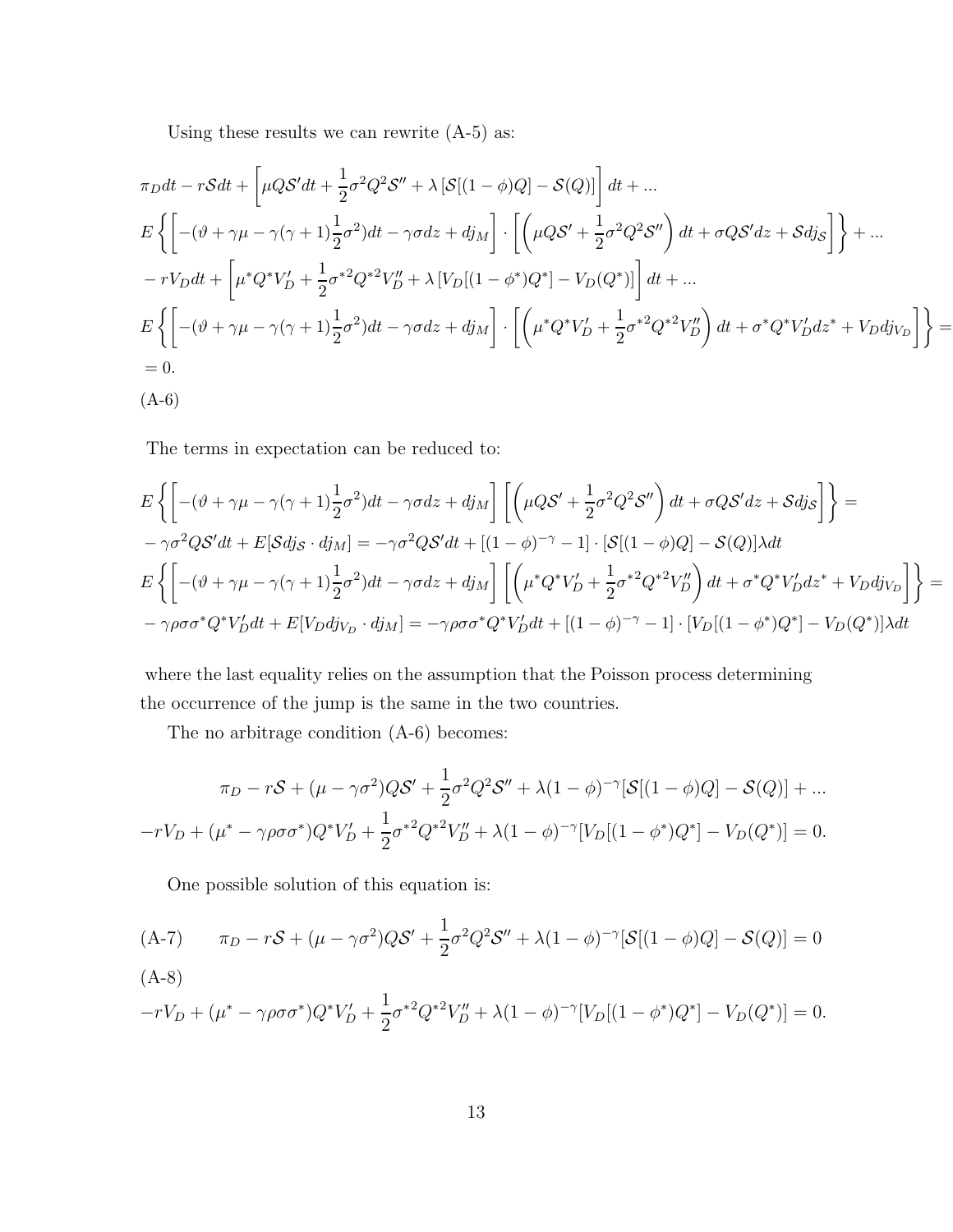Using these results we can rewrite (A-5) as:

$$
\begin{aligned}
&\pi_D dt - r\mathcal{S}dt + \left[\mu Q\mathcal{S}'dt + \frac{1}{2}\sigma^2 Q^2 \mathcal{S}'' + \lambda\left[\mathcal{S}[(1-\phi)Q] - \mathcal{S}(Q)\right]\right]dt + ... \\
&E\left\{\left[-(\vartheta + \gamma\mu - \gamma(\gamma+1)\frac{1}{2}\sigma^2)dt - \gamma\sigma dz + dj_M\right]\cdot\left[\left(\mu Q\mathcal{S}' + \frac{1}{2}\sigma^2 Q^2 \mathcal{S}''\right)dt + \sigma Q\mathcal{S}'dz + \mathcal{S}dj_{\mathcal{S}}\right]\right\} + ... \\
&- rV_D dt + \left[\mu^* Q^* V_D' + \frac{1}{2}\sigma^{*2} Q^{*2} V_D'' + \lambda\left[V_D[(1-\phi^*)Q^*] - V_D(Q^*)\right]\right]dt + ... \\
&E\left\{\left[-(\vartheta + \gamma\mu - \gamma(\gamma+1)\frac{1}{2}\sigma^2)dt - \gamma\sigma dz + dj_M\right]\cdot\left[\left(\mu^* Q^* V_D' + \frac{1}{2}\sigma^{*2} Q^{*2} V_D''\right)dt + \sigma^* Q^* V_D' dz^* + V_D dj_{V_D}\right]\right\} = \\
&= 0.
\end{aligned}
$$

(A-6)

The terms in expectation can be reduced to:

$$
\begin{aligned}
&E\left\{\left[-(\vartheta + \gamma\mu - \gamma(\gamma+1)\frac{1}{2}\sigma^2)dt - \gamma\sigma dz + dj_M\right]\left[\left(\mu Q\mathcal{S}' + \frac{1}{2}\sigma^2 Q^2 \mathcal{S}''\right)dt + \sigma Q\mathcal{S}'dz + \mathcal{S}dj_{\mathcal{S}}\right]\right\} = \\
&- \gamma\sigma^2 Q\mathcal{S}'dt + E[\mathcal{S}dj_{\mathcal{S}}\cdot dj_M] = -\gamma\sigma^2 Q\mathcal{S}'dt + [(1-\phi)^{-\gamma} - 1]\cdot[\mathcal{S}[(1-\phi)Q] - \mathcal{S}(Q)]\lambda dt \\
&E\left\{\left[-(\vartheta + \gamma\mu - \gamma(\gamma+1)\frac{1}{2}\sigma^2)dt - \gamma\sigma dz + dj_M\right]\left[\left(\mu^* Q^* V_D' + \frac{1}{2}\sigma^{*2} Q^{*2} V_D''\right)dt + \sigma^* Q^* V_D' dz^* + V_D dj_{V_D}\right]\right\} = \\
&- \gamma\rho\sigma\sigma^* Q^* V_D' dt + E[V_D dj_{V_D}\cdot dj_M] = -\gamma\rho\sigma\sigma^* Q^* V_D' dt + [(1-\phi)^{-\gamma} - 1]\cdot[V_D[(1-\phi^*)Q^*] - V_D(Q^*)]\lambda dt
\end{aligned}
$$

where the last equality relies on the assumption that the Poisson process determining the occurrence of the jump is the same in the two countries.

The no arbitrage condition (A-6) becomes:

$$
\begin{aligned}
\pi_D - r\mathcal{S} + (\mu - \gamma\sigma^2)Q\mathcal{S}' + \frac{1}{2}\sigma^2 Q^2 \mathcal{S}'' + \lambda(1-\phi)^{-\gamma}[\mathcal{S}[(1-\phi)Q] - \mathcal{S}(Q)] + ... \\
-rV_D + (\mu^* - \gamma\rho\sigma\sigma^*)Q^* V_D' + \frac{1}{2}\sigma^{*2} Q^{*2} V_D'' + \lambda(1-\phi)^{-\gamma}[V_D[(1-\phi^*)Q^*] - V_D(Q^*)] = 0.
\end{aligned}
$$

One possible solution of this equation is:

(A-7) $$\pi_D - r\mathcal{S} + (\mu - \gamma\sigma^2)Q\mathcal{S}' + \frac{1}{2}\sigma^2 Q^2 \mathcal{S}'' + \lambda(1-\phi)^{-\gamma}[\mathcal{S}[(1-\phi)Q] - \mathcal{S}(Q)] = 0$$

(A-8)

$$-rV_D + (\mu^* - \gamma\rho\sigma\sigma^*)Q^* V_D' + \frac{1}{2}\sigma^{*2} Q^{*2} V_D'' + \lambda(1-\phi)^{-\gamma}[V_D[(1-\phi^*)Q^*] - V_D(Q^*)] = 0.$$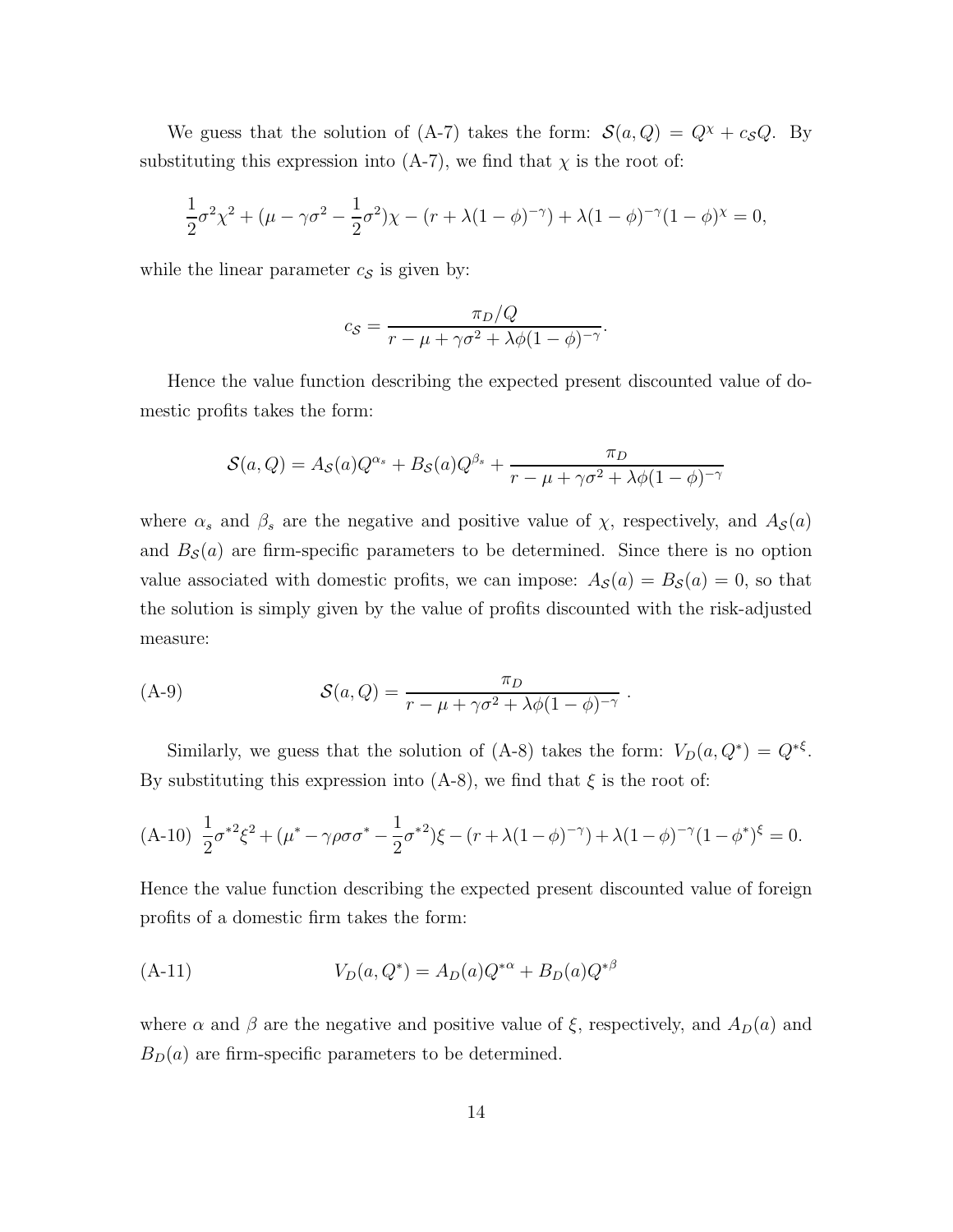We guess that the solution of (A-7) takes the form: $\mathcal{S}(a, Q) = Q^{\chi} + c_{\mathcal{S}}Q$. By substituting this expression into (A-7), we find that $\chi$ is the root of:

$$\frac{1}{2}\sigma^2\chi^2 + (\mu - \gamma\sigma^2 - \frac{1}{2}\sigma^2)\chi - (r + \lambda(1-\phi)^{-\gamma}) + \lambda(1-\phi)^{-\gamma}(1-\phi)^{\chi} = 0,$$

while the linear parameter $c_{\mathcal{S}}$ is given by:

$$c_{\mathcal{S}} = \frac{\pi_D/Q}{r - \mu + \gamma\sigma^2 + \lambda\phi(1-\phi)^{-\gamma}}.$$

Hence the value function describing the expected present discounted value of domestic profits takes the form:

$$\mathcal{S}(a, Q) = A_{\mathcal{S}}(a)Q^{\alpha_s} + B_{\mathcal{S}}(a)Q^{\beta_s} + \frac{\pi_D}{r - \mu + \gamma\sigma^2 + \lambda\phi(1-\phi)^{-\gamma}}$$

where $\alpha_s$ and $\beta_s$ are the negative and positive value of $\chi$, respectively, and $A_{\mathcal{S}}(a)$ and $B_{\mathcal{S}}(a)$ are firm-specific parameters to be determined. Since there is no option value associated with domestic profits, we can impose: $A_{\mathcal{S}}(a) = B_{\mathcal{S}}(a) = 0$, so that the solution is simply given by the value of profits discounted with the risk-adjusted measure:

$$\mathcal{S}(a, Q) = \frac{\pi_D}{r - \mu + \gamma\sigma^2 + \lambda\phi(1-\phi)^{-\gamma}} \ . \tag{A-9}$$

Similarly, we guess that the solution of (A-8) takes the form: $V_D(a, Q^*) = Q^{*\xi}$. By substituting this expression into (A-8), we find that $\xi$ is the root of:

$$\frac{1}{2}\sigma^{*2}\xi^2 + (\mu^* - \gamma\rho\sigma\sigma^* - \frac{1}{2}\sigma^{*2})\xi - (r + \lambda(1-\phi)^{-\gamma}) + \lambda(1-\phi)^{-\gamma}(1-\phi^*)^{\xi} = 0. \tag{A-10}$$

Hence the value function describing the expected present discounted value of foreign profits of a domestic firm takes the form:

$$V_D(a, Q^*) = A_D(a)Q^{*\alpha} + B_D(a)Q^{*\beta} \tag{A-11}$$

where $\alpha$ and $\beta$ are the negative and positive value of $\xi$, respectively, and $A_D(a)$ and $B_D(a)$ are firm-specific parameters to be determined.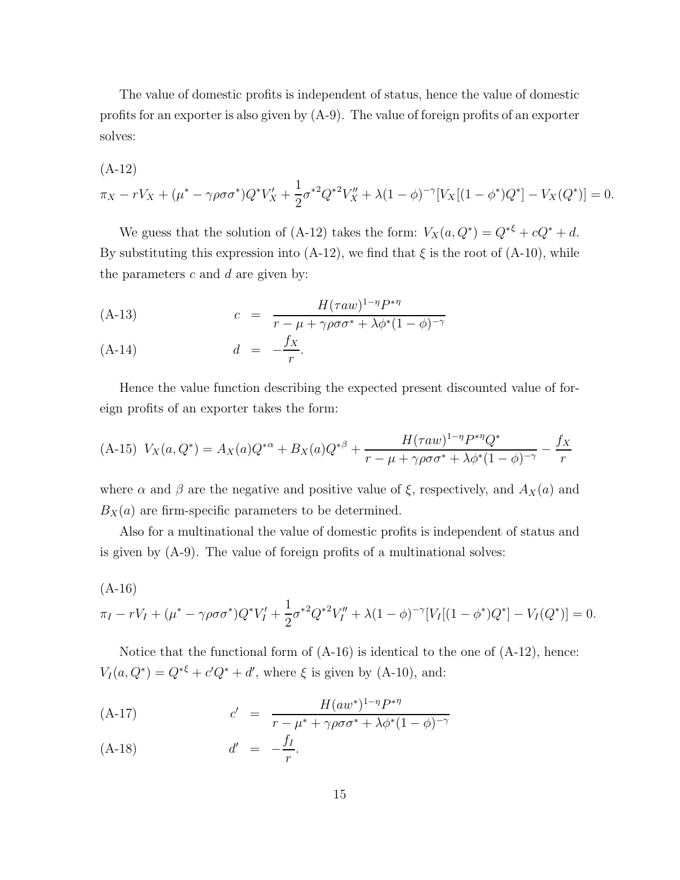The value of domestic profits is independent of status, hence the value of domestic profits for an exporter is also given by (A-9). The value of foreign profits of an exporter solves:

(A-12)

$$\pi_X - rV_X + (\mu^* - \gamma\rho\sigma\sigma^*)Q^*V_X' + \frac{1}{2}\sigma^{*2}Q^{*2}V_X'' + \lambda(1-\phi)^{-\gamma}[V_X[(1-\phi^*)Q^*] - V_X(Q^*)] = 0.$$

We guess that the solution of (A-12) takes the form: $V_X(a, Q^*) = Q^{*\xi} + cQ^* + d$. By substituting this expression into (A-12), we find that $\xi$ is the root of (A-10), while the parameters $c$ and $d$ are given by:

$$\text{(A-13)} \qquad c = \frac{H(\tau aw)^{1-\eta}P^{*\eta}}{r - \mu + \gamma\rho\sigma\sigma^* + \lambda\phi^*(1-\phi)^{-\gamma}}$$

$$\text{(A-14)} \qquad d = -\frac{f_X}{r}.$$

Hence the value function describing the expected present discounted value of foreign profits of an exporter takes the form:

$$\text{(A-15)} \quad V_X(a, Q^*) = A_X(a)Q^{*\alpha} + B_X(a)Q^{*\beta} + \frac{H(\tau aw)^{1-\eta}P^{*\eta}Q^*}{r - \mu + \gamma\rho\sigma\sigma^* + \lambda\phi^*(1-\phi)^{-\gamma}} - \frac{f_X}{r}$$

where $\alpha$ and $\beta$ are the negative and positive value of $\xi$, respectively, and $A_X(a)$ and $B_X(a)$ are firm-specific parameters to be determined.

Also for a multinational the value of domestic profits is independent of status and is given by (A-9). The value of foreign profits of a multinational solves:

(A-16)

$$\pi_I - rV_I + (\mu^* - \gamma\rho\sigma\sigma^*)Q^*V_I' + \frac{1}{2}\sigma^{*2}Q^{*2}V_I'' + \lambda(1-\phi)^{-\gamma}[V_I[(1-\phi^*)Q^*] - V_I(Q^*)] = 0.$$

Notice that the functional form of (A-16) is identical to the one of (A-12), hence: $V_I(a, Q^*) = Q^{*\xi} + c'Q^* + d'$, where $\xi$ is given by (A-10), and:

$$\text{(A-17)} \qquad c' = \frac{H(aw^*)^{1-\eta}P^{*\eta}}{r - \mu^* + \gamma\rho\sigma\sigma^* + \lambda\phi^*(1-\phi)^{-\gamma}}$$

$$\text{(A-18)} \qquad d' = -\frac{f_I}{r}.$$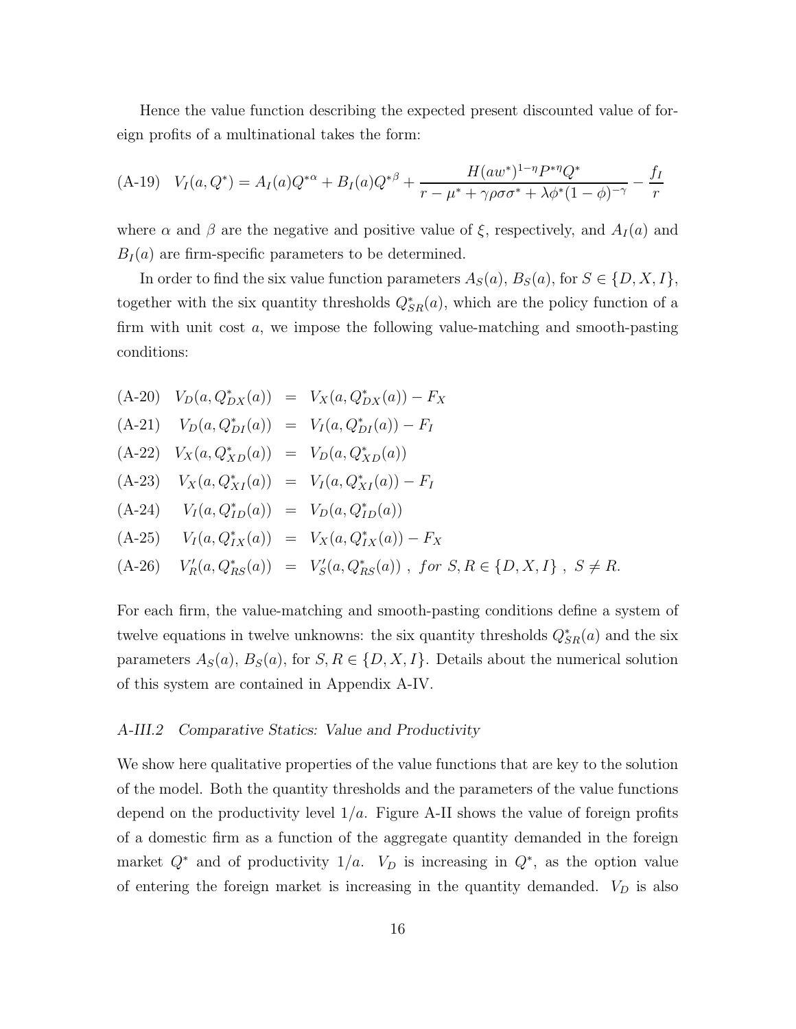Hence the value function describing the expected present discounted value of foreign profits of a multinational takes the form:

$$\text{(A-19)} \quad V_I(a, Q^*) = A_I(a) Q^{*\alpha} + B_I(a) Q^{*\beta} + \frac{H(aw^*)^{1-\eta} P^{*\eta} Q^*}{r - \mu^* + \gamma\rho\sigma\sigma^* + \lambda\phi^*(1-\phi)^{-\gamma}} - \frac{f_I}{r}$$

where $\alpha$ and $\beta$ are the negative and positive value of $\xi$, respectively, and $A_I(a)$ and $B_I(a)$ are firm-specific parameters to be determined.

In order to find the six value function parameters $A_S(a)$, $B_S(a)$, for $S \in \{D, X, I\}$, together with the six quantity thresholds $Q^*_{SR}(a)$, which are the policy function of a firm with unit cost $a$, we impose the following value-matching and smooth-pasting conditions:

$$\begin{aligned}
&\text{(A-20)} \quad V_D(a, Q^*_{DX}(a)) &=& \; V_X(a, Q^*_{DX}(a)) - F_X \\
&\text{(A-21)} \quad V_D(a, Q^*_{DI}(a)) &=& \; V_I(a, Q^*_{DI}(a)) - F_I \\
&\text{(A-22)} \quad V_X(a, Q^*_{XD}(a)) &=& \; V_D(a, Q^*_{XD}(a)) \\
&\text{(A-23)} \quad V_X(a, Q^*_{XI}(a)) &=& \; V_I(a, Q^*_{XI}(a)) - F_I \\
&\text{(A-24)} \quad V_I(a, Q^*_{ID}(a)) &=& \; V_D(a, Q^*_{ID}(a)) \\
&\text{(A-25)} \quad V_I(a, Q^*_{IX}(a)) &=& \; V_X(a, Q^*_{IX}(a)) - F_X \\
&\text{(A-26)} \quad V'_R(a, Q^*_{RS}(a)) &=& \; V'_S(a, Q^*_{RS}(a)) \; , \; for \; S, R \in \{D, X, I\} \; , \; S \neq R.
\end{aligned}$$

For each firm, the value-matching and smooth-pasting conditions define a system of twelve equations in twelve unknowns: the six quantity thresholds $Q^*_{SR}(a)$ and the six parameters $A_S(a)$, $B_S(a)$, for $S, R \in \{D, X, I\}$. Details about the numerical solution of this system are contained in Appendix A-IV.

### *A-III.2 Comparative Statics: Value and Productivity*

We show here qualitative properties of the value functions that are key to the solution of the model. Both the quantity thresholds and the parameters of the value functions depend on the productivity level $1/a$. Figure A-II shows the value of foreign profits of a domestic firm as a function of the aggregate quantity demanded in the foreign market $Q^*$ and of productivity $1/a$. $V_D$ is increasing in $Q^*$, as the option value of entering the foreign market is increasing in the quantity demanded. $V_D$ is also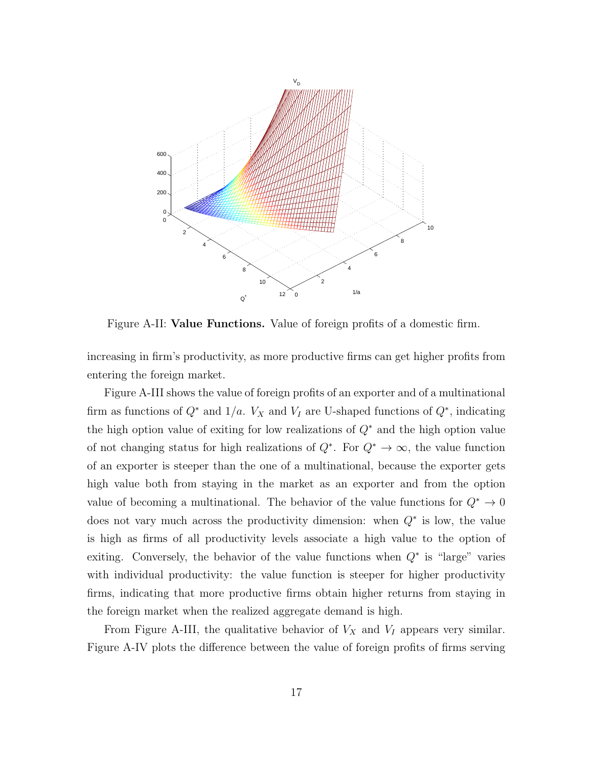Figure A-II: **Value Functions.** Value of foreign profits of a domestic firm.

increasing in firm's productivity, as more productive firms can get higher profits from entering the foreign market.

Figure A-III shows the value of foreign profits of an exporter and of a multinational firm as functions of $Q^*$ and $1/a$. $V_X$ and $V_I$ are U-shaped functions of $Q^*$, indicating the high option value of exiting for low realizations of $Q^*$ and the high option value of not changing status for high realizations of $Q^*$. For $Q^* \to \infty$, the value function of an exporter is steeper than the one of a multinational, because the exporter gets high value both from staying in the market as an exporter and from the option value of becoming a multinational. The behavior of the value functions for $Q^* \to 0$ does not vary much across the productivity dimension: when $Q^*$ is low, the value is high as firms of all productivity levels associate a high value to the option of exiting. Conversely, the behavior of the value functions when $Q^*$ is "large" varies with individual productivity: the value function is steeper for higher productivity firms, indicating that more productive firms obtain higher returns from staying in the foreign market when the realized aggregate demand is high.

From Figure A-III, the qualitative behavior of $V_X$ and $V_I$ appears very similar. Figure A-IV plots the difference between the value of foreign profits of firms serving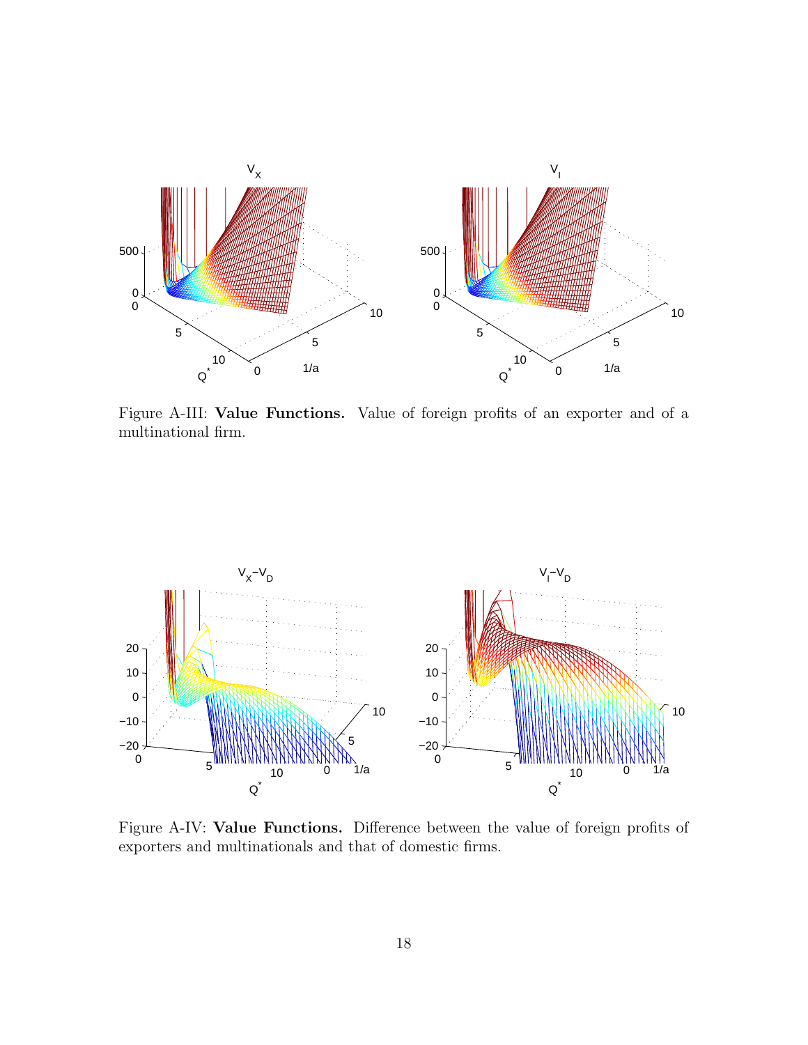Figure A-III: **Value Functions.** Value of foreign profits of an exporter and of a multinational firm.

Figure A-IV: **Value Functions.** Difference between the value of foreign profits of exporters and multinationals and that of domestic firms.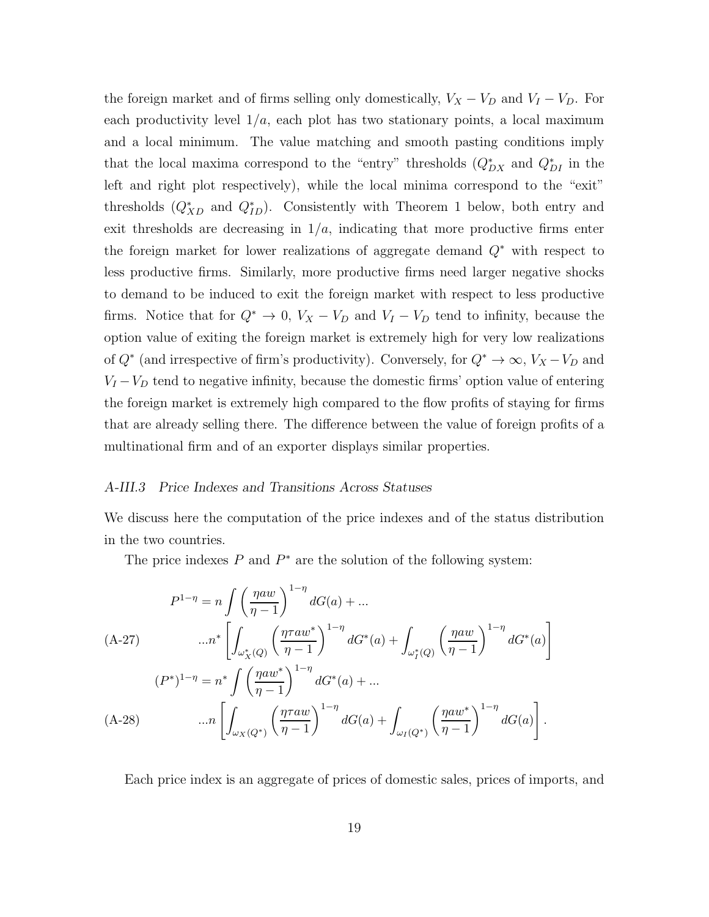the foreign market and of firms selling only domestically, $V_X - V_D$ and $V_I - V_D$. For each productivity level $1/a$, each plot has two stationary points, a local maximum and a local minimum. The value matching and smooth pasting conditions imply that the local maxima correspond to the "entry" thresholds ($Q^*_{DX}$ and $Q^*_{DI}$ in the left and right plot respectively), while the local minima correspond to the "exit" thresholds ($Q^*_{XD}$ and $Q^*_{ID}$). Consistently with Theorem 1 below, both entry and exit thresholds are decreasing in $1/a$, indicating that more productive firms enter the foreign market for lower realizations of aggregate demand $Q^*$ with respect to less productive firms. Similarly, more productive firms need larger negative shocks to demand to be induced to exit the foreign market with respect to less productive firms. Notice that for $Q^* \to 0$, $V_X - V_D$ and $V_I - V_D$ tend to infinity, because the option value of exiting the foreign market is extremely high for very low realizations of $Q^*$ (and irrespective of firm's productivity). Conversely, for $Q^* \to \infty$, $V_X - V_D$ and $V_I - V_D$ tend to negative infinity, because the domestic firms' option value of entering the foreign market is extremely high compared to the flow profits of staying for firms that are already selling there. The difference between the value of foreign profits of a multinational firm and of an exporter displays similar properties.

### *A-III.3 Price Indexes and Transitions Across Statuses*

We discuss here the computation of the price indexes and of the status distribution in the two countries.

The price indexes $P$ and $P^*$ are the solution of the following system:

$$P^{1-\eta} = n \int \left( \frac{\eta a w}{\eta - 1} \right)^{1-\eta} dG(a) + ...$$

$$...n^* \left[ \int_{\omega^*_X(Q)} \left( \frac{\eta \tau a w^*}{\eta - 1} \right)^{1-\eta} dG^*(a) + \int_{\omega^*_I(Q)} \left( \frac{\eta a w}{\eta - 1} \right)^{1-\eta} dG^*(a) \right] \tag{A-27}$$

$$(P^*)^{1-\eta} = n^* \int \left( \frac{\eta a w^*}{\eta - 1} \right)^{1-\eta} dG^*(a) + ...$$

$$...n \left[ \int_{\omega_X(Q^*)} \left( \frac{\eta \tau a w}{\eta - 1} \right)^{1-\eta} dG(a) + \int_{\omega_I(Q^*)} \left( \frac{\eta a w^*}{\eta - 1} \right)^{1-\eta} dG(a) \right]. \tag{A-28}$$

Each price index is an aggregate of prices of domestic sales, prices of imports, and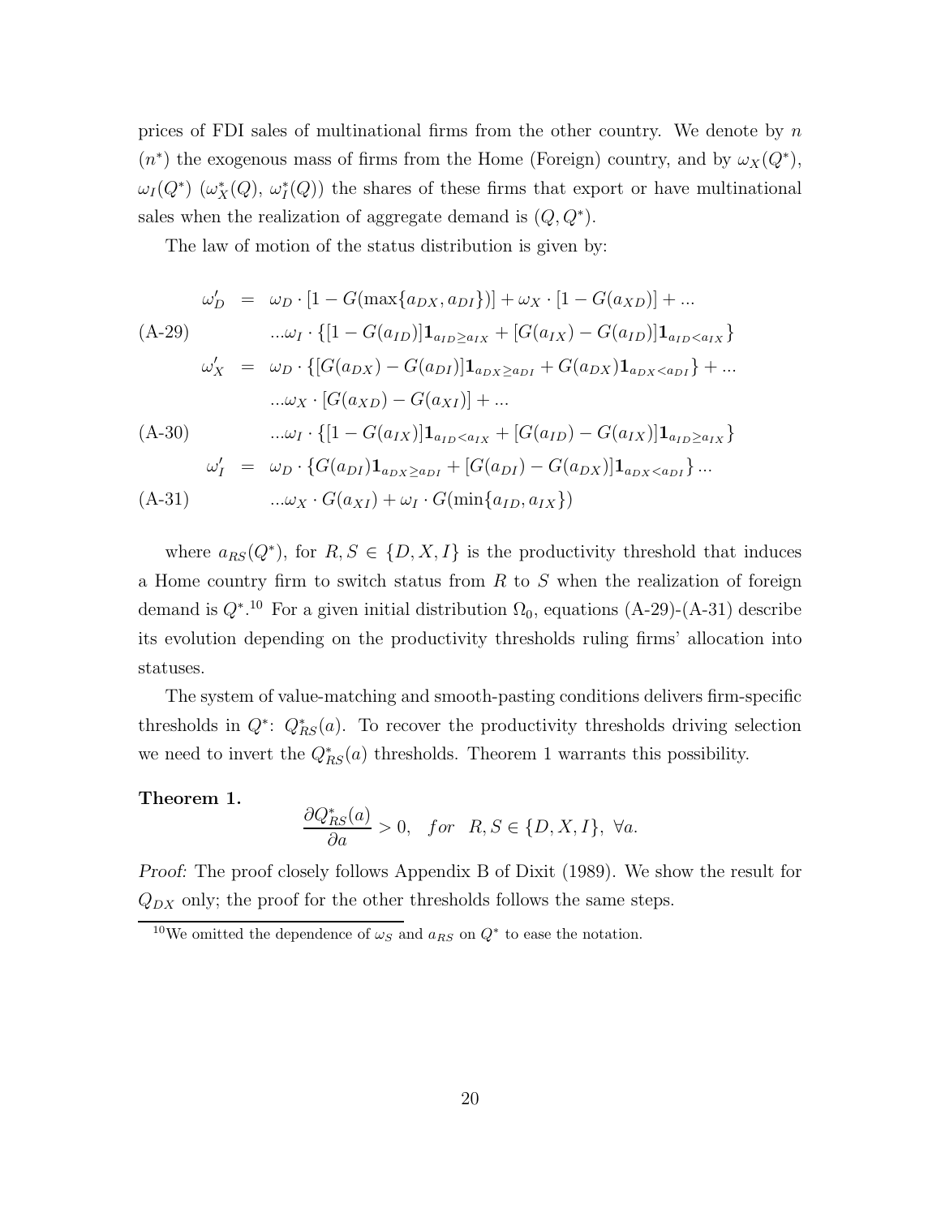prices of FDI sales of multinational firms from the other country. We denote by $n$ ($n^*$) the exogenous mass of firms from the Home (Foreign) country, and by $\omega_X(Q^*)$, $\omega_I(Q^*)$ ($\omega_X^*(Q)$, $\omega_I^*(Q)$) the shares of these firms that export or have multinational sales when the realization of aggregate demand is $(Q, Q^*)$.

The law of motion of the status distribution is given by:

$$
\begin{aligned}
\omega_D' &= \omega_D \cdot [1 - G(\max\{a_{DX}, a_{DI}\})] + \omega_X \cdot [1 - G(a_{XD})] + ... \\
&\quad ...\omega_I \cdot \{[1 - G(a_{ID})]\mathbf{1}_{a_{ID} \geq a_{IX}} + [G(a_{IX}) - G(a_{ID})]\mathbf{1}_{a_{ID} < a_{IX}}\} && \text{(A-29)}\\
\omega_X' &= \omega_D \cdot \{[G(a_{DX}) - G(a_{DI})]\mathbf{1}_{a_{DX} \geq a_{DI}} + G(a_{DX})\mathbf{1}_{a_{DX} < a_{DI}}\} + ... \\
&\quad ...\omega_X \cdot [G(a_{XD}) - G(a_{XI})] + ... \\
&\quad ...\omega_I \cdot \{[1 - G(a_{IX})]\mathbf{1}_{a_{ID} < a_{IX}} + [G(a_{ID}) - G(a_{IX})]\mathbf{1}_{a_{ID} \geq a_{IX}}\} && \text{(A-30)}\\
\omega_I' &= \omega_D \cdot \{G(a_{DI})\mathbf{1}_{a_{DX} \geq a_{DI}} + [G(a_{DI}) - G(a_{DX})]\mathbf{1}_{a_{DX} < a_{DI}}\} ... \\
&\quad ...\omega_X \cdot G(a_{XI}) + \omega_I \cdot G(\min\{a_{ID}, a_{IX}\}) && \text{(A-31)}
\end{aligned}
$$

where $a_{RS}(Q^*)$, for $R, S \in \{D, X, I\}$ is the productivity threshold that induces a Home country firm to switch status from $R$ to $S$ when the realization of foreign demand is $Q^*$.[10] For a given initial distribution $\Omega_0$, equations (A-29)-(A-31) describe its evolution depending on the productivity thresholds ruling firms' allocation into statuses.

The system of value-matching and smooth-pasting conditions delivers firm-specific thresholds in $Q^*$: $Q^*_{RS}(a)$. To recover the productivity thresholds driving selection we need to invert the $Q^*_{RS}(a)$ thresholds. Theorem 1 warrants this possibility.

**Theorem 1.**

$$\frac{\partial Q^*_{RS}(a)}{\partial a} > 0, \quad for \quad R, S \in \{D, X, I\}, \ \forall a.$$

*Proof:* The proof closely follows Appendix B of Dixit (1989). We show the result for $Q_{DX}$ only; the proof for the other thresholds follows the same steps.

[10] We omitted the dependence of $\omega_S$ and $a_{RS}$ on $Q^*$ to ease the notation.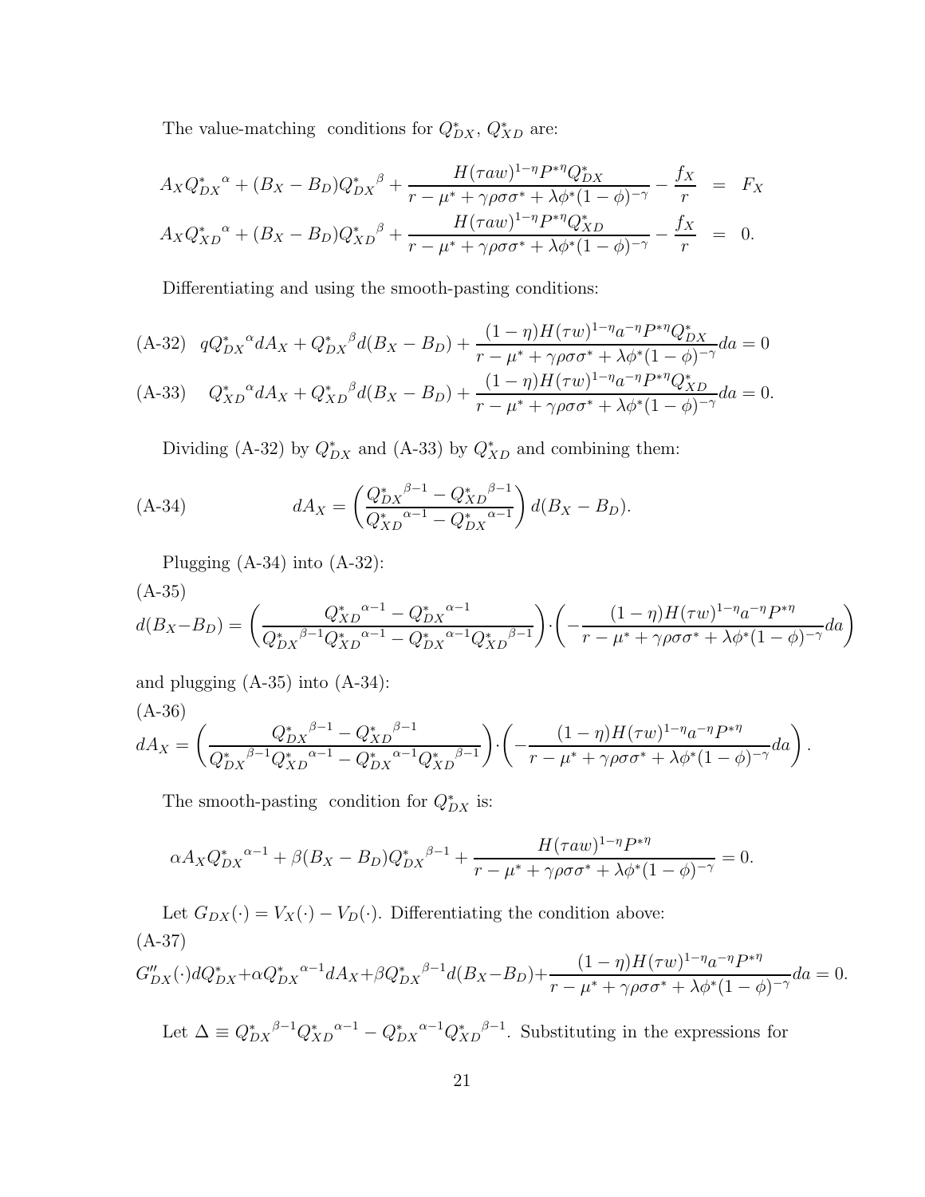The value-matching conditions for $Q^*_{DX}$, $Q^*_{XD}$ are:

$$
\begin{aligned}
A_X {Q^*_{DX}}^{\alpha} + (B_X - B_D){Q^*_{DX}}^{\beta} + \frac{H(\tau a w)^{1-\eta} P^{*\eta} Q^*_{DX}}{r - \mu^* + \gamma\rho\sigma\sigma^* + \lambda\phi^*(1-\phi)^{-\gamma}} - \frac{f_X}{r} &= F_X \\
A_X {Q^*_{XD}}^{\alpha} + (B_X - B_D){Q^*_{XD}}^{\beta} + \frac{H(\tau a w)^{1-\eta} P^{*\eta} Q^*_{XD}}{r - \mu^* + \gamma\rho\sigma\sigma^* + \lambda\phi^*(1-\phi)^{-\gamma}} - \frac{f_X}{r} &= 0.
\end{aligned}
$$

Differentiating and using the smooth-pasting conditions:

$$
\text{(A-32)} \quad q{Q^*_{DX}}^{\alpha} dA_X + {Q^*_{DX}}^{\beta} d(B_X - B_D) + \frac{(1-\eta)H(\tau w)^{1-\eta} a^{-\eta} P^{*\eta} Q^*_{DX}}{r - \mu^* + \gamma\rho\sigma\sigma^* + \lambda\phi^*(1-\phi)^{-\gamma}} da = 0
$$

$$
\text{(A-33)} \quad {Q^*_{XD}}^{\alpha} dA_X + {Q^*_{XD}}^{\beta} d(B_X - B_D) + \frac{(1-\eta)H(\tau w)^{1-\eta} a^{-\eta} P^{*\eta} Q^*_{XD}}{r - \mu^* + \gamma\rho\sigma\sigma^* + \lambda\phi^*(1-\phi)^{-\gamma}} da = 0.
$$

Dividing (A-32) by $Q^*_{DX}$ and (A-33) by $Q^*_{XD}$ and combining them:

$$
\text{(A-34)} \qquad dA_X = \left( \frac{{Q^*_{DX}}^{\beta-1} - {Q^*_{XD}}^{\beta-1}}{{Q^*_{XD}}^{\alpha-1} - {Q^*_{DX}}^{\alpha-1}} \right) d(B_X - B_D).
$$

Plugging (A-34) into (A-32):

(A-35)
$$
d(B_X - B_D) = \left( \frac{{Q^*_{XD}}^{\alpha-1} - {Q^*_{DX}}^{\alpha-1}}{{Q^*_{DX}}^{\beta-1}{Q^*_{XD}}^{\alpha-1} - {Q^*_{DX}}^{\alpha-1}{Q^*_{XD}}^{\beta-1}} \right) \cdot \left( -\frac{(1-\eta)H(\tau w)^{1-\eta} a^{-\eta} P^{*\eta}}{r - \mu^* + \gamma\rho\sigma\sigma^* + \lambda\phi^*(1-\phi)^{-\gamma}} da \right)
$$

and plugging (A-35) into (A-34):

(A-36)
$$
dA_X = \left( \frac{{Q^*_{DX}}^{\beta-1} - {Q^*_{XD}}^{\beta-1}}{{Q^*_{DX}}^{\beta-1}{Q^*_{XD}}^{\alpha-1} - {Q^*_{DX}}^{\alpha-1}{Q^*_{XD}}^{\beta-1}} \right) \cdot \left( -\frac{(1-\eta)H(\tau w)^{1-\eta} a^{-\eta} P^{*\eta}}{r - \mu^* + \gamma\rho\sigma\sigma^* + \lambda\phi^*(1-\phi)^{-\gamma}} da \right).
$$

The smooth-pasting condition for $Q^*_{DX}$ is:

$$
\alpha A_X {Q^*_{DX}}^{\alpha-1} + \beta(B_X - B_D){Q^*_{DX}}^{\beta-1} + \frac{H(\tau a w)^{1-\eta} P^{*\eta}}{r - \mu^* + \gamma\rho\sigma\sigma^* + \lambda\phi^*(1-\phi)^{-\gamma}} = 0.
$$

Let $G_{DX}(\cdot) = V_X(\cdot) - V_D(\cdot)$. Differentiating the condition above:

(A-37)
$$
G''_{DX}(\cdot)dQ^*_{DX} + \alpha{Q^*_{DX}}^{\alpha-1} dA_X + \beta{Q^*_{DX}}^{\beta-1} d(B_X - B_D) + \frac{(1-\eta)H(\tau w)^{1-\eta} a^{-\eta} P^{*\eta}}{r - \mu^* + \gamma\rho\sigma\sigma^* + \lambda\phi^*(1-\phi)^{-\gamma}} da = 0.
$$

Let $\Delta \equiv {Q^*_{DX}}^{\beta-1}{Q^*_{XD}}^{\alpha-1} - {Q^*_{DX}}^{\alpha-1}{Q^*_{XD}}^{\beta-1}$. Substituting in the expressions for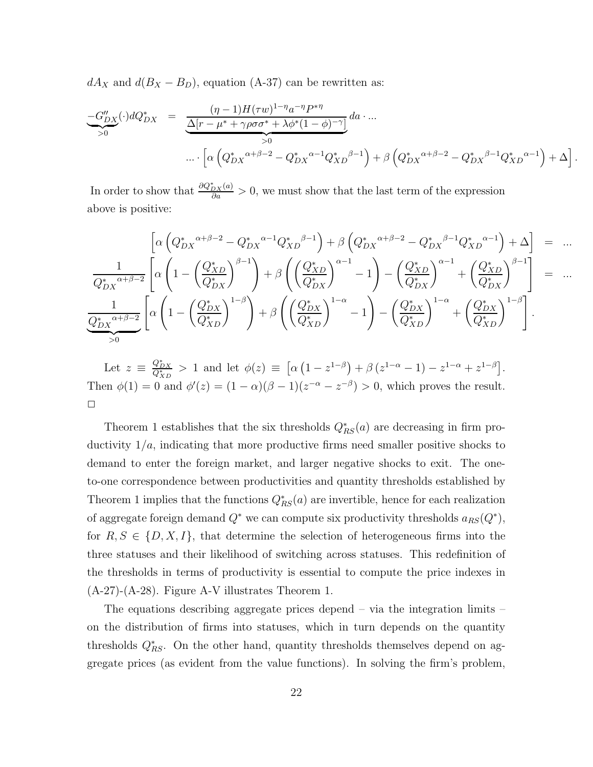$dA_X$ and $d(B_X - B_D)$, equation (A-37) can be rewritten as:

$$
\underbrace{-G''_{DX}}_{>0}(\cdot)dQ^*_{DX} = \underbrace{\frac{(\eta-1)H(\tau w)^{1-\eta}a^{-\eta}P^{*\eta}}{\Delta[r-\mu^*+\gamma\rho\sigma\sigma^*+\lambda\phi^*(1-\phi)^{-\gamma}]}}_{>0}\, da \cdot ...
$$

$$
... \cdot \left[\alpha\left({Q^*_{DX}}^{\alpha+\beta-2} - {Q^*_{DX}}^{\alpha-1}{Q^*_{XD}}^{\beta-1}\right) + \beta\left({Q^*_{DX}}^{\alpha+\beta-2} - {Q^*_{DX}}^{\beta-1}{Q^*_{XD}}^{\alpha-1}\right) + \Delta\right].
$$

In order to show that $\frac{\partial Q^*_{DX}(a)}{\partial a} > 0$, we must show that the last term of the expression above is positive:

$$
\begin{aligned}
\left[\alpha\left({Q^*_{DX}}^{\alpha+\beta-2} - {Q^*_{DX}}^{\alpha-1}{Q^*_{XD}}^{\beta-1}\right) + \beta\left({Q^*_{DX}}^{\alpha+\beta-2} - {Q^*_{DX}}^{\beta-1}{Q^*_{XD}}^{\alpha-1}\right) + \Delta\right] &= ... \\
\frac{1}{{Q^*_{DX}}^{\alpha+\beta-2}}\left[\alpha\left(1-\left(\frac{Q^*_{XD}}{Q^*_{DX}}\right)^{\beta-1}\right) + \beta\left(\left(\frac{Q^*_{XD}}{Q^*_{DX}}\right)^{\alpha-1} - 1\right) - \left(\frac{Q^*_{XD}}{Q^*_{DX}}\right)^{\alpha-1} + \left(\frac{Q^*_{XD}}{Q^*_{DX}}\right)^{\beta-1}\right] &= ... \\
\underbrace{\frac{1}{{Q^*_{DX}}^{\alpha+\beta-2}}}_{>0}\left[\alpha\left(1-\left(\frac{Q^*_{DX}}{Q^*_{XD}}\right)^{1-\beta}\right) + \beta\left(\left(\frac{Q^*_{DX}}{Q^*_{XD}}\right)^{1-\alpha} - 1\right) - \left(\frac{Q^*_{DX}}{Q^*_{XD}}\right)^{1-\alpha} + \left(\frac{Q^*_{DX}}{Q^*_{XD}}\right)^{1-\beta}\right]&.
\end{aligned}
$$

Let $z \equiv \frac{Q^*_{DX}}{Q^*_{XD}} > 1$ and let $\phi(z) \equiv \left[\alpha\left(1-z^{1-\beta}\right) + \beta\left(z^{1-\alpha}-1\right) - z^{1-\alpha} + z^{1-\beta}\right]$. Then $\phi(1) = 0$ and $\phi'(z) = (1-\alpha)(\beta-1)(z^{-\alpha} - z^{-\beta}) > 0$, which proves the result. □

Theorem 1 establishes that the six thresholds $Q^*_{RS}(a)$ are decreasing in firm productivity $1/a$, indicating that more productive firms need smaller positive shocks to demand to enter the foreign market, and larger negative shocks to exit. The one-to-one correspondence between productivities and quantity thresholds established by Theorem 1 implies that the functions $Q^*_{RS}(a)$ are invertible, hence for each realization of aggregate foreign demand $Q^*$ we can compute six productivity thresholds $a_{RS}(Q^*)$, for $R, S \in \{D, X, I\}$, that determine the selection of heterogeneous firms into the three statuses and their likelihood of switching across statuses. This redefinition of the thresholds in terms of productivity is essential to compute the price indexes in (A-27)-(A-28). Figure A-V illustrates Theorem 1.

The equations describing aggregate prices depend – via the integration limits – on the distribution of firms into statuses, which in turn depends on the quantity thresholds $Q^*_{RS}$. On the other hand, quantity thresholds themselves depend on aggregate prices (as evident from the value functions). In solving the firm's problem,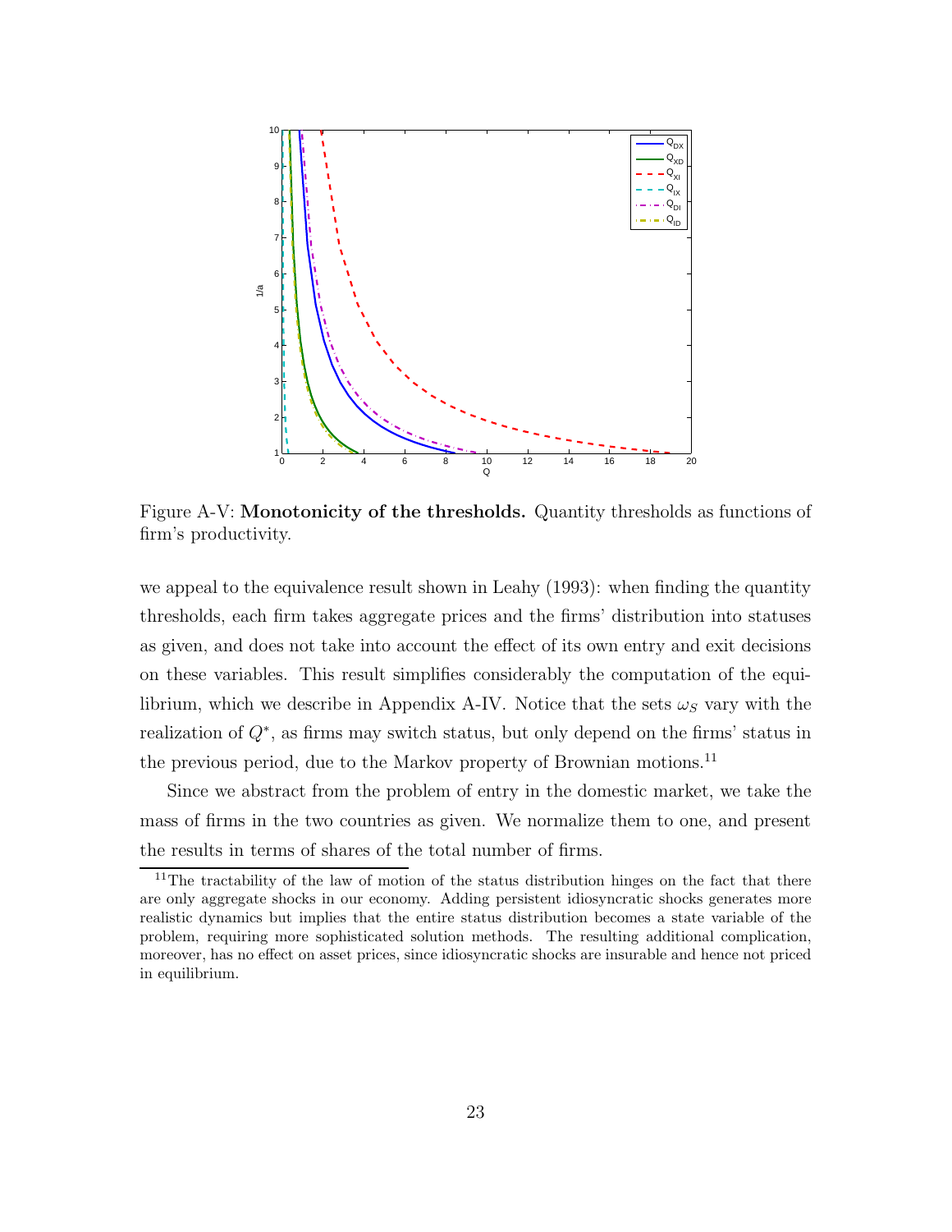Figure A-V: **Monotonicity of the thresholds.** Quantity thresholds as functions of firm's productivity.

we appeal to the equivalence result shown in Leahy (1993): when finding the quantity thresholds, each firm takes aggregate prices and the firms' distribution into statuses as given, and does not take into account the effect of its own entry and exit decisions on these variables. This result simplifies considerably the computation of the equilibrium, which we describe in Appendix A-IV. Notice that the sets $\omega_S$ vary with the realization of $Q^*$, as firms may switch status, but only depend on the firms' status in the previous period, due to the Markov property of Brownian motions.[11]

Since we abstract from the problem of entry in the domestic market, we take the mass of firms in the two countries as given. We normalize them to one, and present the results in terms of shares of the total number of firms.

[11] The tractability of the law of motion of the status distribution hinges on the fact that there are only aggregate shocks in our economy. Adding persistent idiosyncratic shocks generates more realistic dynamics but implies that the entire status distribution becomes a state variable of the problem, requiring more sophisticated solution methods. The resulting additional complication, moreover, has no effect on asset prices, since idiosyncratic shocks are insurable and hence not priced in equilibrium.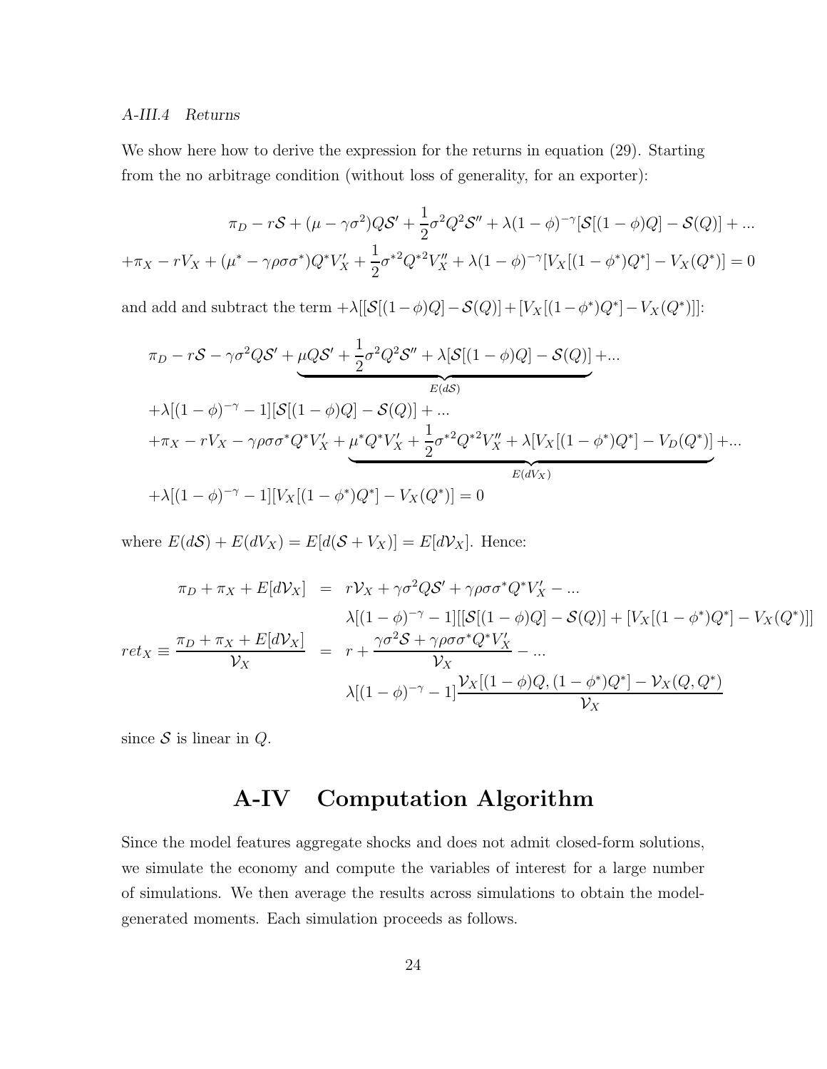*A-III.4 Returns*

We show here how to derive the expression for the returns in equation (29). Starting from the no arbitrage condition (without loss of generality, for an exporter):

$$
\begin{gathered}
\pi_D - r\mathcal{S} + (\mu - \gamma\sigma^2)Q\mathcal{S}' + \frac{1}{2}\sigma^2 Q^2 \mathcal{S}'' + \lambda(1-\phi)^{-\gamma}[\mathcal{S}[(1-\phi)Q] - \mathcal{S}(Q)] + ... \\
+\pi_X - rV_X + (\mu^* - \gamma\rho\sigma\sigma^*)Q^* V_X' + \frac{1}{2}\sigma^{*2}Q^{*2}V_X'' + \lambda(1-\phi)^{-\gamma}[V_X[(1-\phi^*)Q^*] - V_X(Q^*)] = 0
\end{gathered}
$$

and add and subtract the term $+\lambda[[\mathcal{S}[(1-\phi)Q] - \mathcal{S}(Q)] + [V_X[(1-\phi^*)Q^*] - V_X(Q^*)]]$:

$$
\begin{aligned}
&\pi_D - r\mathcal{S} - \gamma\sigma^2 Q\mathcal{S}' + \underbrace{\mu Q\mathcal{S}' + \frac{1}{2}\sigma^2 Q^2\mathcal{S}'' + \lambda[\mathcal{S}[(1-\phi)Q] - \mathcal{S}(Q)]}_{E(d\mathcal{S})} + ... \\
&+\lambda[(1-\phi)^{-\gamma} - 1][\mathcal{S}[(1-\phi)Q] - \mathcal{S}(Q)] + ... \\
&+\pi_X - rV_X - \gamma\rho\sigma\sigma^* Q^* V_X' + \underbrace{\mu^* Q^* V_X' + \frac{1}{2}\sigma^{*2}Q^{*2}V_X'' + \lambda[V_X[(1-\phi^*)Q^*] - V_D(Q^*)]}_{E(dV_X)} + ... \\
&+\lambda[(1-\phi)^{-\gamma} - 1][V_X[(1-\phi^*)Q^*] - V_X(Q^*)] = 0
\end{aligned}
$$

where $E(d\mathcal{S}) + E(dV_X) = E[d(\mathcal{S} + V_X)] = E[d\mathcal{V}_X]$. Hence:

$$
\begin{aligned}
\pi_D + \pi_X + E[d\mathcal{V}_X] &= r\mathcal{V}_X + \gamma\sigma^2 Q\mathcal{S}' + \gamma\rho\sigma\sigma^* Q^* V_X' - ... \\
&\quad \lambda[(1-\phi)^{-\gamma} - 1][[\mathcal{S}[(1-\phi)Q] - \mathcal{S}(Q)] + [V_X[(1-\phi^*)Q^*] - V_X(Q^*)]] \\
ret_X \equiv \frac{\pi_D + \pi_X + E[d\mathcal{V}_X]}{\mathcal{V}_X} &= r + \frac{\gamma\sigma^2\mathcal{S} + \gamma\rho\sigma\sigma^* Q^* V_X'}{\mathcal{V}_X} - ... \\
&\quad \lambda[(1-\phi)^{-\gamma} - 1]\frac{\mathcal{V}_X[(1-\phi)Q, (1-\phi^*)Q^*] - \mathcal{V}_X(Q, Q^*)}{\mathcal{V}_X}
\end{aligned}
$$

since $\mathcal{S}$ is linear in $Q$.

# A-IV Computation Algorithm

Since the model features aggregate shocks and does not admit closed-form solutions, we simulate the economy and compute the variables of interest for a large number of simulations. We then average the results across simulations to obtain the model-generated moments. Each simulation proceeds as follows.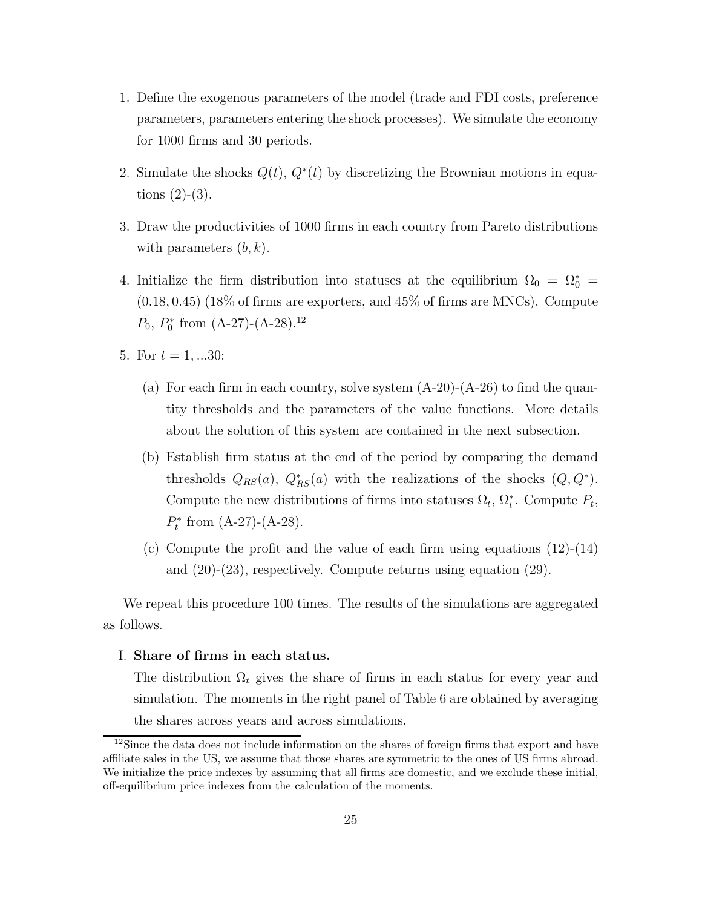1. Define the exogenous parameters of the model (trade and FDI costs, preference parameters, parameters entering the shock processes). We simulate the economy for 1000 firms and 30 periods.

2. Simulate the shocks $Q(t)$, $Q^*(t)$ by discretizing the Brownian motions in equations (2)-(3).

3. Draw the productivities of 1000 firms in each country from Pareto distributions with parameters $(b, k)$.

4. Initialize the firm distribution into statuses at the equilibrium $\Omega_0 = \Omega_0^* = (0.18, 0.45)$ (18% of firms are exporters, and 45% of firms are MNCs). Compute $P_0$, $P_0^*$ from (A-27)-(A-28).[12]

5. For $t = 1, ...30$:

   (a) For each firm in each country, solve system (A-20)-(A-26) to find the quantity thresholds and the parameters of the value functions. More details about the solution of this system are contained in the next subsection.

   (b) Establish firm status at the end of the period by comparing the demand thresholds $Q_{RS}(a)$, $Q^*_{RS}(a)$ with the realizations of the shocks $(Q, Q^*)$. Compute the new distributions of firms into statuses $\Omega_t$, $\Omega^*_t$. Compute $P_t$, $P^*_t$ from (A-27)-(A-28).

   (c) Compute the profit and the value of each firm using equations (12)-(14) and (20)-(23), respectively. Compute returns using equation (29).

We repeat this procedure 100 times. The results of the simulations are aggregated as follows.

I. **Share of firms in each status.**

   The distribution $\Omega_t$ gives the share of firms in each status for every year and simulation. The moments in the right panel of Table 6 are obtained by averaging the shares across years and across simulations.

[12] Since the data does not include information on the shares of foreign firms that export and have affiliate sales in the US, we assume that those shares are symmetric to the ones of US firms abroad. We initialize the price indexes by assuming that all firms are domestic, and we exclude these initial, off-equilibrium price indexes from the calculation of the moments.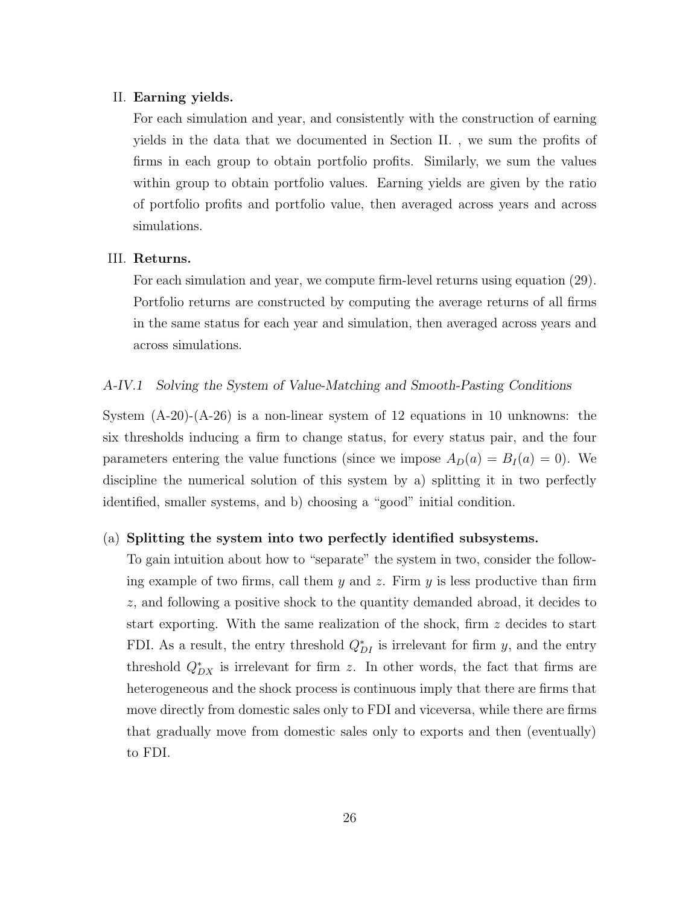II. **Earning yields.**

For each simulation and year, and consistently with the construction of earning yields in the data that we documented in Section II. , we sum the profits of firms in each group to obtain portfolio profits. Similarly, we sum the values within group to obtain portfolio values. Earning yields are given by the ratio of portfolio profits and portfolio value, then averaged across years and across simulations.

III. **Returns.**

For each simulation and year, we compute firm-level returns using equation (29). Portfolio returns are constructed by computing the average returns of all firms in the same status for each year and simulation, then averaged across years and across simulations.

### *A-IV.1 Solving the System of Value-Matching and Smooth-Pasting Conditions*

System (A-20)-(A-26) is a non-linear system of 12 equations in 10 unknowns: the six thresholds inducing a firm to change status, for every status pair, and the four parameters entering the value functions (since we impose $A_D(a) = B_I(a) = 0$). We discipline the numerical solution of this system by a) splitting it in two perfectly identified, smaller systems, and b) choosing a "good" initial condition.

(a) **Splitting the system into two perfectly identified subsystems.**

To gain intuition about how to "separate" the system in two, consider the following example of two firms, call them $y$ and $z$. Firm $y$ is less productive than firm $z$, and following a positive shock to the quantity demanded abroad, it decides to start exporting. With the same realization of the shock, firm $z$ decides to start FDI. As a result, the entry threshold $Q^*_{DI}$ is irrelevant for firm $y$, and the entry threshold $Q^*_{DX}$ is irrelevant for firm $z$. In other words, the fact that firms are heterogeneous and the shock process is continuous imply that there are firms that move directly from domestic sales only to FDI and viceversa, while there are firms that gradually move from domestic sales only to exports and then (eventually) to FDI.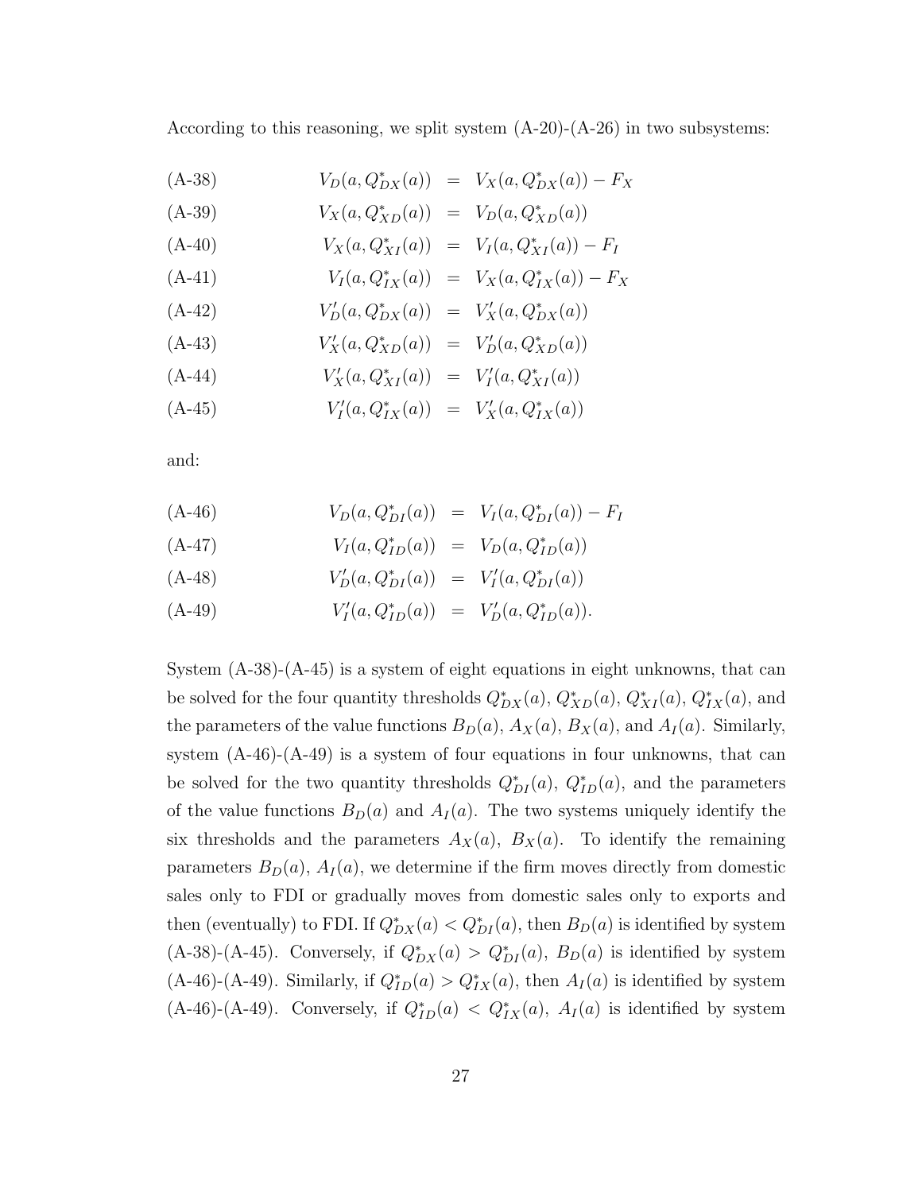According to this reasoning, we split system (A-20)-(A-26) in two subsystems:

$$
\begin{aligned}
&\text{(A-38)} \qquad & V_D(a, Q^*_{DX}(a)) &= V_X(a, Q^*_{DX}(a)) - F_X \\
&\text{(A-39)} \qquad & V_X(a, Q^*_{XD}(a)) &= V_D(a, Q^*_{XD}(a)) \\
&\text{(A-40)} \qquad & V_X(a, Q^*_{XI}(a)) &= V_I(a, Q^*_{XI}(a)) - F_I \\
&\text{(A-41)} \qquad & V_I(a, Q^*_{IX}(a)) &= V_X(a, Q^*_{IX}(a)) - F_X \\
&\text{(A-42)} \qquad & V'_D(a, Q^*_{DX}(a)) &= V'_X(a, Q^*_{DX}(a)) \\
&\text{(A-43)} \qquad & V'_X(a, Q^*_{XD}(a)) &= V'_D(a, Q^*_{XD}(a)) \\
&\text{(A-44)} \qquad & V'_X(a, Q^*_{XI}(a)) &= V'_I(a, Q^*_{XI}(a)) \\
&\text{(A-45)} \qquad & V'_I(a, Q^*_{IX}(a)) &= V'_X(a, Q^*_{IX}(a))
\end{aligned}
$$

and:

$$
\begin{aligned}
&\text{(A-46)} \qquad & V_D(a, Q^*_{DI}(a)) &= V_I(a, Q^*_{DI}(a)) - F_I \\
&\text{(A-47)} \qquad & V_I(a, Q^*_{ID}(a)) &= V_D(a, Q^*_{ID}(a)) \\
&\text{(A-48)} \qquad & V'_D(a, Q^*_{DI}(a)) &= V'_I(a, Q^*_{DI}(a)) \\
&\text{(A-49)} \qquad & V'_I(a, Q^*_{ID}(a)) &= V'_D(a, Q^*_{ID}(a)).
\end{aligned}
$$

System (A-38)-(A-45) is a system of eight equations in eight unknowns, that can be solved for the four quantity thresholds $Q^*_{DX}(a)$, $Q^*_{XD}(a)$, $Q^*_{XI}(a)$, $Q^*_{IX}(a)$, and the parameters of the value functions $B_D(a)$, $A_X(a)$, $B_X(a)$, and $A_I(a)$. Similarly, system (A-46)-(A-49) is a system of four equations in four unknowns, that can be solved for the two quantity thresholds $Q^*_{DI}(a)$, $Q^*_{ID}(a)$, and the parameters of the value functions $B_D(a)$ and $A_I(a)$. The two systems uniquely identify the six thresholds and the parameters $A_X(a)$, $B_X(a)$. To identify the remaining parameters $B_D(a)$, $A_I(a)$, we determine if the firm moves directly from domestic sales only to FDI or gradually moves from domestic sales only to exports and then (eventually) to FDI. If $Q^*_{DX}(a) < Q^*_{DI}(a)$, then $B_D(a)$ is identified by system (A-38)-(A-45). Conversely, if $Q^*_{DX}(a) > Q^*_{DI}(a)$, $B_D(a)$ is identified by system (A-46)-(A-49). Similarly, if $Q^*_{ID}(a) > Q^*_{IX}(a)$, then $A_I(a)$ is identified by system (A-46)-(A-49). Conversely, if $Q^*_{ID}(a) < Q^*_{IX}(a)$, $A_I(a)$ is identified by system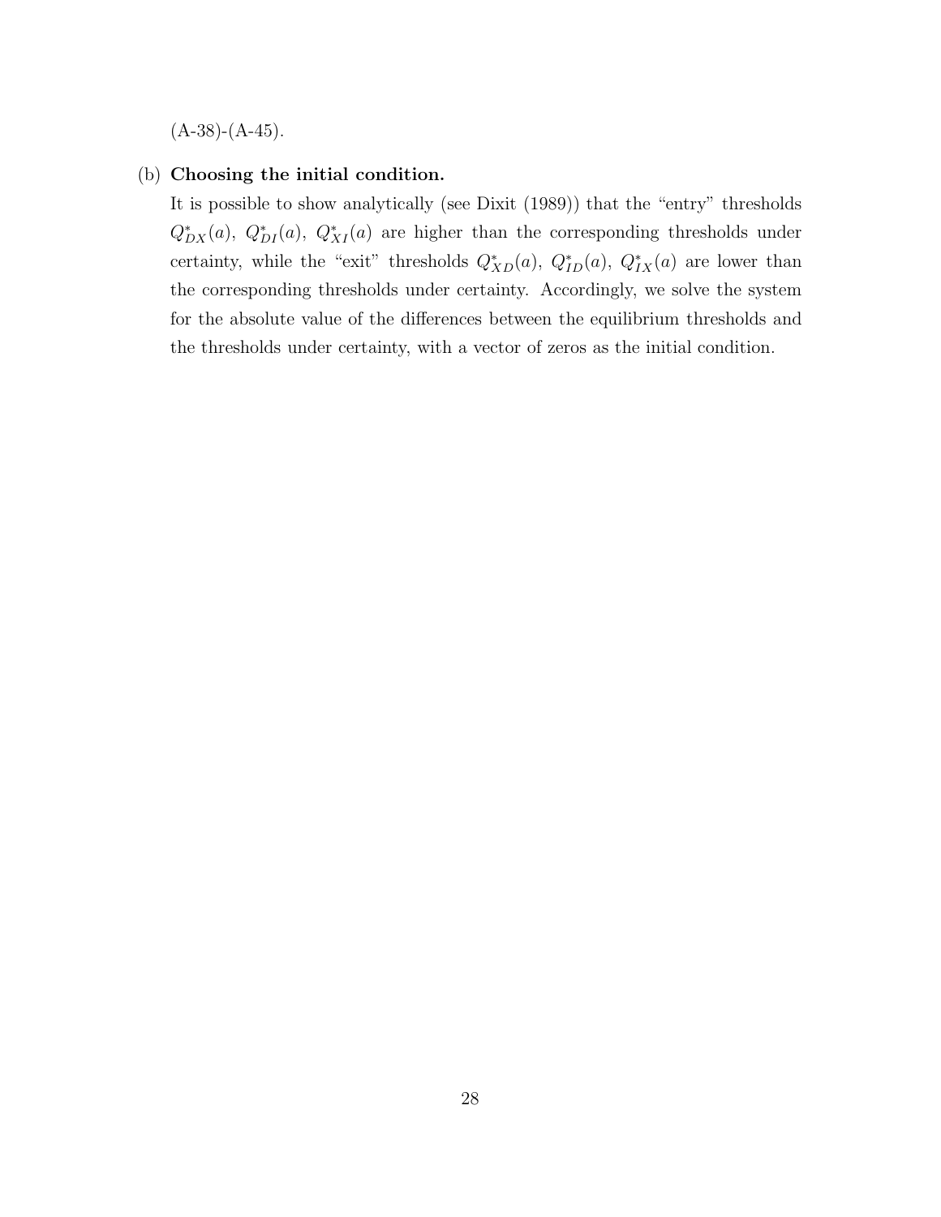(A-38)-(A-45).

(b) **Choosing the initial condition.**

It is possible to show analytically (see Dixit (1989)) that the "entry" thresholds $Q^*_{DX}(a)$, $Q^*_{DI}(a)$, $Q^*_{XI}(a)$ are higher than the corresponding thresholds under certainty, while the "exit" thresholds $Q^*_{XD}(a)$, $Q^*_{ID}(a)$, $Q^*_{IX}(a)$ are lower than the corresponding thresholds under certainty. Accordingly, we solve the system for the absolute value of the differences between the equilibrium thresholds and the thresholds under certainty, with a vector of zeros as the initial condition.